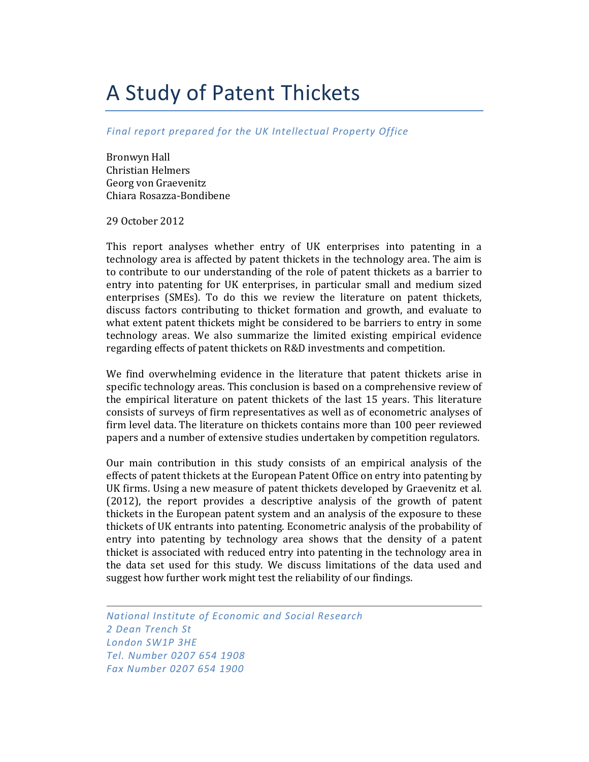# A Study of Patent Thickets

*Final report prepared for the UK Intellectual Property Office*

Bronwyn Hall
Christian Helmers
Georg von Graevenitz
Chiara Rosazza-Bondibene

29 October 2012

This report analyses whether entry of UK enterprises into patenting in a technology area is affected by patent thickets in the technology area. The aim is to contribute to our understanding of the role of patent thickets as a barrier to entry into patenting for UK enterprises, in particular small and medium sized enterprises (SMEs). To do this we review the literature on patent thickets, discuss factors contributing to thicket formation and growth, and evaluate to what extent patent thickets might be considered to be barriers to entry in some technology areas. We also summarize the limited existing empirical evidence regarding effects of patent thickets on R&D investments and competition.

We find overwhelming evidence in the literature that patent thickets arise in specific technology areas. This conclusion is based on a comprehensive review of the empirical literature on patent thickets of the last 15 years. This literature consists of surveys of firm representatives as well as of econometric analyses of firm level data. The literature on thickets contains more than 100 peer reviewed papers and a number of extensive studies undertaken by competition regulators.

Our main contribution in this study consists of an empirical analysis of the effects of patent thickets at the European Patent Office on entry into patenting by UK firms. Using a new measure of patent thickets developed by Graevenitz et al. (2012), the report provides a descriptive analysis of the growth of patent thickets in the European patent system and an analysis of the exposure to these thickets of UK entrants into patenting. Econometric analysis of the probability of entry into patenting by technology area shows that the density of a patent thicket is associated with reduced entry into patenting in the technology area in the data set used for this study. We discuss limitations of the data used and suggest how further work might test the reliability of our findings.

---

*National Institute of Economic and Social Research*
*2 Dean Trench St*
*London SW1P 3HE*
*Tel. Number 0207 654 1908*
*Fax Number 0207 654 1900*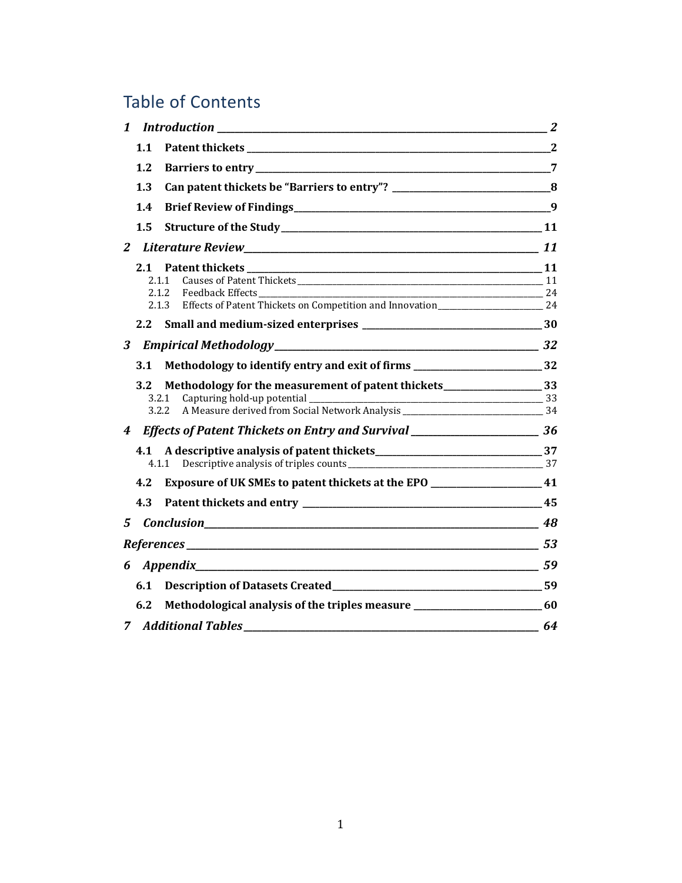# Table of Contents

- **1 Introduction** — 2
  - **1.1 Patent thickets** — 2
  - **1.2 Barriers to entry** — 7
  - **1.3 Can patent thickets be "Barriers to entry"?** — 8
  - **1.4 Brief Review of Findings** — 9
  - **1.5 Structure of the Study** — 11
- **2 Literature Review** — 11
  - **2.1 Patent thickets** — 11
    - 2.1.1 Causes of Patent Thickets — 11
    - 2.1.2 Feedback Effects — 24
    - 2.1.3 Effects of Patent Thickets on Competition and Innovation — 24
  - **2.2 Small and medium-sized enterprises** — 30
- **3 Empirical Methodology** — 32
  - **3.1 Methodology to identify entry and exit of firms** — 32
  - **3.2 Methodology for the measurement of patent thickets** — 33
    - 3.2.1 Capturing hold-up potential — 33
    - 3.2.2 A Measure derived from Social Network Analysis — 34
- **4 Effects of Patent Thickets on Entry and Survival** — 36
  - **4.1 A descriptive analysis of patent thickets** — 37
    - 4.1.1 Descriptive analysis of triples counts — 37
  - **4.2 Exposure of UK SMEs to patent thickets at the EPO** — 41
  - **4.3 Patent thickets and entry** — 45
- **5 Conclusion** — 48
- **References** — 53
- **6 Appendix** — 59
  - **6.1 Description of Datasets Created** — 59
  - **6.2 Methodological analysis of the triples measure** — 60
- **7 Additional Tables** — 64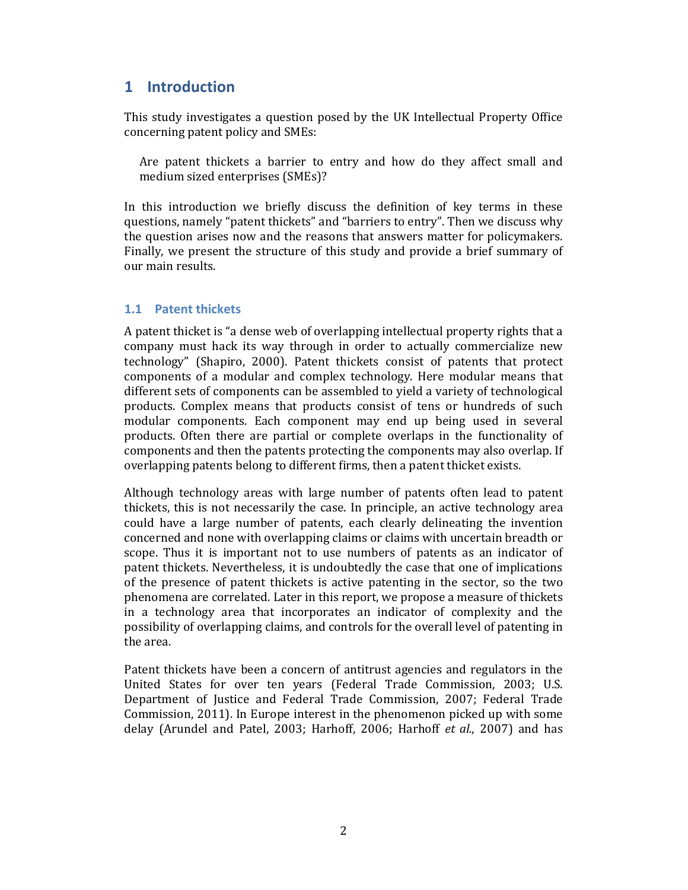# 1 Introduction

This study investigates a question posed by the UK Intellectual Property Office concerning patent policy and SMEs:

> Are patent thickets a barrier to entry and how do they affect small and medium sized enterprises (SMEs)?

In this introduction we briefly discuss the definition of key terms in these questions, namely "patent thickets" and "barriers to entry". Then we discuss why the question arises now and the reasons that answers matter for policymakers. Finally, we present the structure of this study and provide a brief summary of our main results.

## 1.1 Patent thickets

A patent thicket is "a dense web of overlapping intellectual property rights that a company must hack its way through in order to actually commercialize new technology" (Shapiro, 2000). Patent thickets consist of patents that protect components of a modular and complex technology. Here modular means that different sets of components can be assembled to yield a variety of technological products. Complex means that products consist of tens or hundreds of such modular components. Each component may end up being used in several products. Often there are partial or complete overlaps in the functionality of components and then the patents protecting the components may also overlap. If overlapping patents belong to different firms, then a patent thicket exists.

Although technology areas with large number of patents often lead to patent thickets, this is not necessarily the case. In principle, an active technology area could have a large number of patents, each clearly delineating the invention concerned and none with overlapping claims or claims with uncertain breadth or scope. Thus it is important not to use numbers of patents as an indicator of patent thickets. Nevertheless, it is undoubtedly the case that one of implications of the presence of patent thickets is active patenting in the sector, so the two phenomena are correlated. Later in this report, we propose a measure of thickets in a technology area that incorporates an indicator of complexity and the possibility of overlapping claims, and controls for the overall level of patenting in the area.

Patent thickets have been a concern of antitrust agencies and regulators in the United States for over ten years (Federal Trade Commission, 2003; U.S. Department of Justice and Federal Trade Commission, 2007; Federal Trade Commission, 2011). In Europe interest in the phenomenon picked up with some delay (Arundel and Patel, 2003; Harhoff, 2006; Harhoff *et al.*, 2007) and has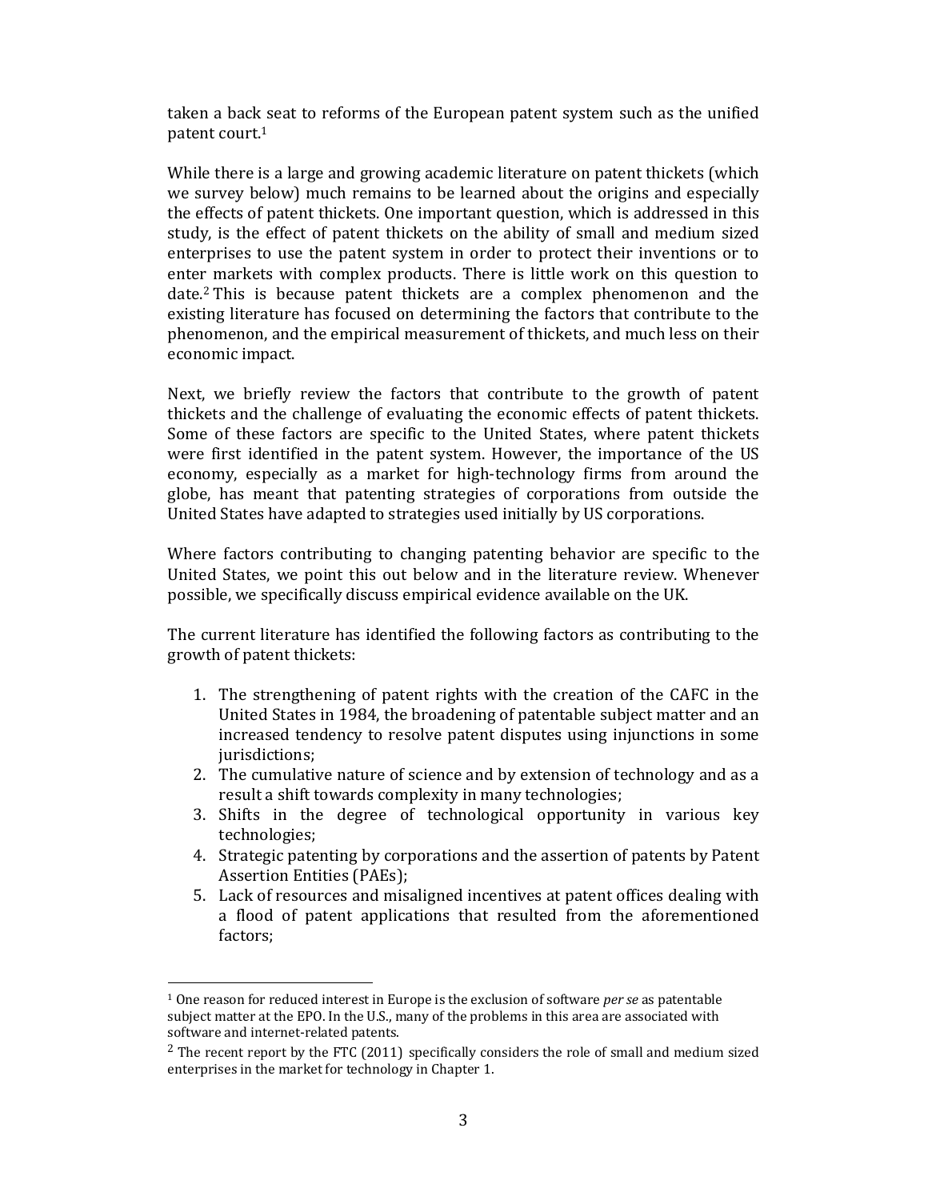taken a back seat to reforms of the European patent system such as the unified patent court.[1]

While there is a large and growing academic literature on patent thickets (which we survey below) much remains to be learned about the origins and especially the effects of patent thickets. One important question, which is addressed in this study, is the effect of patent thickets on the ability of small and medium sized enterprises to use the patent system in order to protect their inventions or to enter markets with complex products. There is little work on this question to date.[2] This is because patent thickets are a complex phenomenon and the existing literature has focused on determining the factors that contribute to the phenomenon, and the empirical measurement of thickets, and much less on their economic impact.

Next, we briefly review the factors that contribute to the growth of patent thickets and the challenge of evaluating the economic effects of patent thickets. Some of these factors are specific to the United States, where patent thickets were first identified in the patent system. However, the importance of the US economy, especially as a market for high-technology firms from around the globe, has meant that patenting strategies of corporations from outside the United States have adapted to strategies used initially by US corporations.

Where factors contributing to changing patenting behavior are specific to the United States, we point this out below and in the literature review. Whenever possible, we specifically discuss empirical evidence available on the UK.

The current literature has identified the following factors as contributing to the growth of patent thickets:

1. The strengthening of patent rights with the creation of the CAFC in the United States in 1984, the broadening of patentable subject matter and an increased tendency to resolve patent disputes using injunctions in some jurisdictions;
2. The cumulative nature of science and by extension of technology and as a result a shift towards complexity in many technologies;
3. Shifts in the degree of technological opportunity in various key technologies;
4. Strategic patenting by corporations and the assertion of patents by Patent Assertion Entities (PAEs);
5. Lack of resources and misaligned incentives at patent offices dealing with a flood of patent applications that resulted from the aforementioned factors;

---

[1] One reason for reduced interest in Europe is the exclusion of software *per se* as patentable subject matter at the EPO. In the U.S., many of the problems in this area are associated with software and internet-related patents.

[2] The recent report by the FTC (2011) specifically considers the role of small and medium sized enterprises in the market for technology in Chapter 1.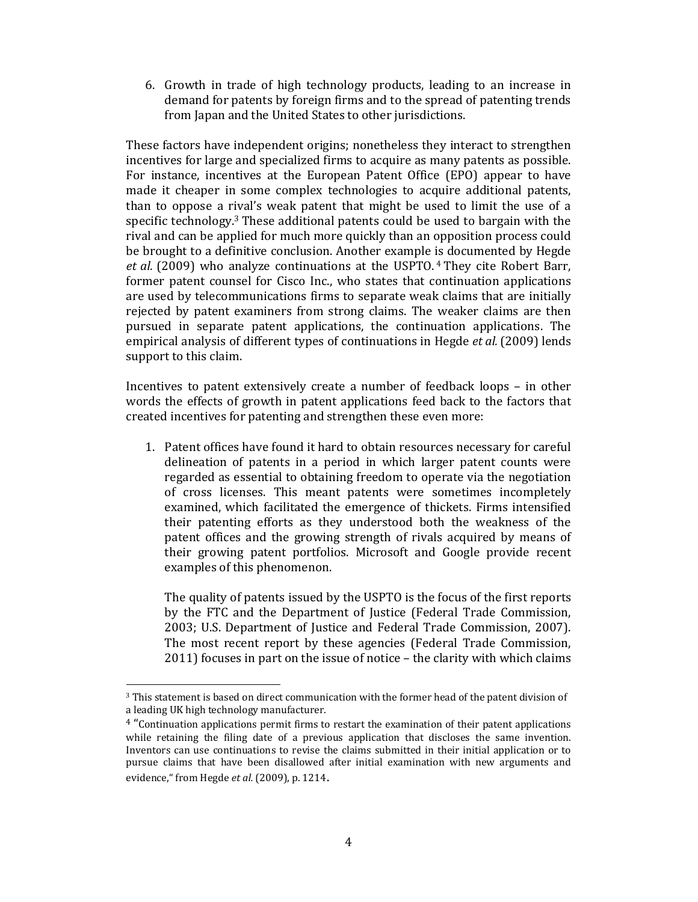6. Growth in trade of high technology products, leading to an increase in demand for patents by foreign firms and to the spread of patenting trends from Japan and the United States to other jurisdictions.

These factors have independent origins; nonetheless they interact to strengthen incentives for large and specialized firms to acquire as many patents as possible. For instance, incentives at the European Patent Office (EPO) appear to have made it cheaper in some complex technologies to acquire additional patents, than to oppose a rival's weak patent that might be used to limit the use of a specific technology.[3] These additional patents could be used to bargain with the rival and can be applied for much more quickly than an opposition process could be brought to a definitive conclusion. Another example is documented by Hegde *et al.* (2009) who analyze continuations at the USPTO.[4] They cite Robert Barr, former patent counsel for Cisco Inc., who states that continuation applications are used by telecommunications firms to separate weak claims that are initially rejected by patent examiners from strong claims. The weaker claims are then pursued in separate patent applications, the continuation applications. The empirical analysis of different types of continuations in Hegde *et al.* (2009) lends support to this claim.

Incentives to patent extensively create a number of feedback loops – in other words the effects of growth in patent applications feed back to the factors that created incentives for patenting and strengthen these even more:

1. Patent offices have found it hard to obtain resources necessary for careful delineation of patents in a period in which larger patent counts were regarded as essential to obtaining freedom to operate via the negotiation of cross licenses. This meant patents were sometimes incompletely examined, which facilitated the emergence of thickets. Firms intensified their patenting efforts as they understood both the weakness of the patent offices and the growing strength of rivals acquired by means of their growing patent portfolios. Microsoft and Google provide recent examples of this phenomenon.

   The quality of patents issued by the USPTO is the focus of the first reports by the FTC and the Department of Justice (Federal Trade Commission, 2003; U.S. Department of Justice and Federal Trade Commission, 2007). The most recent report by these agencies (Federal Trade Commission, 2011) focuses in part on the issue of notice – the clarity with which claims

---

[3] This statement is based on direct communication with the former head of the patent division of a leading UK high technology manufacturer.

[4] "Continuation applications permit firms to restart the examination of their patent applications while retaining the filing date of a previous application that discloses the same invention. Inventors can use continuations to revise the claims submitted in their initial application or to pursue claims that have been disallowed after initial examination with new arguments and evidence," from Hegde *et al.* (2009), p. 1214.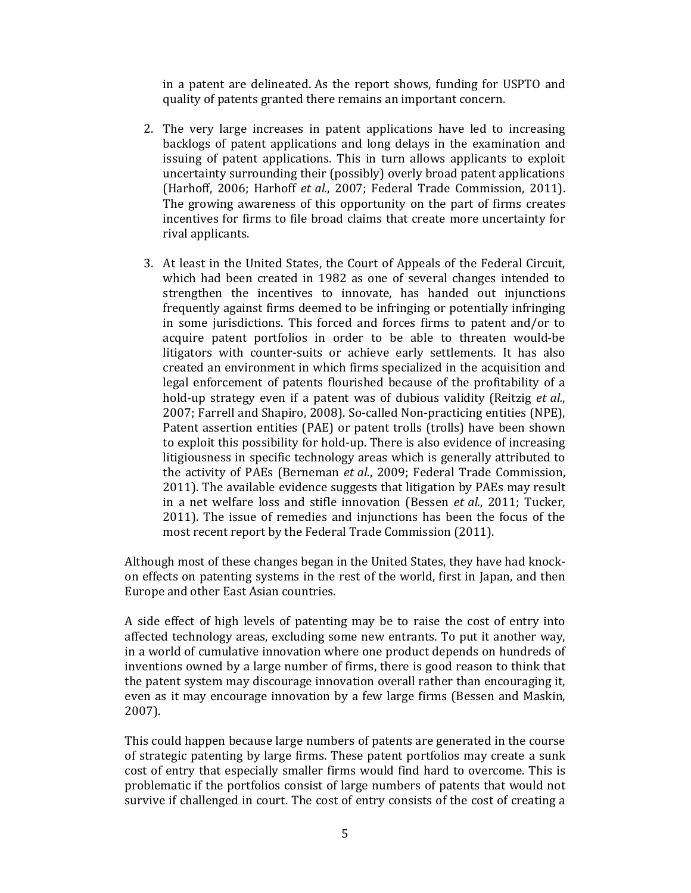in a patent are delineated. As the report shows, funding for USPTO and quality of patents granted there remains an important concern.

2. The very large increases in patent applications have led to increasing backlogs of patent applications and long delays in the examination and issuing of patent applications. This in turn allows applicants to exploit uncertainty surrounding their (possibly) overly broad patent applications (Harhoff, 2006; Harhoff *et al.*, 2007; Federal Trade Commission, 2011). The growing awareness of this opportunity on the part of firms creates incentives for firms to file broad claims that create more uncertainty for rival applicants.

3. At least in the United States, the Court of Appeals of the Federal Circuit, which had been created in 1982 as one of several changes intended to strengthen the incentives to innovate, has handed out injunctions frequently against firms deemed to be infringing or potentially infringing in some jurisdictions. This forced and forces firms to patent and/or to acquire patent portfolios in order to be able to threaten would-be litigators with counter-suits or achieve early settlements. It has also created an environment in which firms specialized in the acquisition and legal enforcement of patents flourished because of the profitability of a hold-up strategy even if a patent was of dubious validity (Reitzig *et al.*, 2007; Farrell and Shapiro, 2008). So-called Non-practicing entities (NPE), Patent assertion entities (PAE) or patent trolls (trolls) have been shown to exploit this possibility for hold-up. There is also evidence of increasing litigiousness in specific technology areas which is generally attributed to the activity of PAEs (Berneman *et al.*, 2009; Federal Trade Commission, 2011). The available evidence suggests that litigation by PAEs may result in a net welfare loss and stifle innovation (Bessen *et al.*, 2011; Tucker, 2011). The issue of remedies and injunctions has been the focus of the most recent report by the Federal Trade Commission (2011).

Although most of these changes began in the United States, they have had knock-on effects on patenting systems in the rest of the world, first in Japan, and then Europe and other East Asian countries.

A side effect of high levels of patenting may be to raise the cost of entry into affected technology areas, excluding some new entrants. To put it another way, in a world of cumulative innovation where one product depends on hundreds of inventions owned by a large number of firms, there is good reason to think that the patent system may discourage innovation overall rather than encouraging it, even as it may encourage innovation by a few large firms (Bessen and Maskin, 2007).

This could happen because large numbers of patents are generated in the course of strategic patenting by large firms. These patent portfolios may create a sunk cost of entry that especially smaller firms would find hard to overcome. This is problematic if the portfolios consist of large numbers of patents that would not survive if challenged in court. The cost of entry consists of the cost of creating a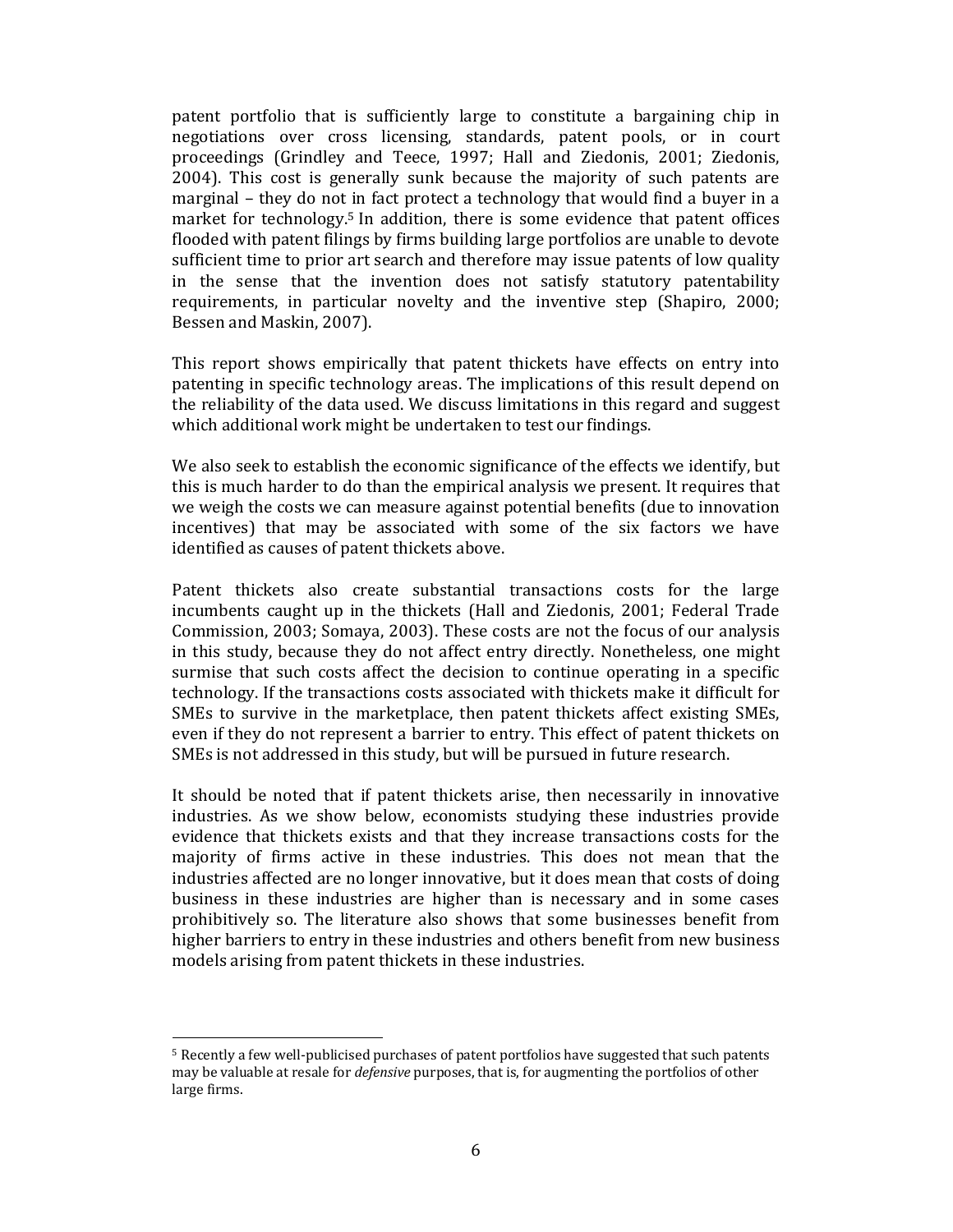patent portfolio that is sufficiently large to constitute a bargaining chip in negotiations over cross licensing, standards, patent pools, or in court proceedings (Grindley and Teece, 1997; Hall and Ziedonis, 2001; Ziedonis, 2004). This cost is generally sunk because the majority of such patents are marginal – they do not in fact protect a technology that would find a buyer in a market for technology.[5] In addition, there is some evidence that patent offices flooded with patent filings by firms building large portfolios are unable to devote sufficient time to prior art search and therefore may issue patents of low quality in the sense that the invention does not satisfy statutory patentability requirements, in particular novelty and the inventive step (Shapiro, 2000; Bessen and Maskin, 2007).

This report shows empirically that patent thickets have effects on entry into patenting in specific technology areas. The implications of this result depend on the reliability of the data used. We discuss limitations in this regard and suggest which additional work might be undertaken to test our findings.

We also seek to establish the economic significance of the effects we identify, but this is much harder to do than the empirical analysis we present. It requires that we weigh the costs we can measure against potential benefits (due to innovation incentives) that may be associated with some of the six factors we have identified as causes of patent thickets above.

Patent thickets also create substantial transactions costs for the large incumbents caught up in the thickets (Hall and Ziedonis, 2001; Federal Trade Commission, 2003; Somaya, 2003). These costs are not the focus of our analysis in this study, because they do not affect entry directly. Nonetheless, one might surmise that such costs affect the decision to continue operating in a specific technology. If the transactions costs associated with thickets make it difficult for SMEs to survive in the marketplace, then patent thickets affect existing SMEs, even if they do not represent a barrier to entry. This effect of patent thickets on SMEs is not addressed in this study, but will be pursued in future research.

It should be noted that if patent thickets arise, then necessarily in innovative industries. As we show below, economists studying these industries provide evidence that thickets exists and that they increase transactions costs for the majority of firms active in these industries. This does not mean that the industries affected are no longer innovative, but it does mean that costs of doing business in these industries are higher than is necessary and in some cases prohibitively so. The literature also shows that some businesses benefit from higher barriers to entry in these industries and others benefit from new business models arising from patent thickets in these industries.

[5] Recently a few well-publicised purchases of patent portfolios have suggested that such patents may be valuable at resale for *defensive* purposes, that is, for augmenting the portfolios of other large firms.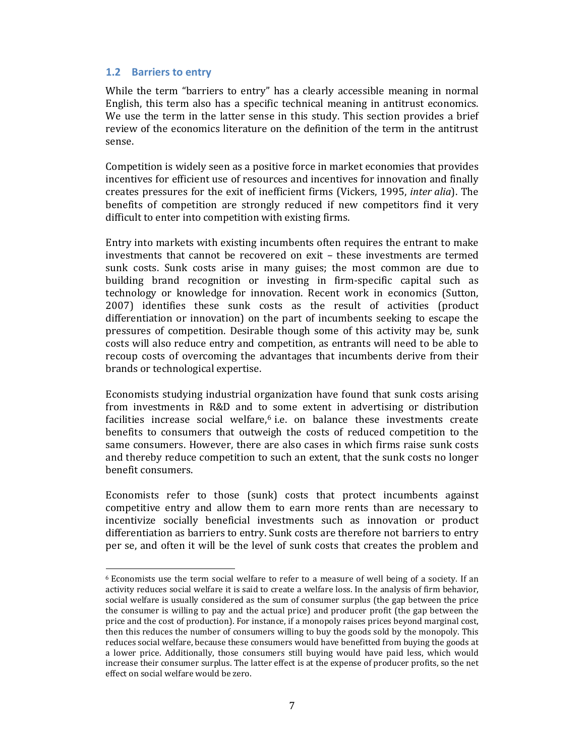## 1.2 Barriers to entry

While the term "barriers to entry" has a clearly accessible meaning in normal English, this term also has a specific technical meaning in antitrust economics. We use the term in the latter sense in this study. This section provides a brief review of the economics literature on the definition of the term in the antitrust sense.

Competition is widely seen as a positive force in market economies that provides incentives for efficient use of resources and incentives for innovation and finally creates pressures for the exit of inefficient firms (Vickers, 1995, *inter alia*). The benefits of competition are strongly reduced if new competitors find it very difficult to enter into competition with existing firms.

Entry into markets with existing incumbents often requires the entrant to make investments that cannot be recovered on exit – these investments are termed sunk costs. Sunk costs arise in many guises; the most common are due to building brand recognition or investing in firm-specific capital such as technology or knowledge for innovation. Recent work in economics (Sutton, 2007) identifies these sunk costs as the result of activities (product differentiation or innovation) on the part of incumbents seeking to escape the pressures of competition. Desirable though some of this activity may be, sunk costs will also reduce entry and competition, as entrants will need to be able to recoup costs of overcoming the advantages that incumbents derive from their brands or technological expertise.

Economists studying industrial organization have found that sunk costs arising from investments in R&D and to some extent in advertising or distribution facilities increase social welfare,[6] i.e. on balance these investments create benefits to consumers that outweigh the costs of reduced competition to the same consumers. However, there are also cases in which firms raise sunk costs and thereby reduce competition to such an extent, that the sunk costs no longer benefit consumers.

Economists refer to those (sunk) costs that protect incumbents against competitive entry and allow them to earn more rents than are necessary to incentivize socially beneficial investments such as innovation or product differentiation as barriers to entry. Sunk costs are therefore not barriers to entry per se, and often it will be the level of sunk costs that creates the problem and

---

[6] Economists use the term social welfare to refer to a measure of well being of a society. If an activity reduces social welfare it is said to create a welfare loss. In the analysis of firm behavior, social welfare is usually considered as the sum of consumer surplus (the gap between the price the consumer is willing to pay and the actual price) and producer profit (the gap between the price and the cost of production). For instance, if a monopoly raises prices beyond marginal cost, then this reduces the number of consumers willing to buy the goods sold by the monopoly. This reduces social welfare, because these consumers would have benefitted from buying the goods at a lower price. Additionally, those consumers still buying would have paid less, which would increase their consumer surplus. The latter effect is at the expense of producer profits, so the net effect on social welfare would be zero.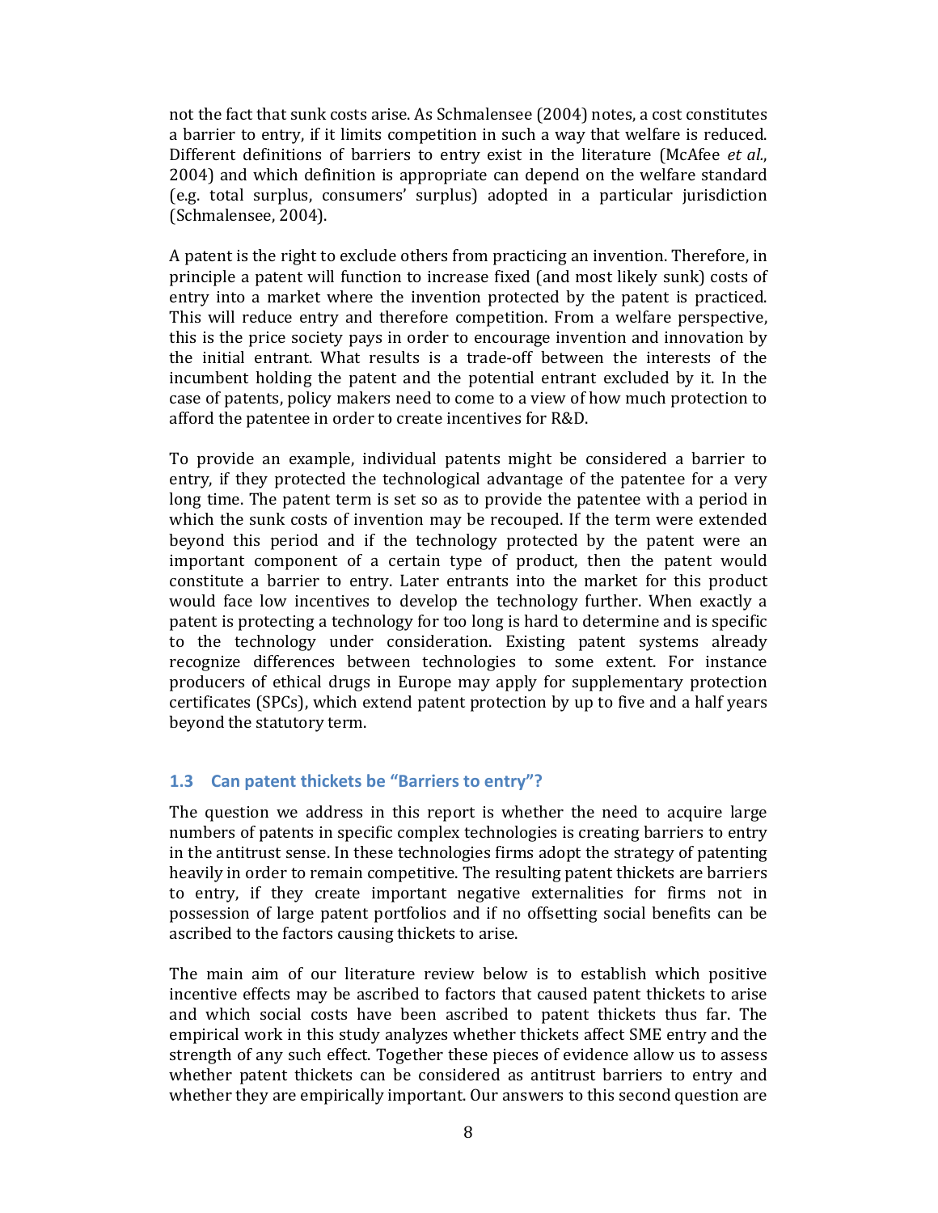not the fact that sunk costs arise. As Schmalensee (2004) notes, a cost constitutes a barrier to entry, if it limits competition in such a way that welfare is reduced. Different definitions of barriers to entry exist in the literature (McAfee *et al.*, 2004) and which definition is appropriate can depend on the welfare standard (e.g. total surplus, consumers' surplus) adopted in a particular jurisdiction (Schmalensee, 2004).

A patent is the right to exclude others from practicing an invention. Therefore, in principle a patent will function to increase fixed (and most likely sunk) costs of entry into a market where the invention protected by the patent is practiced. This will reduce entry and therefore competition. From a welfare perspective, this is the price society pays in order to encourage invention and innovation by the initial entrant. What results is a trade-off between the interests of the incumbent holding the patent and the potential entrant excluded by it. In the case of patents, policy makers need to come to a view of how much protection to afford the patentee in order to create incentives for R&D.

To provide an example, individual patents might be considered a barrier to entry, if they protected the technological advantage of the patentee for a very long time. The patent term is set so as to provide the patentee with a period in which the sunk costs of invention may be recouped. If the term were extended beyond this period and if the technology protected by the patent were an important component of a certain type of product, then the patent would constitute a barrier to entry. Later entrants into the market for this product would face low incentives to develop the technology further. When exactly a patent is protecting a technology for too long is hard to determine and is specific to the technology under consideration. Existing patent systems already recognize differences between technologies to some extent. For instance producers of ethical drugs in Europe may apply for supplementary protection certificates (SPCs), which extend patent protection by up to five and a half years beyond the statutory term.

### 1.3 Can patent thickets be "Barriers to entry"?

The question we address in this report is whether the need to acquire large numbers of patents in specific complex technologies is creating barriers to entry in the antitrust sense. In these technologies firms adopt the strategy of patenting heavily in order to remain competitive. The resulting patent thickets are barriers to entry, if they create important negative externalities for firms not in possession of large patent portfolios and if no offsetting social benefits can be ascribed to the factors causing thickets to arise.

The main aim of our literature review below is to establish which positive incentive effects may be ascribed to factors that caused patent thickets to arise and which social costs have been ascribed to patent thickets thus far. The empirical work in this study analyzes whether thickets affect SME entry and the strength of any such effect. Together these pieces of evidence allow us to assess whether patent thickets can be considered as antitrust barriers to entry and whether they are empirically important. Our answers to this second question are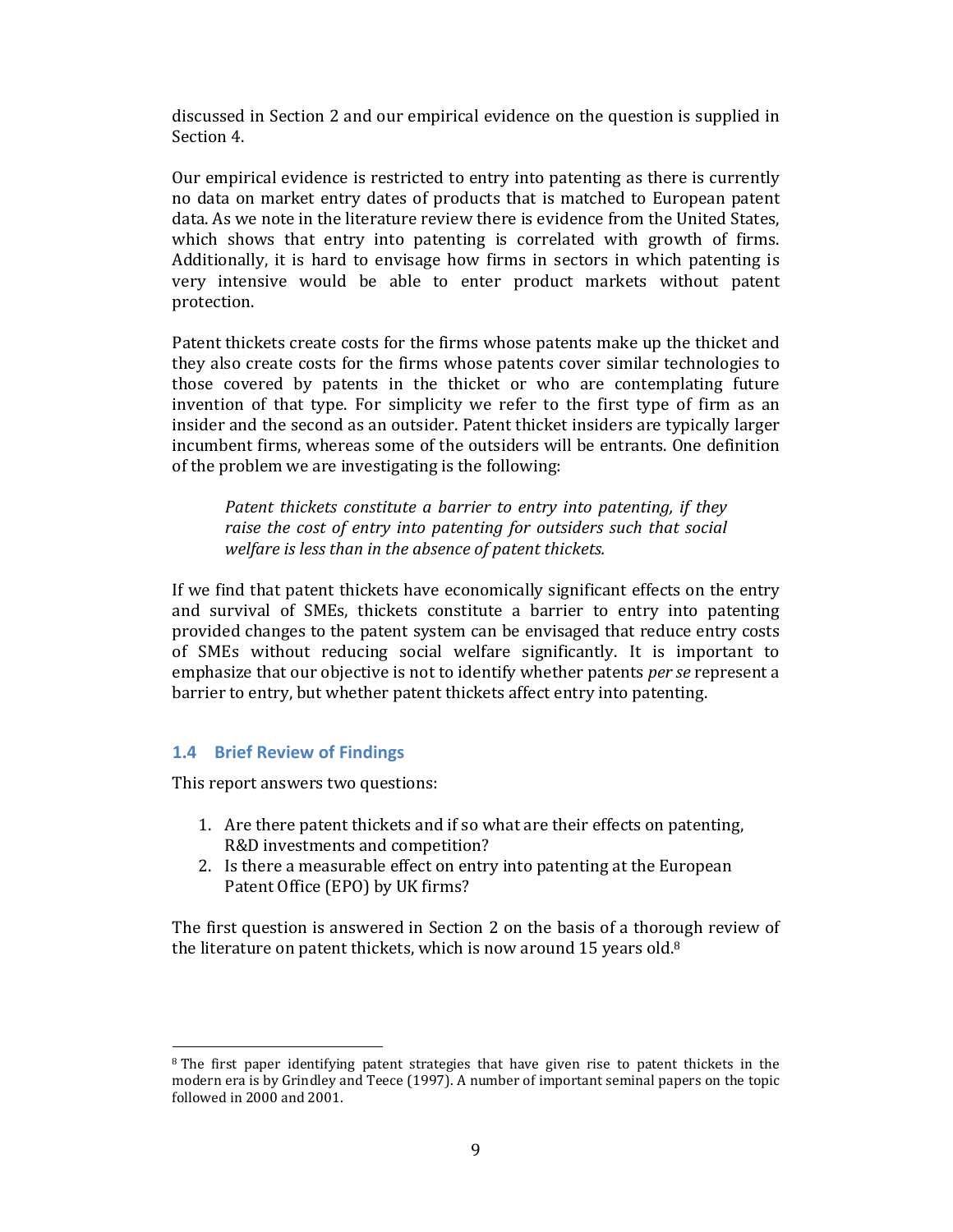discussed in Section 2 and our empirical evidence on the question is supplied in Section 4.

Our empirical evidence is restricted to entry into patenting as there is currently no data on market entry dates of products that is matched to European patent data. As we note in the literature review there is evidence from the United States, which shows that entry into patenting is correlated with growth of firms. Additionally, it is hard to envisage how firms in sectors in which patenting is very intensive would be able to enter product markets without patent protection.

Patent thickets create costs for the firms whose patents make up the thicket and they also create costs for the firms whose patents cover similar technologies to those covered by patents in the thicket or who are contemplating future invention of that type. For simplicity we refer to the first type of firm as an insider and the second as an outsider. Patent thicket insiders are typically larger incumbent firms, whereas some of the outsiders will be entrants. One definition of the problem we are investigating is the following:

> *Patent thickets constitute a barrier to entry into patenting, if they raise the cost of entry into patenting for outsiders such that social welfare is less than in the absence of patent thickets.*

If we find that patent thickets have economically significant effects on the entry and survival of SMEs, thickets constitute a barrier to entry into patenting provided changes to the patent system can be envisaged that reduce entry costs of SMEs without reducing social welfare significantly. It is important to emphasize that our objective is not to identify whether patents *per se* represent a barrier to entry, but whether patent thickets affect entry into patenting.

### 1.4 Brief Review of Findings

This report answers two questions:

1. Are there patent thickets and if so what are their effects on patenting, R&D investments and competition?
2. Is there a measurable effect on entry into patenting at the European Patent Office (EPO) by UK firms?

The first question is answered in Section 2 on the basis of a thorough review of the literature on patent thickets, which is now around 15 years old.[8]

---

[8] The first paper identifying patent strategies that have given rise to patent thickets in the modern era is by Grindley and Teece (1997). A number of important seminal papers on the topic followed in 2000 and 2001.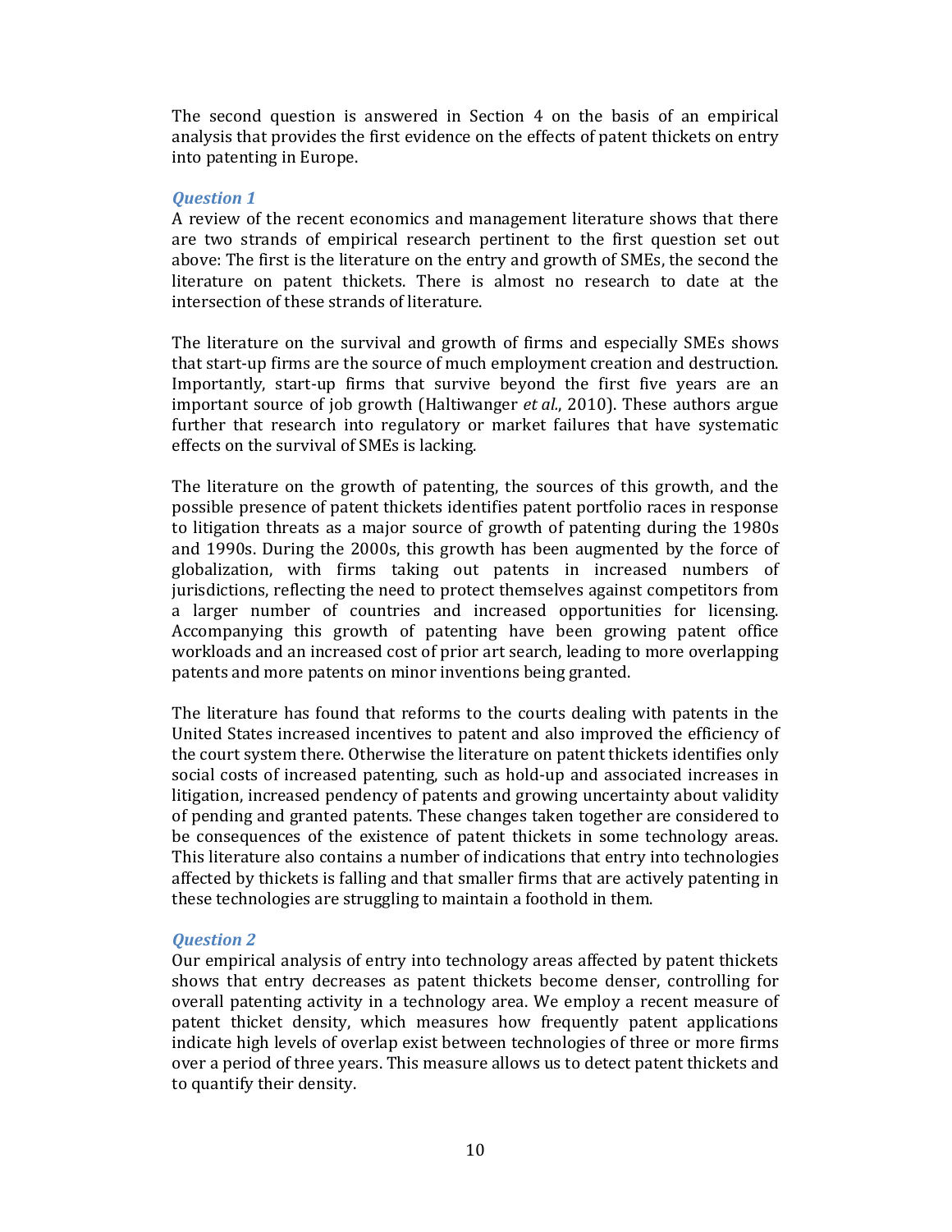The second question is answered in Section 4 on the basis of an empirical analysis that provides the first evidence on the effects of patent thickets on entry into patenting in Europe.

### *Question 1*

A review of the recent economics and management literature shows that there are two strands of empirical research pertinent to the first question set out above: The first is the literature on the entry and growth of SMEs, the second the literature on patent thickets. There is almost no research to date at the intersection of these strands of literature.

The literature on the survival and growth of firms and especially SMEs shows that start-up firms are the source of much employment creation and destruction. Importantly, start-up firms that survive beyond the first five years are an important source of job growth (Haltiwanger *et al.*, 2010). These authors argue further that research into regulatory or market failures that have systematic effects on the survival of SMEs is lacking.

The literature on the growth of patenting, the sources of this growth, and the possible presence of patent thickets identifies patent portfolio races in response to litigation threats as a major source of growth of patenting during the 1980s and 1990s. During the 2000s, this growth has been augmented by the force of globalization, with firms taking out patents in increased numbers of jurisdictions, reflecting the need to protect themselves against competitors from a larger number of countries and increased opportunities for licensing. Accompanying this growth of patenting have been growing patent office workloads and an increased cost of prior art search, leading to more overlapping patents and more patents on minor inventions being granted.

The literature has found that reforms to the courts dealing with patents in the United States increased incentives to patent and also improved the efficiency of the court system there. Otherwise the literature on patent thickets identifies only social costs of increased patenting, such as hold-up and associated increases in litigation, increased pendency of patents and growing uncertainty about validity of pending and granted patents. These changes taken together are considered to be consequences of the existence of patent thickets in some technology areas. This literature also contains a number of indications that entry into technologies affected by thickets is falling and that smaller firms that are actively patenting in these technologies are struggling to maintain a foothold in them.

### *Question 2*

Our empirical analysis of entry into technology areas affected by patent thickets shows that entry decreases as patent thickets become denser, controlling for overall patenting activity in a technology area. We employ a recent measure of patent thicket density, which measures how frequently patent applications indicate high levels of overlap exist between technologies of three or more firms over a period of three years. This measure allows us to detect patent thickets and to quantify their density.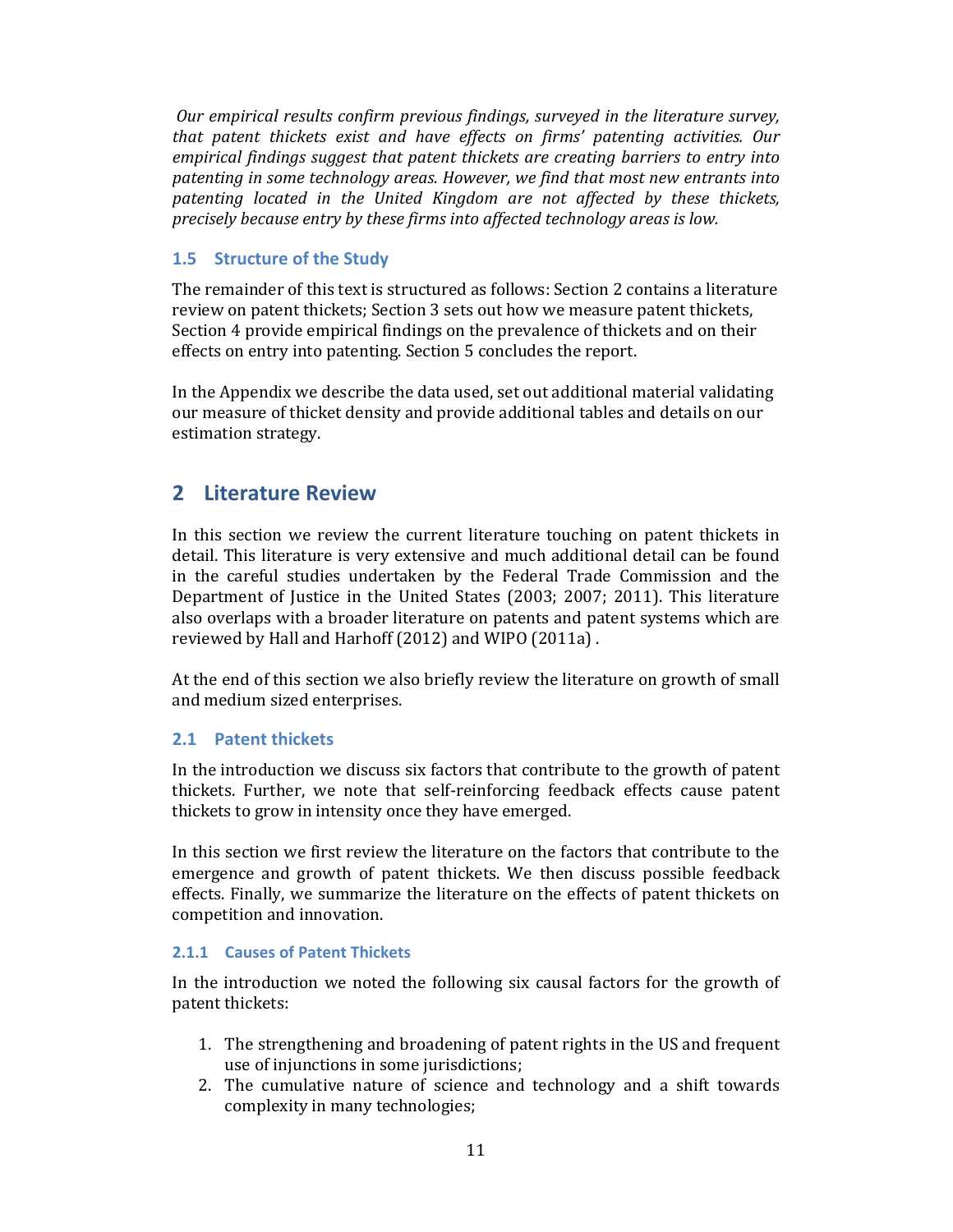*Our empirical results confirm previous findings, surveyed in the literature survey, that patent thickets exist and have effects on firms' patenting activities. Our empirical findings suggest that patent thickets are creating barriers to entry into patenting in some technology areas. However, we find that most new entrants into patenting located in the United Kingdom are not affected by these thickets, precisely because entry by these firms into affected technology areas is low.*

### 1.5 Structure of the Study

The remainder of this text is structured as follows: Section 2 contains a literature review on patent thickets; Section 3 sets out how we measure patent thickets, Section 4 provide empirical findings on the prevalence of thickets and on their effects on entry into patenting. Section 5 concludes the report.

In the Appendix we describe the data used, set out additional material validating our measure of thicket density and provide additional tables and details on our estimation strategy.

## 2 Literature Review

In this section we review the current literature touching on patent thickets in detail. This literature is very extensive and much additional detail can be found in the careful studies undertaken by the Federal Trade Commission and the Department of Justice in the United States (2003; 2007; 2011). This literature also overlaps with a broader literature on patents and patent systems which are reviewed by Hall and Harhoff (2012) and WIPO (2011a) .

At the end of this section we also briefly review the literature on growth of small and medium sized enterprises.

### 2.1 Patent thickets

In the introduction we discuss six factors that contribute to the growth of patent thickets. Further, we note that self-reinforcing feedback effects cause patent thickets to grow in intensity once they have emerged.

In this section we first review the literature on the factors that contribute to the emergence and growth of patent thickets. We then discuss possible feedback effects. Finally, we summarize the literature on the effects of patent thickets on competition and innovation.

#### 2.1.1 Causes of Patent Thickets

In the introduction we noted the following six causal factors for the growth of patent thickets:

1. The strengthening and broadening of patent rights in the US and frequent use of injunctions in some jurisdictions;
2. The cumulative nature of science and technology and a shift towards complexity in many technologies;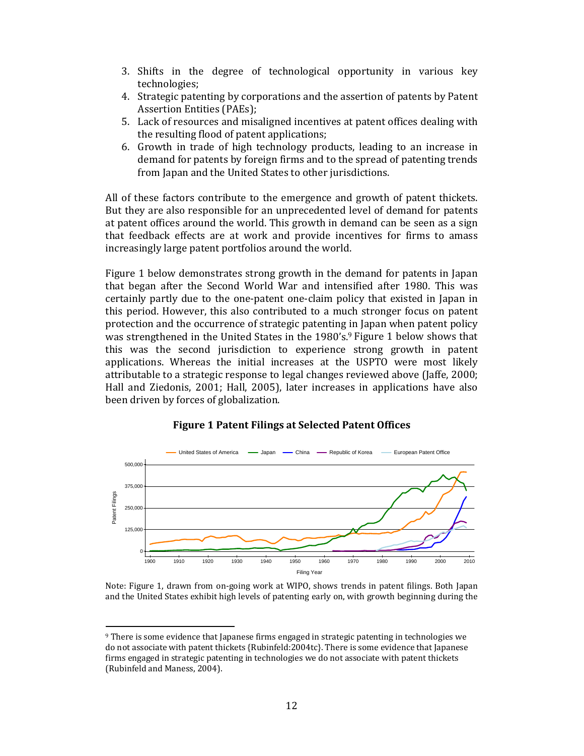3. Shifts in the degree of technological opportunity in various key technologies;
4. Strategic patenting by corporations and the assertion of patents by Patent Assertion Entities (PAEs);
5. Lack of resources and misaligned incentives at patent offices dealing with the resulting flood of patent applications;
6. Growth in trade of high technology products, leading to an increase in demand for patents by foreign firms and to the spread of patenting trends from Japan and the United States to other jurisdictions.

All of these factors contribute to the emergence and growth of patent thickets. But they are also responsible for an unprecedented level of demand for patents at patent offices around the world. This growth in demand can be seen as a sign that feedback effects are at work and provide incentives for firms to amass increasingly large patent portfolios around the world.

Figure 1 below demonstrates strong growth in the demand for patents in Japan that began after the Second World War and intensified after 1980. This was certainly partly due to the one-patent one-claim policy that existed in Japan in this period. However, this also contributed to a much stronger focus on patent protection and the occurrence of strategic patenting in Japan when patent policy was strengthened in the United States in the 1980's.[9] Figure 1 below shows that this was the second jurisdiction to experience strong growth in patent applications. Whereas the initial increases at the USPTO were most likely attributable to a strategic response to legal changes reviewed above (Jaffe, 2000; Hall and Ziedonis, 2001; Hall, 2005), later increases in applications have also been driven by forces of globalization.

**Figure 1 Patent Filings at Selected Patent Offices**

Note: Figure 1, drawn from on-going work at WIPO, shows trends in patent filings. Both Japan and the United States exhibit high levels of patenting early on, with growth beginning during the

[9] There is some evidence that Japanese firms engaged in strategic patenting in technologies we do not associate with patent thickets {Rubinfeld:2004tc}. There is some evidence that Japanese firms engaged in strategic patenting in technologies we do not associate with patent thickets (Rubinfeld and Maness, 2004).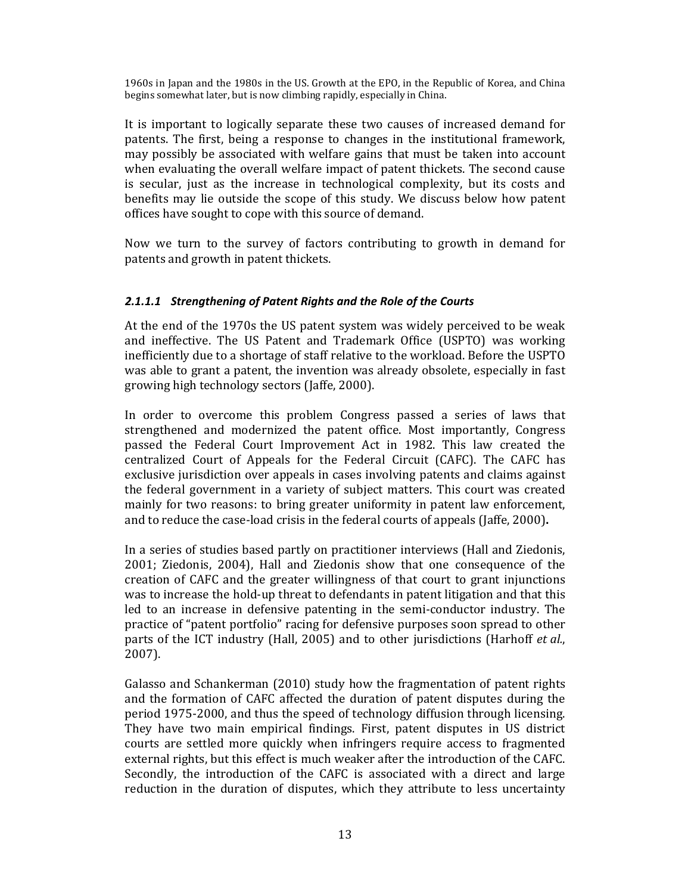1960s in Japan and the 1980s in the US. Growth at the EPO, in the Republic of Korea, and China begins somewhat later, but is now climbing rapidly, especially in China.

It is important to logically separate these two causes of increased demand for patents. The first, being a response to changes in the institutional framework, may possibly be associated with welfare gains that must be taken into account when evaluating the overall welfare impact of patent thickets. The second cause is secular, just as the increase in technological complexity, but its costs and benefits may lie outside the scope of this study. We discuss below how patent offices have sought to cope with this source of demand.

Now we turn to the survey of factors contributing to growth in demand for patents and growth in patent thickets.

#### *2.1.1.1 Strengthening of Patent Rights and the Role of the Courts*

At the end of the 1970s the US patent system was widely perceived to be weak and ineffective. The US Patent and Trademark Office (USPTO) was working inefficiently due to a shortage of staff relative to the workload. Before the USPTO was able to grant a patent, the invention was already obsolete, especially in fast growing high technology sectors (Jaffe, 2000).

In order to overcome this problem Congress passed a series of laws that strengthened and modernized the patent office. Most importantly, Congress passed the Federal Court Improvement Act in 1982. This law created the centralized Court of Appeals for the Federal Circuit (CAFC). The CAFC has exclusive jurisdiction over appeals in cases involving patents and claims against the federal government in a variety of subject matters. This court was created mainly for two reasons: to bring greater uniformity in patent law enforcement, and to reduce the case-load crisis in the federal courts of appeals (Jaffe, 2000)**.**

In a series of studies based partly on practitioner interviews (Hall and Ziedonis, 2001; Ziedonis, 2004), Hall and Ziedonis show that one consequence of the creation of CAFC and the greater willingness of that court to grant injunctions was to increase the hold-up threat to defendants in patent litigation and that this led to an increase in defensive patenting in the semi-conductor industry. The practice of "patent portfolio" racing for defensive purposes soon spread to other parts of the ICT industry (Hall, 2005) and to other jurisdictions (Harhoff *et al.*, 2007).

Galasso and Schankerman (2010) study how the fragmentation of patent rights and the formation of CAFC affected the duration of patent disputes during the period 1975-2000, and thus the speed of technology diffusion through licensing. They have two main empirical findings. First, patent disputes in US district courts are settled more quickly when infringers require access to fragmented external rights, but this effect is much weaker after the introduction of the CAFC. Secondly, the introduction of the CAFC is associated with a direct and large reduction in the duration of disputes, which they attribute to less uncertainty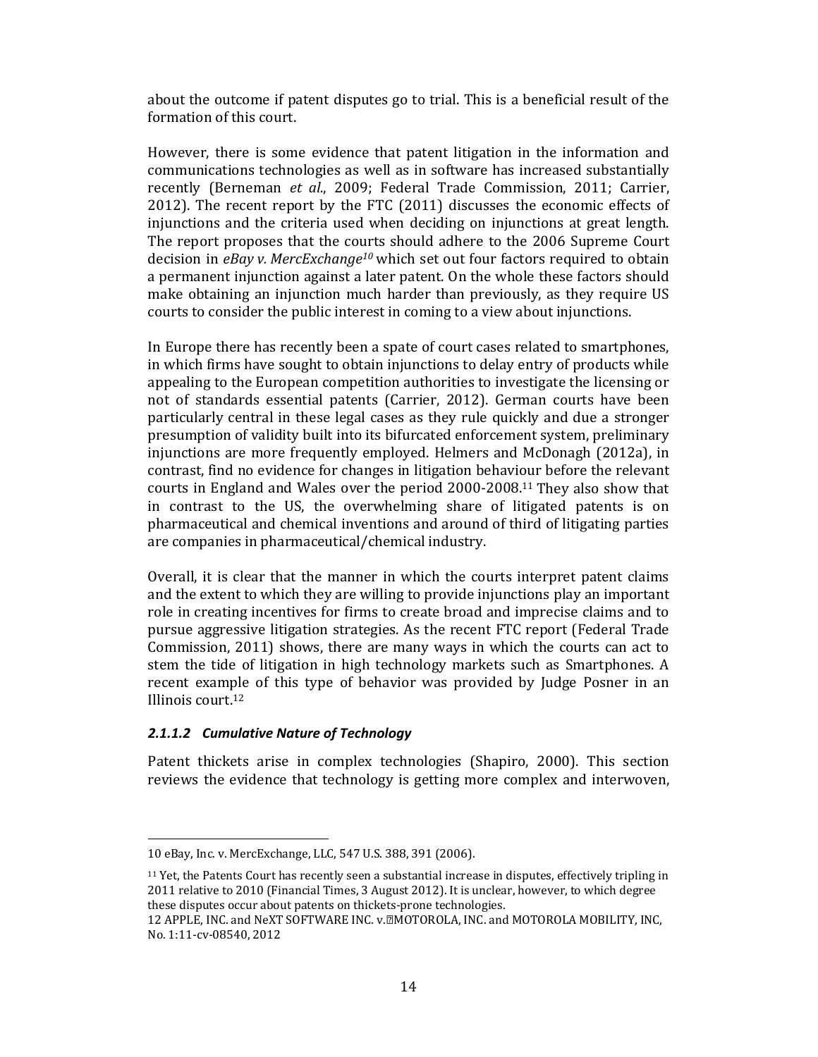about the outcome if patent disputes go to trial. This is a beneficial result of the formation of this court.

However, there is some evidence that patent litigation in the information and communications technologies as well as in software has increased substantially recently (Berneman *et al.*, 2009; Federal Trade Commission, 2011; Carrier, 2012). The recent report by the FTC (2011) discusses the economic effects of injunctions and the criteria used when deciding on injunctions at great length. The report proposes that the courts should adhere to the 2006 Supreme Court decision in *eBay v. MercExchange*[10] which set out four factors required to obtain a permanent injunction against a later patent. On the whole these factors should make obtaining an injunction much harder than previously, as they require US courts to consider the public interest in coming to a view about injunctions.

In Europe there has recently been a spate of court cases related to smartphones, in which firms have sought to obtain injunctions to delay entry of products while appealing to the European competition authorities to investigate the licensing or not of standards essential patents (Carrier, 2012). German courts have been particularly central in these legal cases as they rule quickly and due a stronger presumption of validity built into its bifurcated enforcement system, preliminary injunctions are more frequently employed. Helmers and McDonagh (2012a), in contrast, find no evidence for changes in litigation behaviour before the relevant courts in England and Wales over the period 2000-2008.[11] They also show that in contrast to the US, the overwhelming share of litigated patents is on pharmaceutical and chemical inventions and around of third of litigating parties are companies in pharmaceutical/chemical industry.

Overall, it is clear that the manner in which the courts interpret patent claims and the extent to which they are willing to provide injunctions play an important role in creating incentives for firms to create broad and imprecise claims and to pursue aggressive litigation strategies. As the recent FTC report (Federal Trade Commission, 2011) shows, there are many ways in which the courts can act to stem the tide of litigation in high technology markets such as Smartphones. A recent example of this type of behavior was provided by Judge Posner in an Illinois court.[12]

#### *2.1.1.2 Cumulative Nature of Technology*

Patent thickets arise in complex technologies (Shapiro, 2000). This section reviews the evidence that technology is getting more complex and interwoven,

---

10 eBay, Inc. v. MercExchange, LLC, 547 U.S. 388, 391 (2006).

11 Yet, the Patents Court has recently seen a substantial increase in disputes, effectively tripling in 2011 relative to 2010 (Financial Times, 3 August 2012). It is unclear, however, to which degree these disputes occur about patents on thickets-prone technologies.

12 APPLE, INC. and NeXT SOFTWARE INC. v. MOTOROLA, INC. and MOTOROLA MOBILITY, INC, No. 1:11-cv-08540, 2012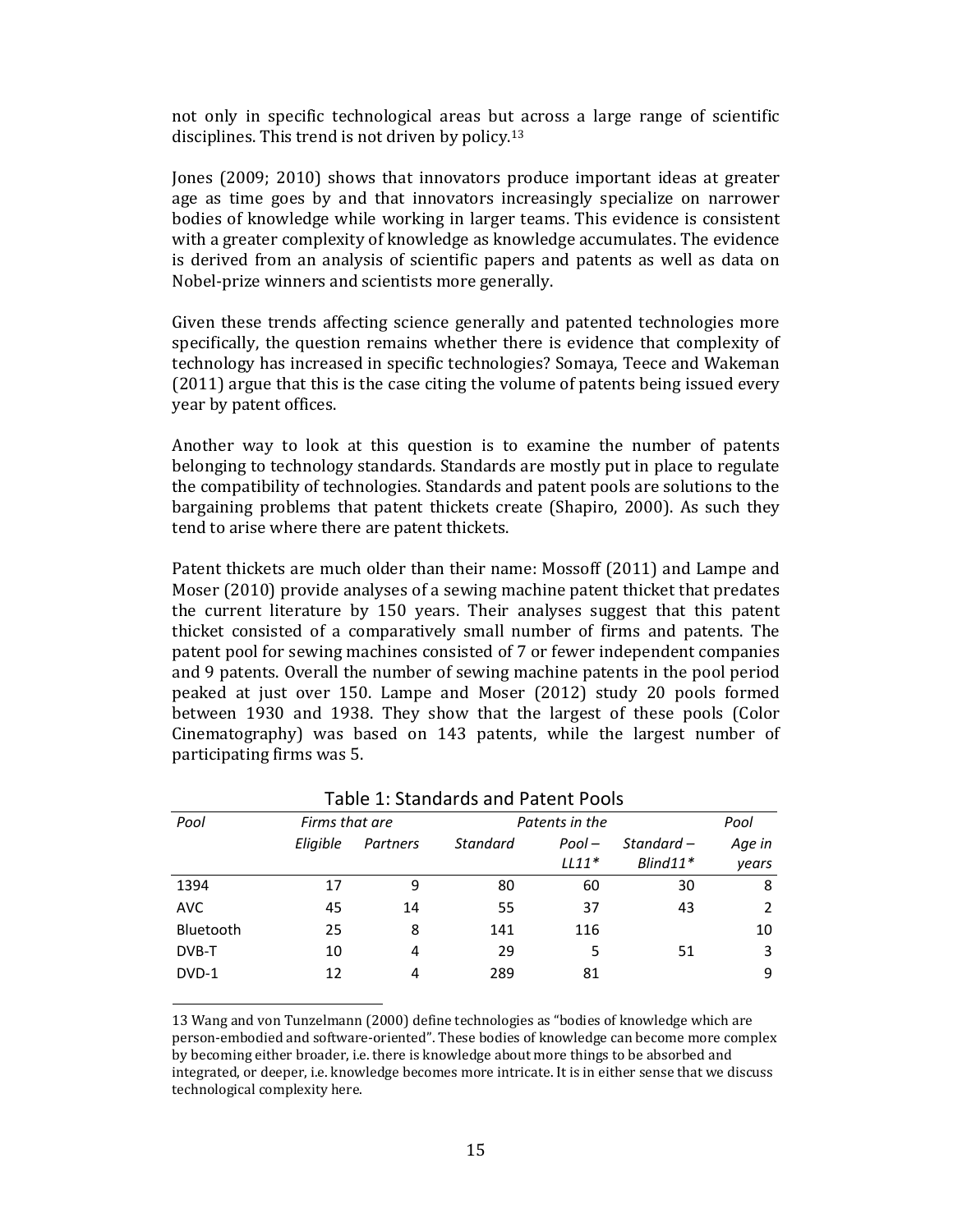not only in specific technological areas but across a large range of scientific disciplines. This trend is not driven by policy.[13]

Jones (2009; 2010) shows that innovators produce important ideas at greater age as time goes by and that innovators increasingly specialize on narrower bodies of knowledge while working in larger teams. This evidence is consistent with a greater complexity of knowledge as knowledge accumulates. The evidence is derived from an analysis of scientific papers and patents as well as data on Nobel-prize winners and scientists more generally.

Given these trends affecting science generally and patented technologies more specifically, the question remains whether there is evidence that complexity of technology has increased in specific technologies? Somaya, Teece and Wakeman (2011) argue that this is the case citing the volume of patents being issued every year by patent offices.

Another way to look at this question is to examine the number of patents belonging to technology standards. Standards are mostly put in place to regulate the compatibility of technologies. Standards and patent pools are solutions to the bargaining problems that patent thickets create (Shapiro, 2000). As such they tend to arise where there are patent thickets.

Patent thickets are much older than their name: Mossoff (2011) and Lampe and Moser (2010) provide analyses of a sewing machine patent thicket that predates the current literature by 150 years. Their analyses suggest that this patent thicket consisted of a comparatively small number of firms and patents. The patent pool for sewing machines consisted of 7 or fewer independent companies and 9 patents. Overall the number of sewing machine patents in the pool period peaked at just over 150. Lampe and Moser (2012) study 20 pools formed between 1930 and 1938. They show that the largest of these pools (Color Cinematography) was based on 143 patents, while the largest number of participating firms was 5.

Table 1: Standards and Patent Pools

| *Pool* | *Firms that are* | | *Patents in the* | | | *Pool* |
|---|---|---|---|---|---|---|
| | *Eligible* | *Partners* | *Standard* | *Pool – LL11** | *Standard – Blind11** | *Age in years* |
| 1394 | 17 | 9 | 80 | 60 | 30 | 8 |
| AVC | 45 | 14 | 55 | 37 | 43 | 2 |
| Bluetooth | 25 | 8 | 141 | 116 | | 10 |
| DVB-T | 10 | 4 | 29 | 5 | 51 | 3 |
| DVD-1 | 12 | 4 | 289 | 81 | | 9 |

13 Wang and von Tunzelmann (2000) define technologies as "bodies of knowledge which are person-embodied and software-oriented". These bodies of knowledge can become more complex by becoming either broader, i.e. there is knowledge about more things to be absorbed and integrated, or deeper, i.e. knowledge becomes more intricate. It is in either sense that we discuss technological complexity here.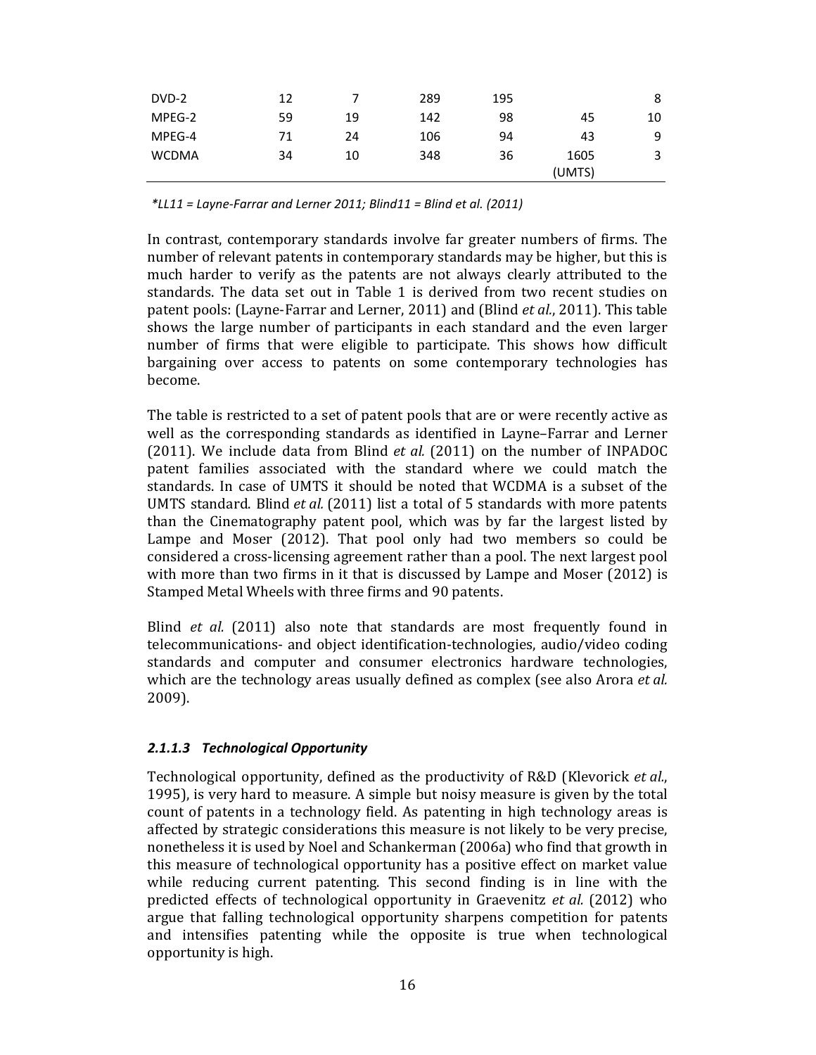| | | | | | | |
|---|---|---|---|---|---|---|
| DVD-2 | 12 | 7 | 289 | 195 | | 8 |
| MPEG-2 | 59 | 19 | 142 | 98 | 45 | 10 |
| MPEG-4 | 71 | 24 | 106 | 94 | 43 | 9 |
| WCDMA | 34 | 10 | 348 | 36 | 1605 (UMTS) | 3 |

*\*LL11 = Layne-Farrar and Lerner 2011; Blind11 = Blind et al. (2011)*

In contrast, contemporary standards involve far greater numbers of firms. The number of relevant patents in contemporary standards may be higher, but this is much harder to verify as the patents are not always clearly attributed to the standards. The data set out in Table 1 is derived from two recent studies on patent pools: (Layne-Farrar and Lerner, 2011) and (Blind *et al.*, 2011). This table shows the large number of participants in each standard and the even larger number of firms that were eligible to participate. This shows how difficult bargaining over access to patents on some contemporary technologies has become.

The table is restricted to a set of patent pools that are or were recently active as well as the corresponding standards as identified in Layne–Farrar and Lerner (2011). We include data from Blind *et al.* (2011) on the number of INPADOC patent families associated with the standard where we could match the standards. In case of UMTS it should be noted that WCDMA is a subset of the UMTS standard. Blind *et al.* (2011) list a total of 5 standards with more patents than the Cinematography patent pool, which was by far the largest listed by Lampe and Moser (2012). That pool only had two members so could be considered a cross-licensing agreement rather than a pool. The next largest pool with more than two firms in it that is discussed by Lampe and Moser (2012) is Stamped Metal Wheels with three firms and 90 patents.

Blind *et al.* (2011) also note that standards are most frequently found in telecommunications- and object identification-technologies, audio/video coding standards and computer and consumer electronics hardware technologies, which are the technology areas usually defined as complex (see also Arora *et al.* 2009).

#### *2.1.1.3 Technological Opportunity*

Technological opportunity, defined as the productivity of R&D (Klevorick *et al.*, 1995), is very hard to measure. A simple but noisy measure is given by the total count of patents in a technology field. As patenting in high technology areas is affected by strategic considerations this measure is not likely to be very precise, nonetheless it is used by Noel and Schankerman (2006a) who find that growth in this measure of technological opportunity has a positive effect on market value while reducing current patenting. This second finding is in line with the predicted effects of technological opportunity in Graevenitz *et al.* (2012) who argue that falling technological opportunity sharpens competition for patents and intensifies patenting while the opposite is true when technological opportunity is high.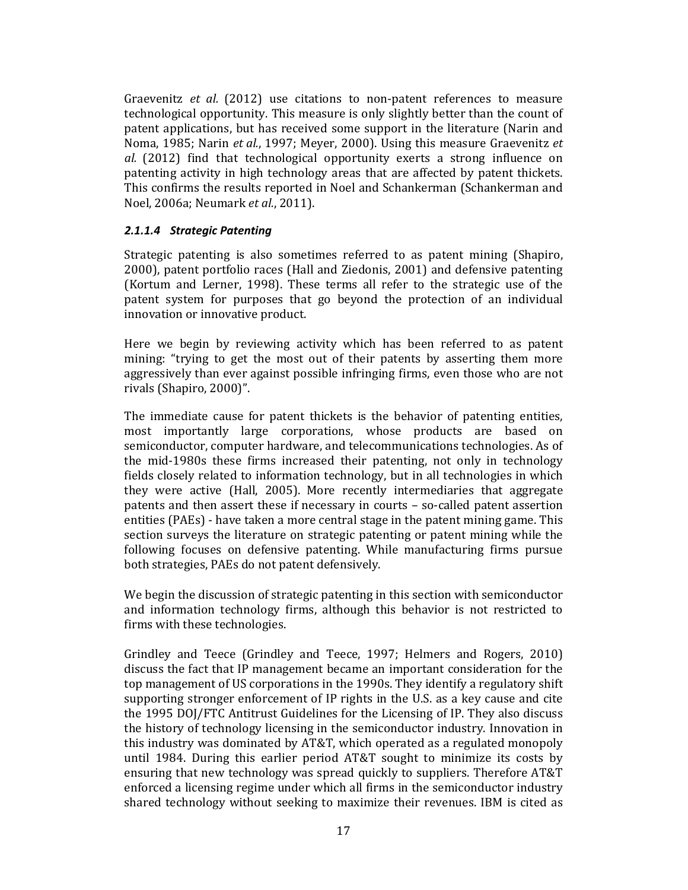Graevenitz *et al.* (2012) use citations to non-patent references to measure technological opportunity. This measure is only slightly better than the count of patent applications, but has received some support in the literature (Narin and Noma, 1985; Narin *et al.*, 1997; Meyer, 2000). Using this measure Graevenitz *et al.* (2012) find that technological opportunity exerts a strong influence on patenting activity in high technology areas that are affected by patent thickets. This confirms the results reported in Noel and Schankerman (Schankerman and Noel, 2006a; Neumark *et al.*, 2011).

#### *2.1.1.4 Strategic Patenting*

Strategic patenting is also sometimes referred to as patent mining (Shapiro, 2000), patent portfolio races (Hall and Ziedonis, 2001) and defensive patenting (Kortum and Lerner, 1998). These terms all refer to the strategic use of the patent system for purposes that go beyond the protection of an individual innovation or innovative product.

Here we begin by reviewing activity which has been referred to as patent mining: "trying to get the most out of their patents by asserting them more aggressively than ever against possible infringing firms, even those who are not rivals (Shapiro, 2000)".

The immediate cause for patent thickets is the behavior of patenting entities, most importantly large corporations, whose products are based on semiconductor, computer hardware, and telecommunications technologies. As of the mid-1980s these firms increased their patenting, not only in technology fields closely related to information technology, but in all technologies in which they were active (Hall, 2005). More recently intermediaries that aggregate patents and then assert these if necessary in courts – so-called patent assertion entities (PAEs) - have taken a more central stage in the patent mining game. This section surveys the literature on strategic patenting or patent mining while the following focuses on defensive patenting. While manufacturing firms pursue both strategies, PAEs do not patent defensively.

We begin the discussion of strategic patenting in this section with semiconductor and information technology firms, although this behavior is not restricted to firms with these technologies.

Grindley and Teece (Grindley and Teece, 1997; Helmers and Rogers, 2010) discuss the fact that IP management became an important consideration for the top management of US corporations in the 1990s. They identify a regulatory shift supporting stronger enforcement of IP rights in the U.S. as a key cause and cite the 1995 DOJ/FTC Antitrust Guidelines for the Licensing of IP. They also discuss the history of technology licensing in the semiconductor industry. Innovation in this industry was dominated by AT&T, which operated as a regulated monopoly until 1984. During this earlier period AT&T sought to minimize its costs by ensuring that new technology was spread quickly to suppliers. Therefore AT&T enforced a licensing regime under which all firms in the semiconductor industry shared technology without seeking to maximize their revenues. IBM is cited as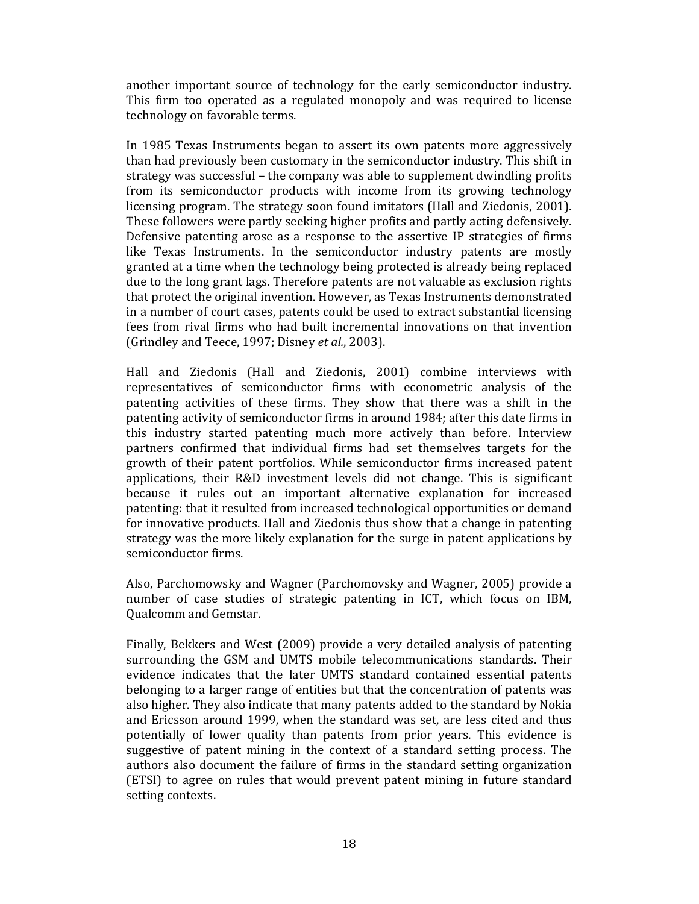another important source of technology for the early semiconductor industry. This firm too operated as a regulated monopoly and was required to license technology on favorable terms.

In 1985 Texas Instruments began to assert its own patents more aggressively than had previously been customary in the semiconductor industry. This shift in strategy was successful – the company was able to supplement dwindling profits from its semiconductor products with income from its growing technology licensing program. The strategy soon found imitators (Hall and Ziedonis, 2001). These followers were partly seeking higher profits and partly acting defensively. Defensive patenting arose as a response to the assertive IP strategies of firms like Texas Instruments. In the semiconductor industry patents are mostly granted at a time when the technology being protected is already being replaced due to the long grant lags. Therefore patents are not valuable as exclusion rights that protect the original invention. However, as Texas Instruments demonstrated in a number of court cases, patents could be used to extract substantial licensing fees from rival firms who had built incremental innovations on that invention (Grindley and Teece, 1997; Disney *et al.*, 2003).

Hall and Ziedonis (Hall and Ziedonis, 2001) combine interviews with representatives of semiconductor firms with econometric analysis of the patenting activities of these firms. They show that there was a shift in the patenting activity of semiconductor firms in around 1984; after this date firms in this industry started patenting much more actively than before. Interview partners confirmed that individual firms had set themselves targets for the growth of their patent portfolios. While semiconductor firms increased patent applications, their R&D investment levels did not change. This is significant because it rules out an important alternative explanation for increased patenting: that it resulted from increased technological opportunities or demand for innovative products. Hall and Ziedonis thus show that a change in patenting strategy was the more likely explanation for the surge in patent applications by semiconductor firms.

Also, Parchomowsky and Wagner (Parchomovsky and Wagner, 2005) provide a number of case studies of strategic patenting in ICT, which focus on IBM, Qualcomm and Gemstar.

Finally, Bekkers and West (2009) provide a very detailed analysis of patenting surrounding the GSM and UMTS mobile telecommunications standards. Their evidence indicates that the later UMTS standard contained essential patents belonging to a larger range of entities but that the concentration of patents was also higher. They also indicate that many patents added to the standard by Nokia and Ericsson around 1999, when the standard was set, are less cited and thus potentially of lower quality than patents from prior years. This evidence is suggestive of patent mining in the context of a standard setting process. The authors also document the failure of firms in the standard setting organization (ETSI) to agree on rules that would prevent patent mining in future standard setting contexts.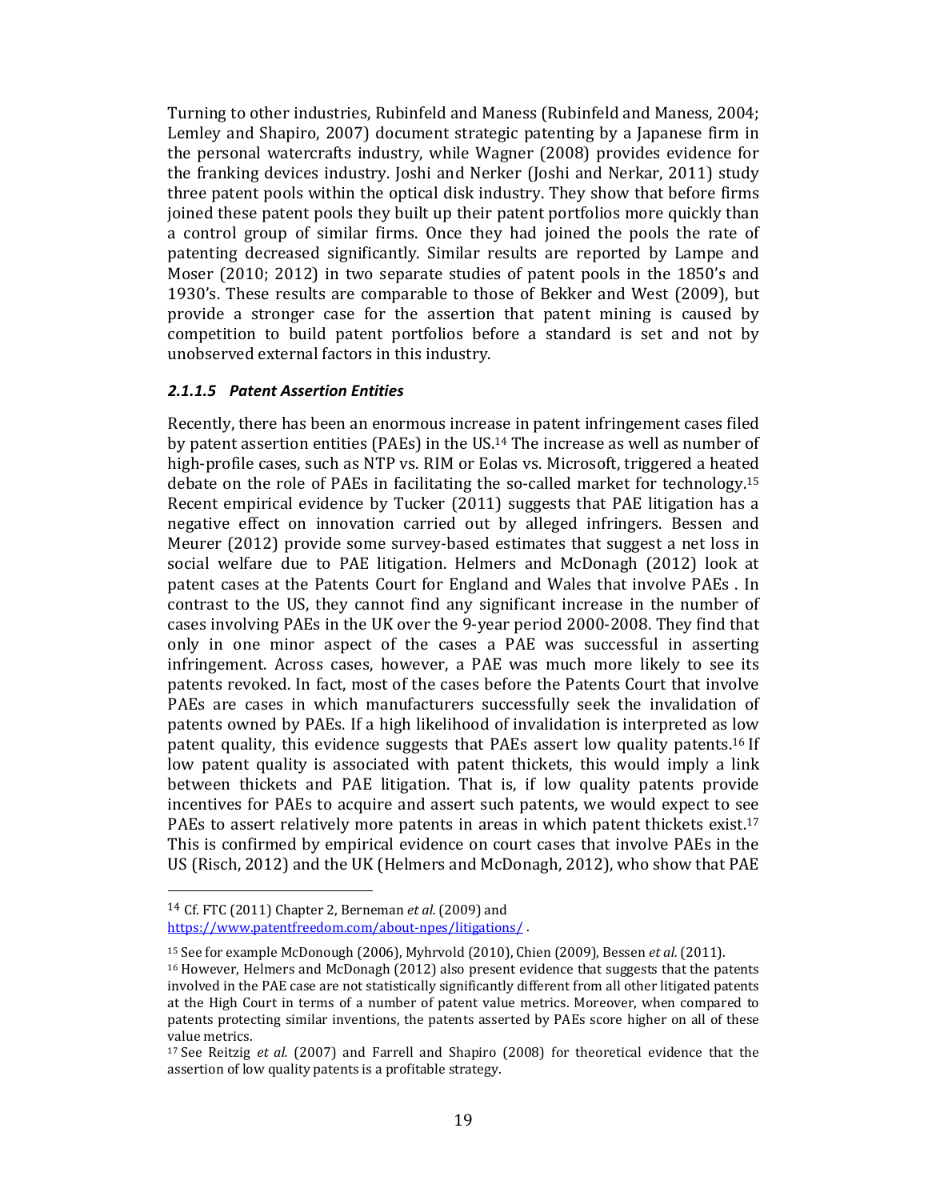Turning to other industries, Rubinfeld and Maness (Rubinfeld and Maness, 2004; Lemley and Shapiro, 2007) document strategic patenting by a Japanese firm in the personal watercrafts industry, while Wagner (2008) provides evidence for the franking devices industry. Joshi and Nerker (Joshi and Nerkar, 2011) study three patent pools within the optical disk industry. They show that before firms joined these patent pools they built up their patent portfolios more quickly than a control group of similar firms. Once they had joined the pools the rate of patenting decreased significantly. Similar results are reported by Lampe and Moser (2010; 2012) in two separate studies of patent pools in the 1850's and 1930's. These results are comparable to those of Bekker and West (2009), but provide a stronger case for the assertion that patent mining is caused by competition to build patent portfolios before a standard is set and not by unobserved external factors in this industry.

#### *2.1.1.5 Patent Assertion Entities*

Recently, there has been an enormous increase in patent infringement cases filed by patent assertion entities (PAEs) in the US.[14] The increase as well as number of high-profile cases, such as NTP vs. RIM or Eolas vs. Microsoft, triggered a heated debate on the role of PAEs in facilitating the so-called market for technology.[15] Recent empirical evidence by Tucker (2011) suggests that PAE litigation has a negative effect on innovation carried out by alleged infringers. Bessen and Meurer (2012) provide some survey-based estimates that suggest a net loss in social welfare due to PAE litigation. Helmers and McDonagh (2012) look at patent cases at the Patents Court for England and Wales that involve PAEs . In contrast to the US, they cannot find any significant increase in the number of cases involving PAEs in the UK over the 9-year period 2000-2008. They find that only in one minor aspect of the cases a PAE was successful in asserting infringement. Across cases, however, a PAE was much more likely to see its patents revoked. In fact, most of the cases before the Patents Court that involve PAEs are cases in which manufacturers successfully seek the invalidation of patents owned by PAEs. If a high likelihood of invalidation is interpreted as low patent quality, this evidence suggests that PAEs assert low quality patents.[16] If low patent quality is associated with patent thickets, this would imply a link between thickets and PAE litigation. That is, if low quality patents provide incentives for PAEs to acquire and assert such patents, we would expect to see PAEs to assert relatively more patents in areas in which patent thickets exist.[17] This is confirmed by empirical evidence on court cases that involve PAEs in the US (Risch, 2012) and the UK (Helmers and McDonagh, 2012), who show that PAE

---

[14] Cf. FTC (2011) Chapter 2, Berneman *et al.* (2009) and https://www.patentfreedom.com/about-npes/litigations/ .

[15] See for example McDonough (2006), Myhrvold (2010), Chien (2009), Bessen *et al.* (2011).

[16] However, Helmers and McDonagh (2012) also present evidence that suggests that the patents involved in the PAE case are not statistically significantly different from all other litigated patents at the High Court in terms of a number of patent value metrics. Moreover, when compared to patents protecting similar inventions, the patents asserted by PAEs score higher on all of these value metrics.

[17] See Reitzig *et al.* (2007) and Farrell and Shapiro (2008) for theoretical evidence that the assertion of low quality patents is a profitable strategy.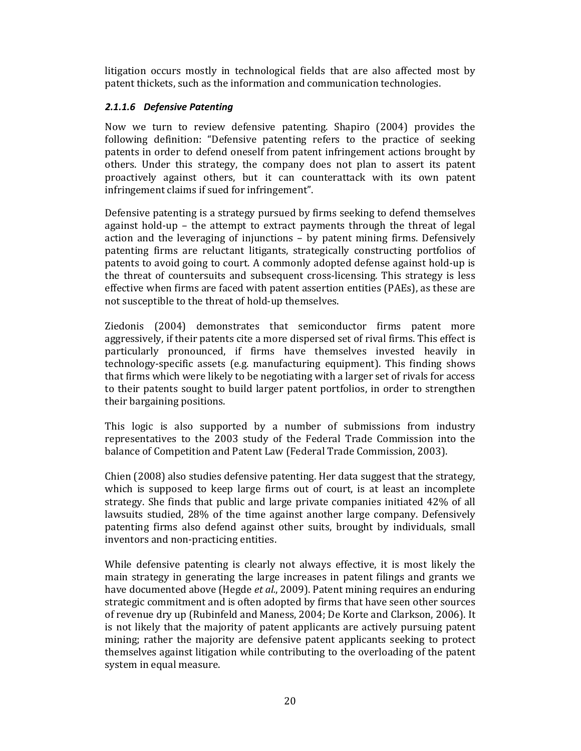litigation occurs mostly in technological fields that are also affected most by patent thickets, such as the information and communication technologies.

#### *2.1.1.6 Defensive Patenting*

Now we turn to review defensive patenting. Shapiro (2004) provides the following definition: "Defensive patenting refers to the practice of seeking patents in order to defend oneself from patent infringement actions brought by others. Under this strategy, the company does not plan to assert its patent proactively against others, but it can counterattack with its own patent infringement claims if sued for infringement".

Defensive patenting is a strategy pursued by firms seeking to defend themselves against hold-up – the attempt to extract payments through the threat of legal action and the leveraging of injunctions – by patent mining firms. Defensively patenting firms are reluctant litigants, strategically constructing portfolios of patents to avoid going to court. A commonly adopted defense against hold-up is the threat of countersuits and subsequent cross-licensing. This strategy is less effective when firms are faced with patent assertion entities (PAEs), as these are not susceptible to the threat of hold-up themselves.

Ziedonis (2004) demonstrates that semiconductor firms patent more aggressively, if their patents cite a more dispersed set of rival firms. This effect is particularly pronounced, if firms have themselves invested heavily in technology-specific assets (e.g. manufacturing equipment). This finding shows that firms which were likely to be negotiating with a larger set of rivals for access to their patents sought to build larger patent portfolios, in order to strengthen their bargaining positions.

This logic is also supported by a number of submissions from industry representatives to the 2003 study of the Federal Trade Commission into the balance of Competition and Patent Law (Federal Trade Commission, 2003).

Chien (2008) also studies defensive patenting. Her data suggest that the strategy, which is supposed to keep large firms out of court, is at least an incomplete strategy. She finds that public and large private companies initiated 42% of all lawsuits studied, 28% of the time against another large company. Defensively patenting firms also defend against other suits, brought by individuals, small inventors and non-practicing entities.

While defensive patenting is clearly not always effective, it is most likely the main strategy in generating the large increases in patent filings and grants we have documented above (Hegde *et al.*, 2009). Patent mining requires an enduring strategic commitment and is often adopted by firms that have seen other sources of revenue dry up (Rubinfeld and Maness, 2004; De Korte and Clarkson, 2006). It is not likely that the majority of patent applicants are actively pursuing patent mining; rather the majority are defensive patent applicants seeking to protect themselves against litigation while contributing to the overloading of the patent system in equal measure.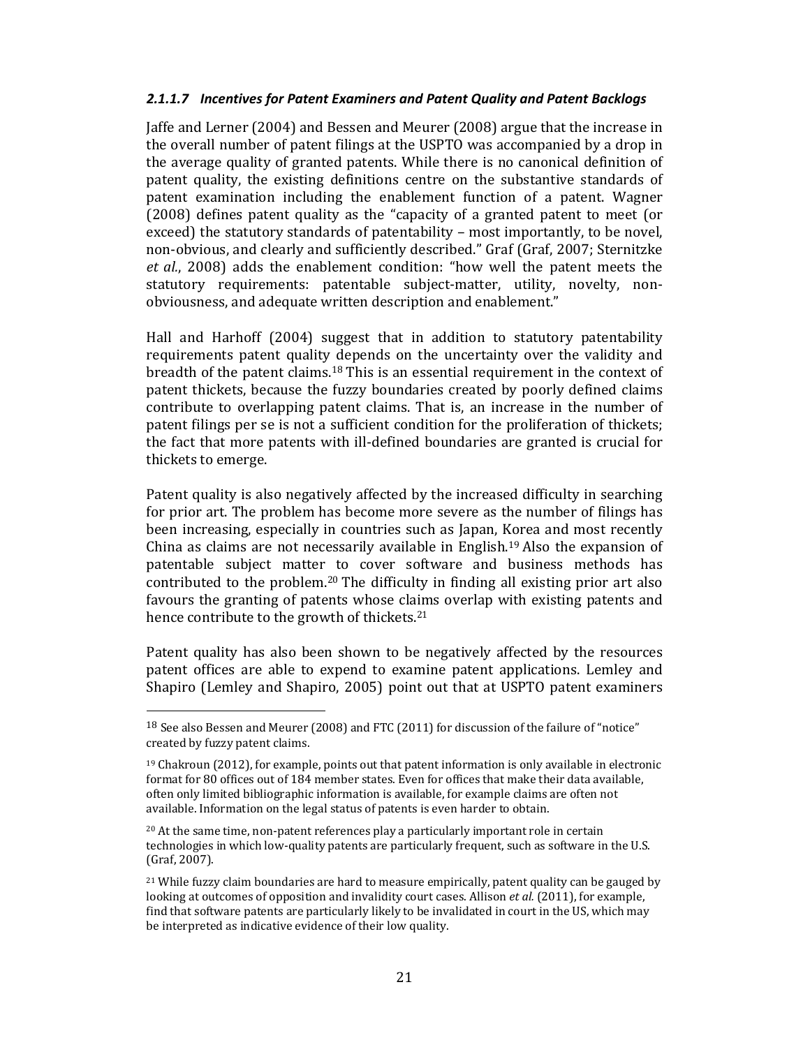#### *2.1.1.7 Incentives for Patent Examiners and Patent Quality and Patent Backlogs*

Jaffe and Lerner (2004) and Bessen and Meurer (2008) argue that the increase in the overall number of patent filings at the USPTO was accompanied by a drop in the average quality of granted patents. While there is no canonical definition of patent quality, the existing definitions centre on the substantive standards of patent examination including the enablement function of a patent. Wagner (2008) defines patent quality as the "capacity of a granted patent to meet (or exceed) the statutory standards of patentability – most importantly, to be novel, non-obvious, and clearly and sufficiently described." Graf (Graf, 2007; Sternitzke *et al.*, 2008) adds the enablement condition: "how well the patent meets the statutory requirements: patentable subject-matter, utility, novelty, non-obviousness, and adequate written description and enablement."

Hall and Harhoff (2004) suggest that in addition to statutory patentability requirements patent quality depends on the uncertainty over the validity and breadth of the patent claims.[18] This is an essential requirement in the context of patent thickets, because the fuzzy boundaries created by poorly defined claims contribute to overlapping patent claims. That is, an increase in the number of patent filings per se is not a sufficient condition for the proliferation of thickets; the fact that more patents with ill-defined boundaries are granted is crucial for thickets to emerge.

Patent quality is also negatively affected by the increased difficulty in searching for prior art. The problem has become more severe as the number of filings has been increasing, especially in countries such as Japan, Korea and most recently China as claims are not necessarily available in English.[19] Also the expansion of patentable subject matter to cover software and business methods has contributed to the problem.[20] The difficulty in finding all existing prior art also favours the granting of patents whose claims overlap with existing patents and hence contribute to the growth of thickets.[21]

Patent quality has also been shown to be negatively affected by the resources patent offices are able to expend to examine patent applications. Lemley and Shapiro (Lemley and Shapiro, 2005) point out that at USPTO patent examiners

---

[18] See also Bessen and Meurer (2008) and FTC (2011) for discussion of the failure of "notice" created by fuzzy patent claims.

[19] Chakroun (2012), for example, points out that patent information is only available in electronic format for 80 offices out of 184 member states. Even for offices that make their data available, often only limited bibliographic information is available, for example claims are often not available. Information on the legal status of patents is even harder to obtain.

[20] At the same time, non-patent references play a particularly important role in certain technologies in which low-quality patents are particularly frequent, such as software in the U.S. (Graf, 2007).

[21] While fuzzy claim boundaries are hard to measure empirically, patent quality can be gauged by looking at outcomes of opposition and invalidity court cases. Allison *et al.* (2011), for example, find that software patents are particularly likely to be invalidated in court in the US, which may be interpreted as indicative evidence of their low quality.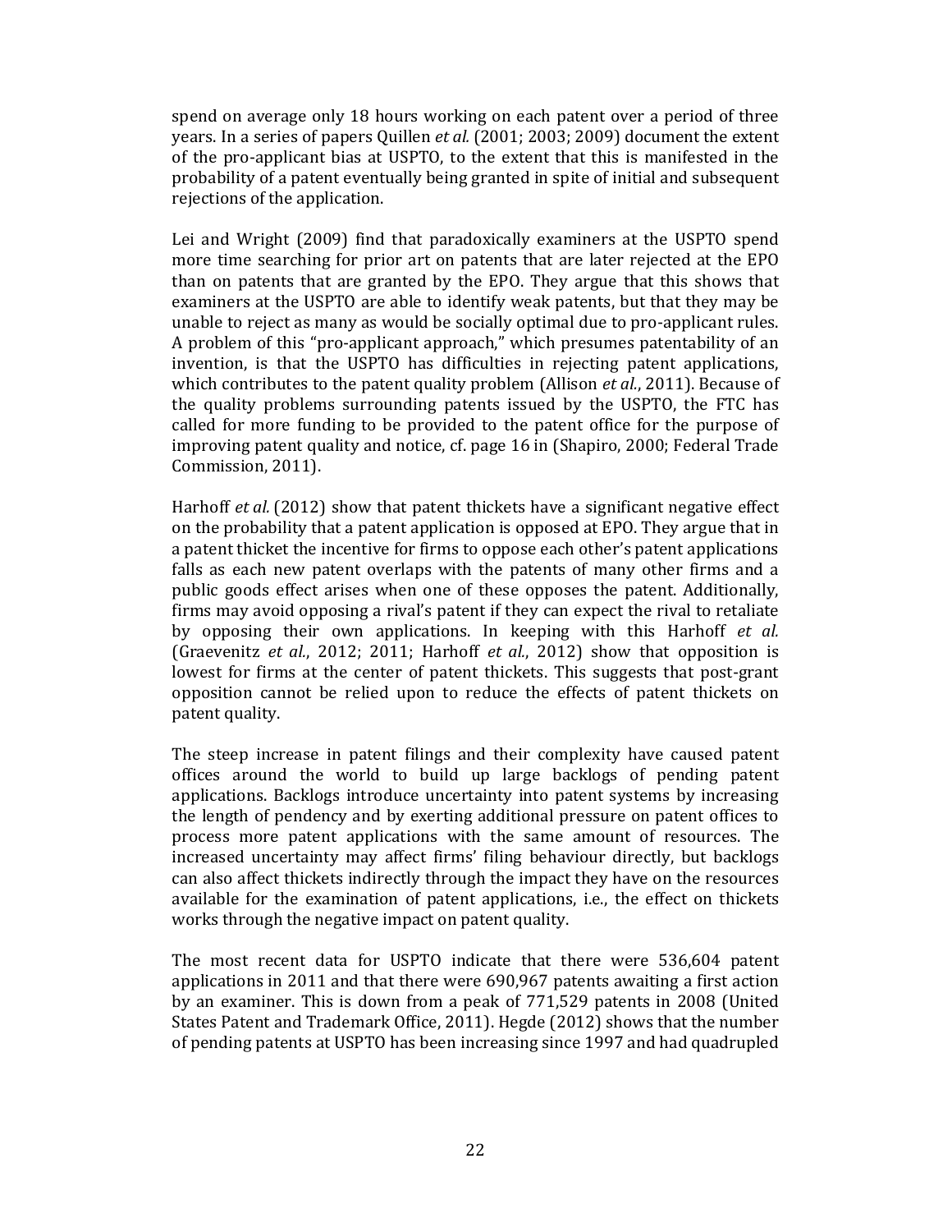spend on average only 18 hours working on each patent over a period of three years. In a series of papers Quillen *et al.* (2001; 2003; 2009) document the extent of the pro-applicant bias at USPTO, to the extent that this is manifested in the probability of a patent eventually being granted in spite of initial and subsequent rejections of the application.

Lei and Wright (2009) find that paradoxically examiners at the USPTO spend more time searching for prior art on patents that are later rejected at the EPO than on patents that are granted by the EPO. They argue that this shows that examiners at the USPTO are able to identify weak patents, but that they may be unable to reject as many as would be socially optimal due to pro-applicant rules. A problem of this "pro-applicant approach," which presumes patentability of an invention, is that the USPTO has difficulties in rejecting patent applications, which contributes to the patent quality problem (Allison *et al.*, 2011). Because of the quality problems surrounding patents issued by the USPTO, the FTC has called for more funding to be provided to the patent office for the purpose of improving patent quality and notice, cf. page 16 in (Shapiro, 2000; Federal Trade Commission, 2011).

Harhoff *et al.* (2012) show that patent thickets have a significant negative effect on the probability that a patent application is opposed at EPO. They argue that in a patent thicket the incentive for firms to oppose each other's patent applications falls as each new patent overlaps with the patents of many other firms and a public goods effect arises when one of these opposes the patent. Additionally, firms may avoid opposing a rival's patent if they can expect the rival to retaliate by opposing their own applications. In keeping with this Harhoff *et al.* (Graevenitz *et al.*, 2012; 2011; Harhoff *et al.*, 2012) show that opposition is lowest for firms at the center of patent thickets. This suggests that post-grant opposition cannot be relied upon to reduce the effects of patent thickets on patent quality.

The steep increase in patent filings and their complexity have caused patent offices around the world to build up large backlogs of pending patent applications. Backlogs introduce uncertainty into patent systems by increasing the length of pendency and by exerting additional pressure on patent offices to process more patent applications with the same amount of resources. The increased uncertainty may affect firms' filing behaviour directly, but backlogs can also affect thickets indirectly through the impact they have on the resources available for the examination of patent applications, i.e., the effect on thickets works through the negative impact on patent quality.

The most recent data for USPTO indicate that there were 536,604 patent applications in 2011 and that there were 690,967 patents awaiting a first action by an examiner. This is down from a peak of 771,529 patents in 2008 (United States Patent and Trademark Office, 2011). Hegde (2012) shows that the number of pending patents at USPTO has been increasing since 1997 and had quadrupled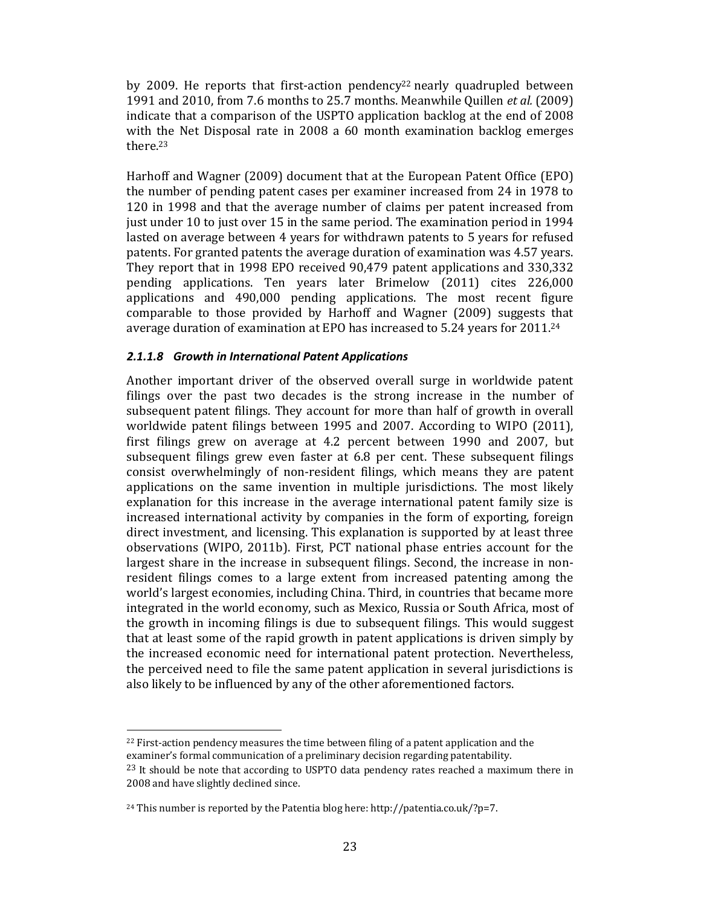by 2009. He reports that first-action pendency[22] nearly quadrupled between 1991 and 2010, from 7.6 months to 25.7 months. Meanwhile Quillen *et al.* (2009) indicate that a comparison of the USPTO application backlog at the end of 2008 with the Net Disposal rate in 2008 a 60 month examination backlog emerges there.[23]

Harhoff and Wagner (2009) document that at the European Patent Office (EPO) the number of pending patent cases per examiner increased from 24 in 1978 to 120 in 1998 and that the average number of claims per patent increased from just under 10 to just over 15 in the same period. The examination period in 1994 lasted on average between 4 years for withdrawn patents to 5 years for refused patents. For granted patents the average duration of examination was 4.57 years. They report that in 1998 EPO received 90,479 patent applications and 330,332 pending applications. Ten years later Brimelow (2011) cites 226,000 applications and 490,000 pending applications. The most recent figure comparable to those provided by Harhoff and Wagner (2009) suggests that average duration of examination at EPO has increased to 5.24 years for 2011.[24]

#### *2.1.1.8 Growth in International Patent Applications*

Another important driver of the observed overall surge in worldwide patent filings over the past two decades is the strong increase in the number of subsequent patent filings. They account for more than half of growth in overall worldwide patent filings between 1995 and 2007. According to WIPO (2011), first filings grew on average at 4.2 percent between 1990 and 2007, but subsequent filings grew even faster at 6.8 per cent. These subsequent filings consist overwhelmingly of non-resident filings, which means they are patent applications on the same invention in multiple jurisdictions. The most likely explanation for this increase in the average international patent family size is increased international activity by companies in the form of exporting, foreign direct investment, and licensing. This explanation is supported by at least three observations (WIPO, 2011b). First, PCT national phase entries account for the largest share in the increase in subsequent filings. Second, the increase in non-resident filings comes to a large extent from increased patenting among the world's largest economies, including China. Third, in countries that became more integrated in the world economy, such as Mexico, Russia or South Africa, most of the growth in incoming filings is due to subsequent filings. This would suggest that at least some of the rapid growth in patent applications is driven simply by the increased economic need for international patent protection. Nevertheless, the perceived need to file the same patent application in several jurisdictions is also likely to be influenced by any of the other aforementioned factors.

---

[22] First-action pendency measures the time between filing of a patent application and the examiner's formal communication of a preliminary decision regarding patentability.

[23] It should be note that according to USPTO data pendency rates reached a maximum there in 2008 and have slightly declined since.

[24] This number is reported by the Patentia blog here: http://patentia.co.uk/?p=7.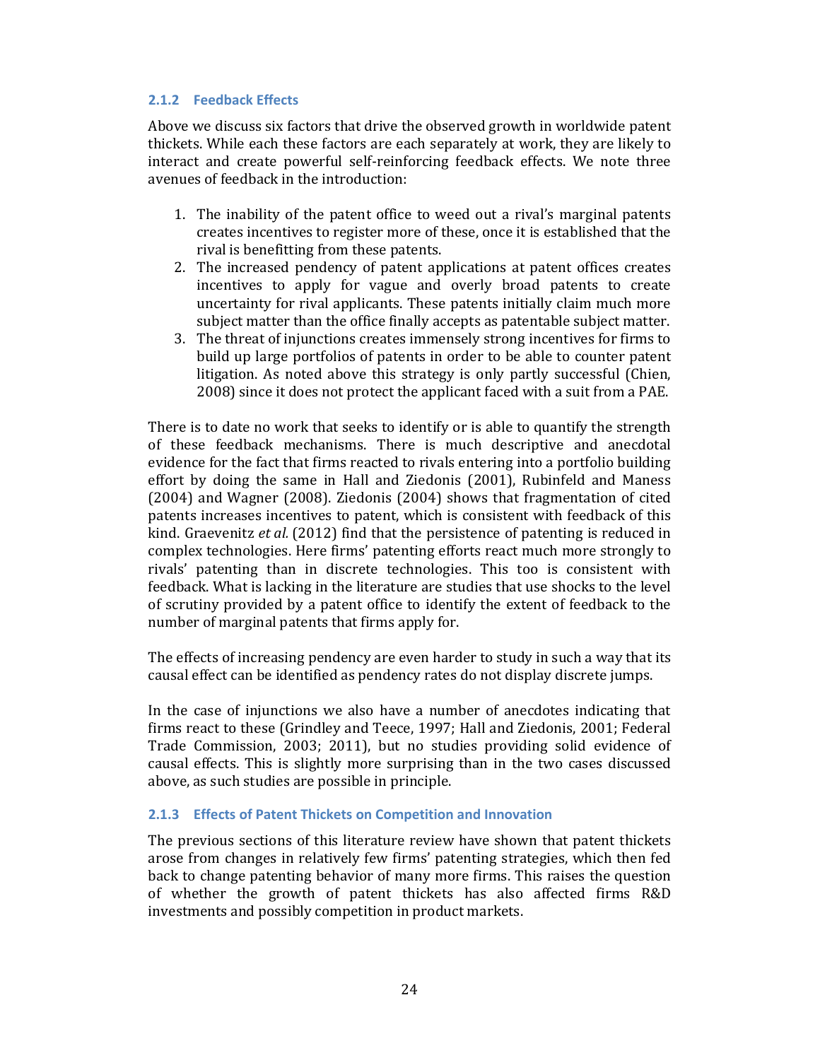### 2.1.2 Feedback Effects

Above we discuss six factors that drive the observed growth in worldwide patent thickets. While each these factors are each separately at work, they are likely to interact and create powerful self-reinforcing feedback effects. We note three avenues of feedback in the introduction:

1. The inability of the patent office to weed out a rival's marginal patents creates incentives to register more of these, once it is established that the rival is benefitting from these patents.
2. The increased pendency of patent applications at patent offices creates incentives to apply for vague and overly broad patents to create uncertainty for rival applicants. These patents initially claim much more subject matter than the office finally accepts as patentable subject matter.
3. The threat of injunctions creates immensely strong incentives for firms to build up large portfolios of patents in order to be able to counter patent litigation. As noted above this strategy is only partly successful (Chien, 2008) since it does not protect the applicant faced with a suit from a PAE.

There is to date no work that seeks to identify or is able to quantify the strength of these feedback mechanisms. There is much descriptive and anecdotal evidence for the fact that firms reacted to rivals entering into a portfolio building effort by doing the same in Hall and Ziedonis (2001), Rubinfeld and Maness (2004) and Wagner (2008). Ziedonis (2004) shows that fragmentation of cited patents increases incentives to patent, which is consistent with feedback of this kind. Graevenitz *et al.* (2012) find that the persistence of patenting is reduced in complex technologies. Here firms' patenting efforts react much more strongly to rivals' patenting than in discrete technologies. This too is consistent with feedback. What is lacking in the literature are studies that use shocks to the level of scrutiny provided by a patent office to identify the extent of feedback to the number of marginal patents that firms apply for.

The effects of increasing pendency are even harder to study in such a way that its causal effect can be identified as pendency rates do not display discrete jumps.

In the case of injunctions we also have a number of anecdotes indicating that firms react to these (Grindley and Teece, 1997; Hall and Ziedonis, 2001; Federal Trade Commission, 2003; 2011), but no studies providing solid evidence of causal effects. This is slightly more surprising than in the two cases discussed above, as such studies are possible in principle.

### 2.1.3 Effects of Patent Thickets on Competition and Innovation

The previous sections of this literature review have shown that patent thickets arose from changes in relatively few firms' patenting strategies, which then fed back to change patenting behavior of many more firms. This raises the question of whether the growth of patent thickets has also affected firms R&D investments and possibly competition in product markets.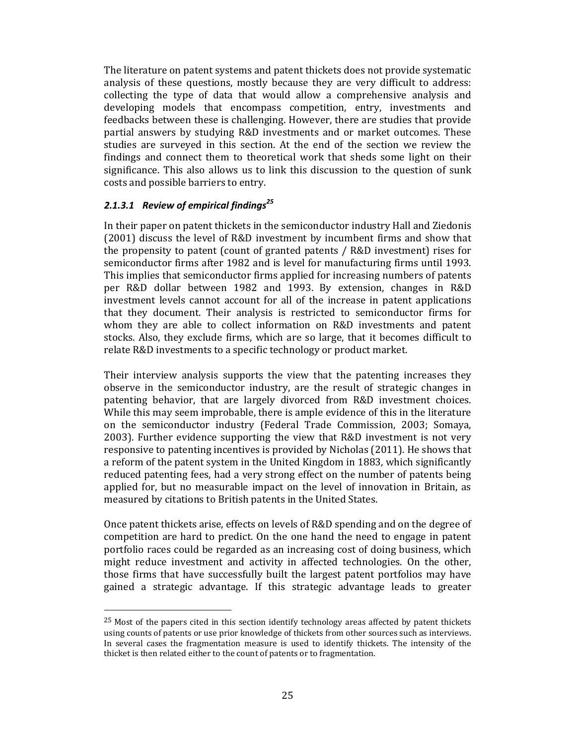The literature on patent systems and patent thickets does not provide systematic analysis of these questions, mostly because they are very difficult to address: collecting the type of data that would allow a comprehensive analysis and developing models that encompass competition, entry, investments and feedbacks between these is challenging. However, there are studies that provide partial answers by studying R&D investments and or market outcomes. These studies are surveyed in this section. At the end of the section we review the findings and connect them to theoretical work that sheds some light on their significance. This also allows us to link this discussion to the question of sunk costs and possible barriers to entry.

#### 2.1.3.1 *Review of empirical findings*[25]

In their paper on patent thickets in the semiconductor industry Hall and Ziedonis (2001) discuss the level of R&D investment by incumbent firms and show that the propensity to patent (count of granted patents / R&D investment) rises for semiconductor firms after 1982 and is level for manufacturing firms until 1993. This implies that semiconductor firms applied for increasing numbers of patents per R&D dollar between 1982 and 1993. By extension, changes in R&D investment levels cannot account for all of the increase in patent applications that they document. Their analysis is restricted to semiconductor firms for whom they are able to collect information on R&D investments and patent stocks. Also, they exclude firms, which are so large, that it becomes difficult to relate R&D investments to a specific technology or product market.

Their interview analysis supports the view that the patenting increases they observe in the semiconductor industry, are the result of strategic changes in patenting behavior, that are largely divorced from R&D investment choices. While this may seem improbable, there is ample evidence of this in the literature on the semiconductor industry (Federal Trade Commission, 2003; Somaya, 2003). Further evidence supporting the view that R&D investment is not very responsive to patenting incentives is provided by Nicholas (2011). He shows that a reform of the patent system in the United Kingdom in 1883, which significantly reduced patenting fees, had a very strong effect on the number of patents being applied for, but no measurable impact on the level of innovation in Britain, as measured by citations to British patents in the United States.

Once patent thickets arise, effects on levels of R&D spending and on the degree of competition are hard to predict. On the one hand the need to engage in patent portfolio races could be regarded as an increasing cost of doing business, which might reduce investment and activity in affected technologies. On the other, those firms that have successfully built the largest patent portfolios may have gained a strategic advantage. If this strategic advantage leads to greater

---

[25] Most of the papers cited in this section identify technology areas affected by patent thickets using counts of patents or use prior knowledge of thickets from other sources such as interviews. In several cases the fragmentation measure is used to identify thickets. The intensity of the thicket is then related either to the count of patents or to fragmentation.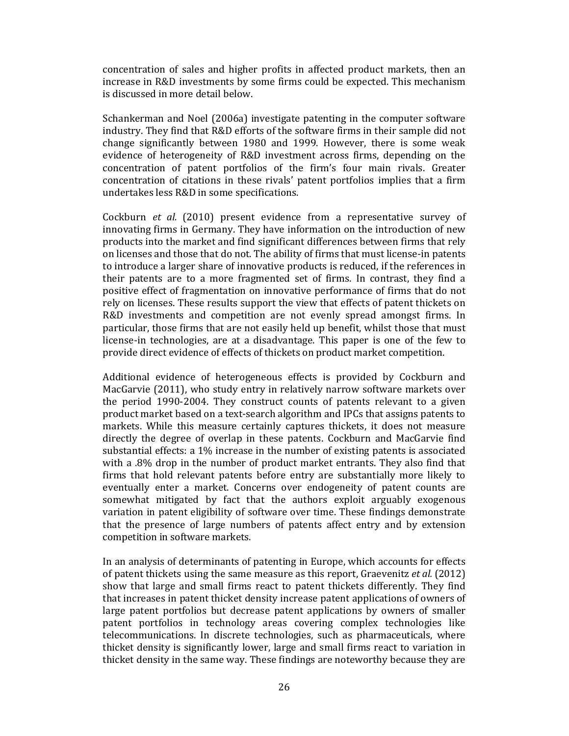concentration of sales and higher profits in affected product markets, then an increase in R&D investments by some firms could be expected. This mechanism is discussed in more detail below.

Schankerman and Noel (2006a) investigate patenting in the computer software industry. They find that R&D efforts of the software firms in their sample did not change significantly between 1980 and 1999. However, there is some weak evidence of heterogeneity of R&D investment across firms, depending on the concentration of patent portfolios of the firm's four main rivals. Greater concentration of citations in these rivals' patent portfolios implies that a firm undertakes less R&D in some specifications.

Cockburn *et al.* (2010) present evidence from a representative survey of innovating firms in Germany. They have information on the introduction of new products into the market and find significant differences between firms that rely on licenses and those that do not. The ability of firms that must license-in patents to introduce a larger share of innovative products is reduced, if the references in their patents are to a more fragmented set of firms. In contrast, they find a positive effect of fragmentation on innovative performance of firms that do not rely on licenses. These results support the view that effects of patent thickets on R&D investments and competition are not evenly spread amongst firms. In particular, those firms that are not easily held up benefit, whilst those that must license-in technologies, are at a disadvantage. This paper is one of the few to provide direct evidence of effects of thickets on product market competition.

Additional evidence of heterogeneous effects is provided by Cockburn and MacGarvie (2011), who study entry in relatively narrow software markets over the period 1990-2004. They construct counts of patents relevant to a given product market based on a text-search algorithm and IPCs that assigns patents to markets. While this measure certainly captures thickets, it does not measure directly the degree of overlap in these patents. Cockburn and MacGarvie find substantial effects: a 1% increase in the number of existing patents is associated with a .8% drop in the number of product market entrants. They also find that firms that hold relevant patents before entry are substantially more likely to eventually enter a market. Concerns over endogeneity of patent counts are somewhat mitigated by fact that the authors exploit arguably exogenous variation in patent eligibility of software over time. These findings demonstrate that the presence of large numbers of patents affect entry and by extension competition in software markets.

In an analysis of determinants of patenting in Europe, which accounts for effects of patent thickets using the same measure as this report, Graevenitz *et al.* (2012) show that large and small firms react to patent thickets differently. They find that increases in patent thicket density increase patent applications of owners of large patent portfolios but decrease patent applications by owners of smaller patent portfolios in technology areas covering complex technologies like telecommunications. In discrete technologies, such as pharmaceuticals, where thicket density is significantly lower, large and small firms react to variation in thicket density in the same way. These findings are noteworthy because they are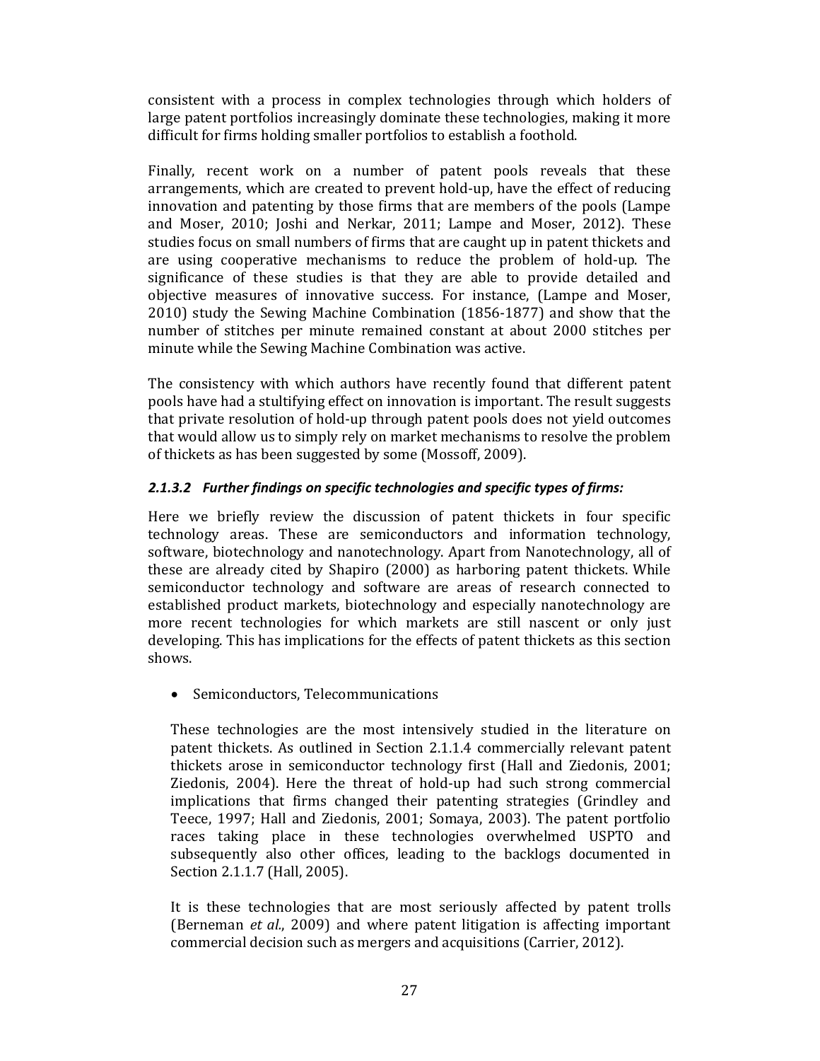consistent with a process in complex technologies through which holders of large patent portfolios increasingly dominate these technologies, making it more difficult for firms holding smaller portfolios to establish a foothold.

Finally, recent work on a number of patent pools reveals that these arrangements, which are created to prevent hold-up, have the effect of reducing innovation and patenting by those firms that are members of the pools (Lampe and Moser, 2010; Joshi and Nerkar, 2011; Lampe and Moser, 2012). These studies focus on small numbers of firms that are caught up in patent thickets and are using cooperative mechanisms to reduce the problem of hold-up. The significance of these studies is that they are able to provide detailed and objective measures of innovative success. For instance, (Lampe and Moser, 2010) study the Sewing Machine Combination (1856-1877) and show that the number of stitches per minute remained constant at about 2000 stitches per minute while the Sewing Machine Combination was active.

The consistency with which authors have recently found that different patent pools have had a stultifying effect on innovation is important. The result suggests that private resolution of hold-up through patent pools does not yield outcomes that would allow us to simply rely on market mechanisms to resolve the problem of thickets as has been suggested by some (Mossoff, 2009).

#### *2.1.3.2 Further findings on specific technologies and specific types of firms:*

Here we briefly review the discussion of patent thickets in four specific technology areas. These are semiconductors and information technology, software, biotechnology and nanotechnology. Apart from Nanotechnology, all of these are already cited by Shapiro (2000) as harboring patent thickets. While semiconductor technology and software are areas of research connected to established product markets, biotechnology and especially nanotechnology are more recent technologies for which markets are still nascent or only just developing. This has implications for the effects of patent thickets as this section shows.

- Semiconductors, Telecommunications

  These technologies are the most intensively studied in the literature on patent thickets. As outlined in Section 2.1.1.4 commercially relevant patent thickets arose in semiconductor technology first (Hall and Ziedonis, 2001; Ziedonis, 2004). Here the threat of hold-up had such strong commercial implications that firms changed their patenting strategies (Grindley and Teece, 1997; Hall and Ziedonis, 2001; Somaya, 2003). The patent portfolio races taking place in these technologies overwhelmed USPTO and subsequently also other offices, leading to the backlogs documented in Section 2.1.1.7 (Hall, 2005).

  It is these technologies that are most seriously affected by patent trolls (Berneman *et al*., 2009) and where patent litigation is affecting important commercial decision such as mergers and acquisitions (Carrier, 2012).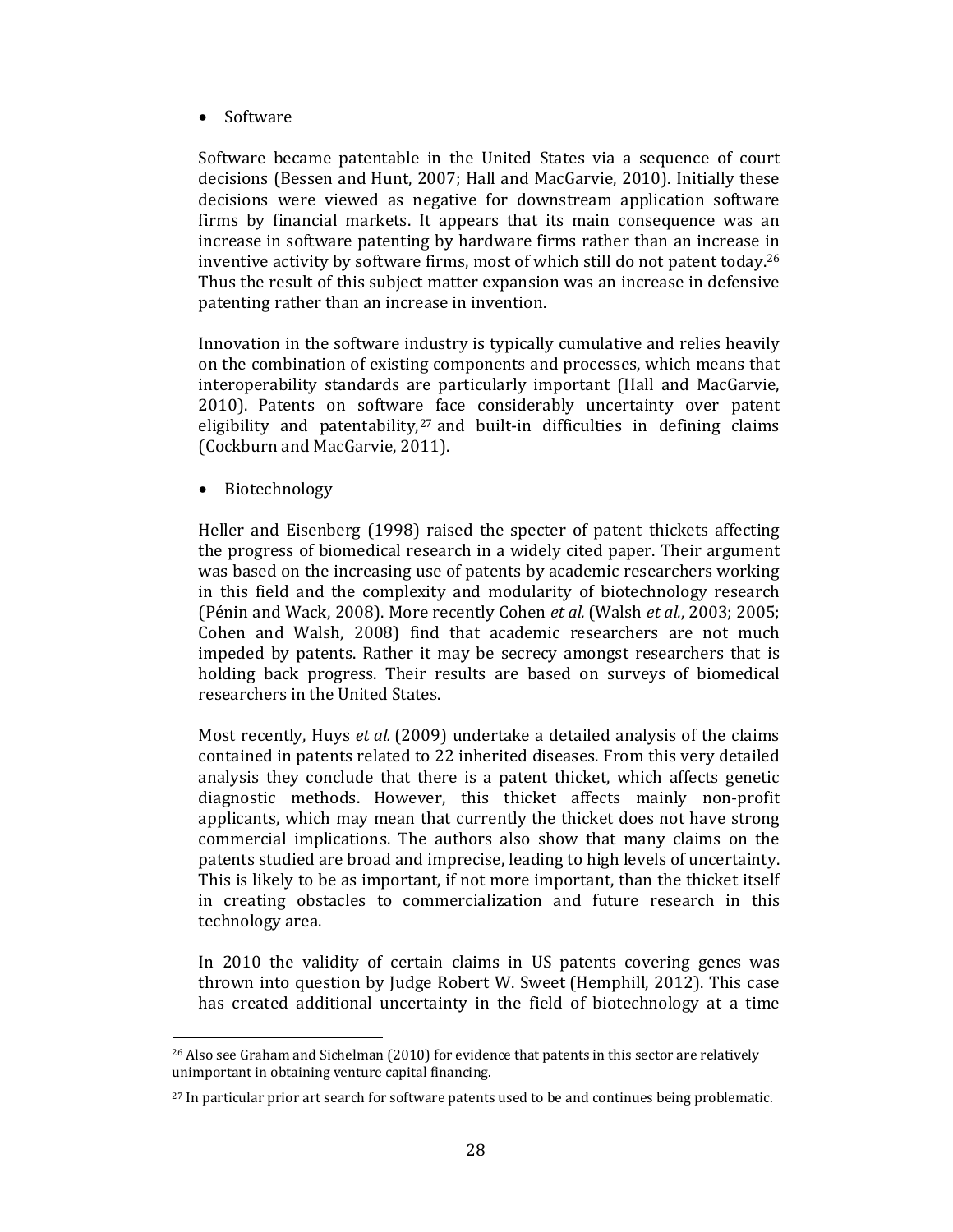- Software

Software became patentable in the United States via a sequence of court decisions (Bessen and Hunt, 2007; Hall and MacGarvie, 2010). Initially these decisions were viewed as negative for downstream application software firms by financial markets. It appears that its main consequence was an increase in software patenting by hardware firms rather than an increase in inventive activity by software firms, most of which still do not patent today.[26] Thus the result of this subject matter expansion was an increase in defensive patenting rather than an increase in invention.

Innovation in the software industry is typically cumulative and relies heavily on the combination of existing components and processes, which means that interoperability standards are particularly important (Hall and MacGarvie, 2010). Patents on software face considerably uncertainty over patent eligibility and patentability,[27] and built-in difficulties in defining claims (Cockburn and MacGarvie, 2011).

- Biotechnology

Heller and Eisenberg (1998) raised the specter of patent thickets affecting the progress of biomedical research in a widely cited paper. Their argument was based on the increasing use of patents by academic researchers working in this field and the complexity and modularity of biotechnology research (Pénin and Wack, 2008). More recently Cohen *et al.* (Walsh *et al.*, 2003; 2005; Cohen and Walsh, 2008) find that academic researchers are not much impeded by patents. Rather it may be secrecy amongst researchers that is holding back progress. Their results are based on surveys of biomedical researchers in the United States.

Most recently, Huys *et al.* (2009) undertake a detailed analysis of the claims contained in patents related to 22 inherited diseases. From this very detailed analysis they conclude that there is a patent thicket, which affects genetic diagnostic methods. However, this thicket affects mainly non-profit applicants, which may mean that currently the thicket does not have strong commercial implications. The authors also show that many claims on the patents studied are broad and imprecise, leading to high levels of uncertainty. This is likely to be as important, if not more important, than the thicket itself in creating obstacles to commercialization and future research in this technology area.

In 2010 the validity of certain claims in US patents covering genes was thrown into question by Judge Robert W. Sweet (Hemphill, 2012). This case has created additional uncertainty in the field of biotechnology at a time

[26] Also see Graham and Sichelman (2010) for evidence that patents in this sector are relatively unimportant in obtaining venture capital financing.

[27] In particular prior art search for software patents used to be and continues being problematic.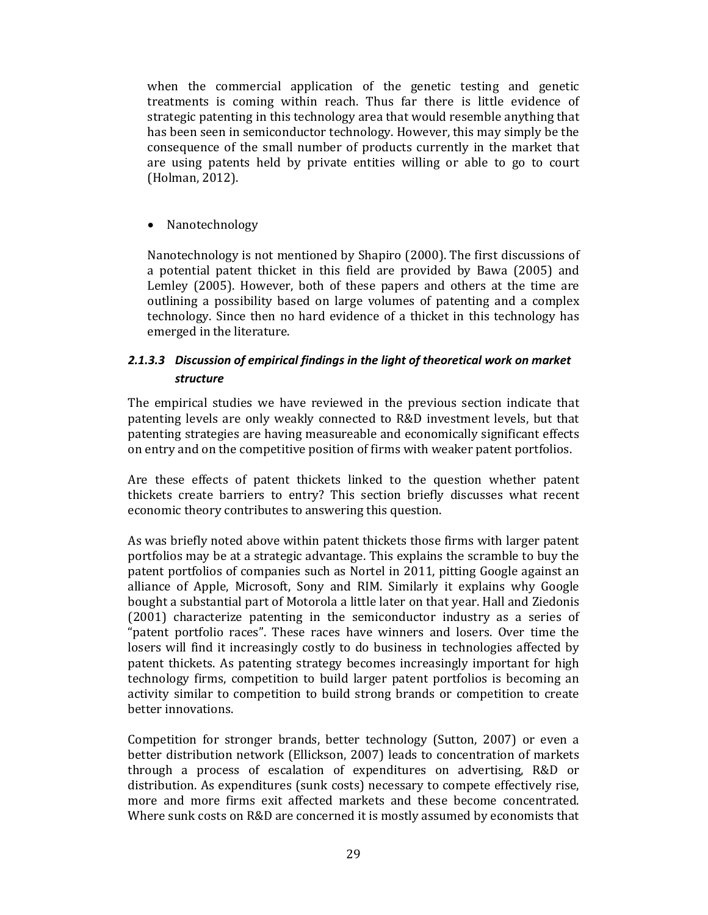when the commercial application of the genetic testing and genetic treatments is coming within reach. Thus far there is little evidence of strategic patenting in this technology area that would resemble anything that has been seen in semiconductor technology. However, this may simply be the consequence of the small number of products currently in the market that are using patents held by private entities willing or able to go to court (Holman, 2012).

- Nanotechnology

Nanotechnology is not mentioned by Shapiro (2000). The first discussions of a potential patent thicket in this field are provided by Bawa (2005) and Lemley (2005). However, both of these papers and others at the time are outlining a possibility based on large volumes of patenting and a complex technology. Since then no hard evidence of a thicket in this technology has emerged in the literature.

#### *2.1.3.3 Discussion of empirical findings in the light of theoretical work on market structure*

The empirical studies we have reviewed in the previous section indicate that patenting levels are only weakly connected to R&D investment levels, but that patenting strategies are having measureable and economically significant effects on entry and on the competitive position of firms with weaker patent portfolios.

Are these effects of patent thickets linked to the question whether patent thickets create barriers to entry? This section briefly discusses what recent economic theory contributes to answering this question.

As was briefly noted above within patent thickets those firms with larger patent portfolios may be at a strategic advantage. This explains the scramble to buy the patent portfolios of companies such as Nortel in 2011, pitting Google against an alliance of Apple, Microsoft, Sony and RIM. Similarly it explains why Google bought a substantial part of Motorola a little later on that year. Hall and Ziedonis (2001) characterize patenting in the semiconductor industry as a series of "patent portfolio races". These races have winners and losers. Over time the losers will find it increasingly costly to do business in technologies affected by patent thickets. As patenting strategy becomes increasingly important for high technology firms, competition to build larger patent portfolios is becoming an activity similar to competition to build strong brands or competition to create better innovations.

Competition for stronger brands, better technology (Sutton, 2007) or even a better distribution network (Ellickson, 2007) leads to concentration of markets through a process of escalation of expenditures on advertising, R&D or distribution. As expenditures (sunk costs) necessary to compete effectively rise, more and more firms exit affected markets and these become concentrated. Where sunk costs on R&D are concerned it is mostly assumed by economists that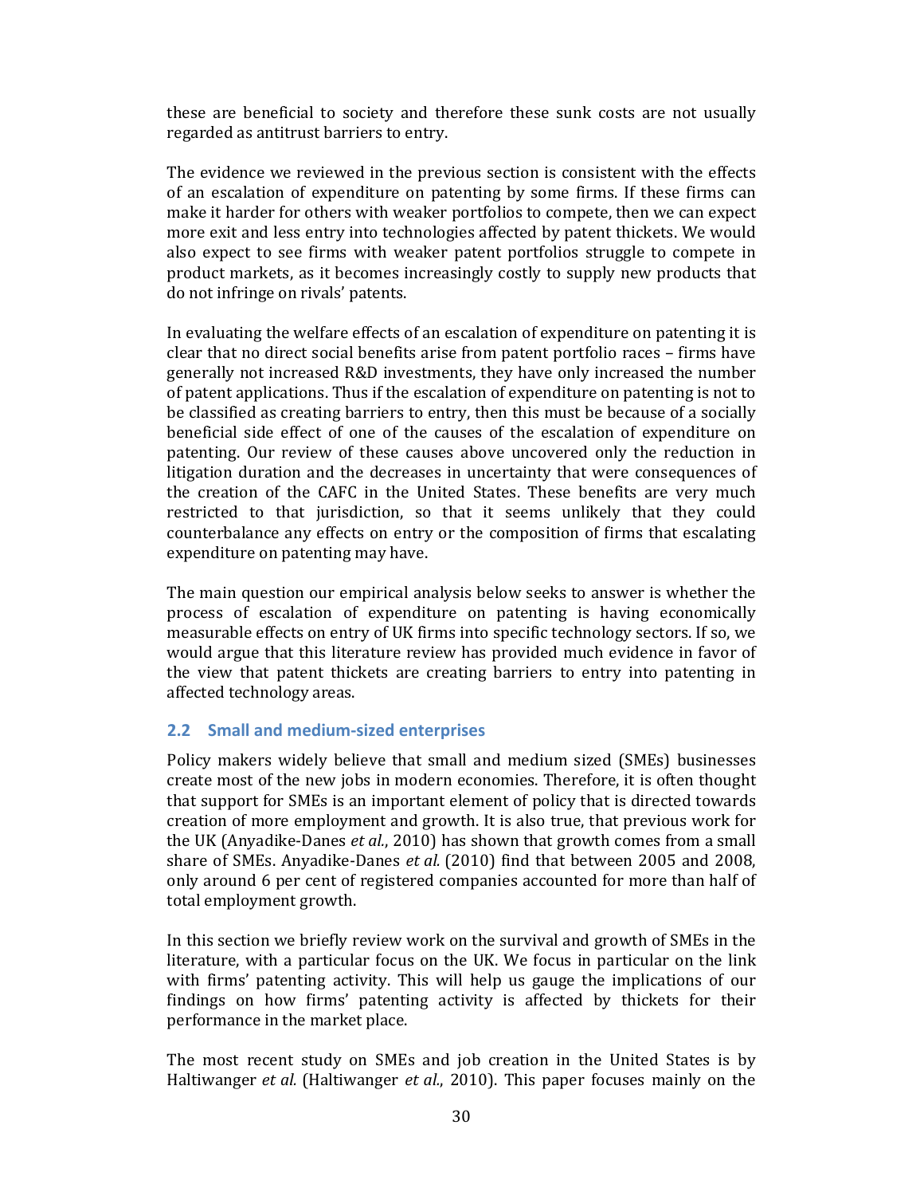these are beneficial to society and therefore these sunk costs are not usually regarded as antitrust barriers to entry.

The evidence we reviewed in the previous section is consistent with the effects of an escalation of expenditure on patenting by some firms. If these firms can make it harder for others with weaker portfolios to compete, then we can expect more exit and less entry into technologies affected by patent thickets. We would also expect to see firms with weaker patent portfolios struggle to compete in product markets, as it becomes increasingly costly to supply new products that do not infringe on rivals' patents.

In evaluating the welfare effects of an escalation of expenditure on patenting it is clear that no direct social benefits arise from patent portfolio races – firms have generally not increased R&D investments, they have only increased the number of patent applications. Thus if the escalation of expenditure on patenting is not to be classified as creating barriers to entry, then this must be because of a socially beneficial side effect of one of the causes of the escalation of expenditure on patenting. Our review of these causes above uncovered only the reduction in litigation duration and the decreases in uncertainty that were consequences of the creation of the CAFC in the United States. These benefits are very much restricted to that jurisdiction, so that it seems unlikely that they could counterbalance any effects on entry or the composition of firms that escalating expenditure on patenting may have.

The main question our empirical analysis below seeks to answer is whether the process of escalation of expenditure on patenting is having economically measurable effects on entry of UK firms into specific technology sectors. If so, we would argue that this literature review has provided much evidence in favor of the view that patent thickets are creating barriers to entry into patenting in affected technology areas.

## 2.2 Small and medium-sized enterprises

Policy makers widely believe that small and medium sized (SMEs) businesses create most of the new jobs in modern economies. Therefore, it is often thought that support for SMEs is an important element of policy that is directed towards creation of more employment and growth. It is also true, that previous work for the UK (Anyadike-Danes *et al.*, 2010) has shown that growth comes from a small share of SMEs. Anyadike-Danes *et al.* (2010) find that between 2005 and 2008, only around 6 per cent of registered companies accounted for more than half of total employment growth.

In this section we briefly review work on the survival and growth of SMEs in the literature, with a particular focus on the UK. We focus in particular on the link with firms' patenting activity. This will help us gauge the implications of our findings on how firms' patenting activity is affected by thickets for their performance in the market place.

The most recent study on SMEs and job creation in the United States is by Haltiwanger *et al.* (Haltiwanger *et al.*, 2010). This paper focuses mainly on the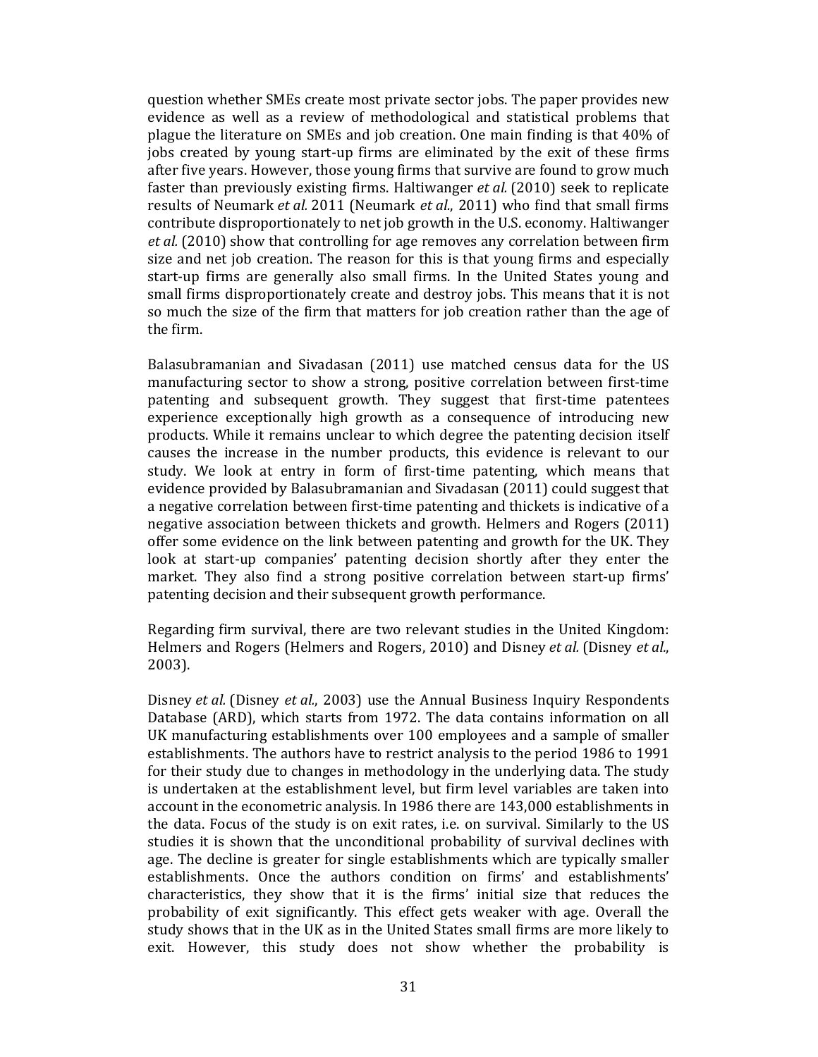question whether SMEs create most private sector jobs. The paper provides new evidence as well as a review of methodological and statistical problems that plague the literature on SMEs and job creation. One main finding is that 40% of jobs created by young start-up firms are eliminated by the exit of these firms after five years. However, those young firms that survive are found to grow much faster than previously existing firms. Haltiwanger *et al.* (2010) seek to replicate results of Neumark *et al.* 2011 (Neumark *et al.*, 2011) who find that small firms contribute disproportionately to net job growth in the U.S. economy. Haltiwanger *et al.* (2010) show that controlling for age removes any correlation between firm size and net job creation. The reason for this is that young firms and especially start-up firms are generally also small firms. In the United States young and small firms disproportionately create and destroy jobs. This means that it is not so much the size of the firm that matters for job creation rather than the age of the firm.

Balasubramanian and Sivadasan (2011) use matched census data for the US manufacturing sector to show a strong, positive correlation between first-time patenting and subsequent growth. They suggest that first-time patentees experience exceptionally high growth as a consequence of introducing new products. While it remains unclear to which degree the patenting decision itself causes the increase in the number products, this evidence is relevant to our study. We look at entry in form of first-time patenting, which means that evidence provided by Balasubramanian and Sivadasan (2011) could suggest that a negative correlation between first-time patenting and thickets is indicative of a negative association between thickets and growth. Helmers and Rogers (2011) offer some evidence on the link between patenting and growth for the UK. They look at start-up companies' patenting decision shortly after they enter the market. They also find a strong positive correlation between start-up firms' patenting decision and their subsequent growth performance.

Regarding firm survival, there are two relevant studies in the United Kingdom: Helmers and Rogers (Helmers and Rogers, 2010) and Disney *et al.* (Disney *et al.*, 2003).

Disney *et al.* (Disney *et al.*, 2003) use the Annual Business Inquiry Respondents Database (ARD), which starts from 1972. The data contains information on all UK manufacturing establishments over 100 employees and a sample of smaller establishments. The authors have to restrict analysis to the period 1986 to 1991 for their study due to changes in methodology in the underlying data. The study is undertaken at the establishment level, but firm level variables are taken into account in the econometric analysis. In 1986 there are 143,000 establishments in the data. Focus of the study is on exit rates, i.e. on survival. Similarly to the US studies it is shown that the unconditional probability of survival declines with age. The decline is greater for single establishments which are typically smaller establishments. Once the authors condition on firms' and establishments' characteristics, they show that it is the firms' initial size that reduces the probability of exit significantly. This effect gets weaker with age. Overall the study shows that in the UK as in the United States small firms are more likely to exit. However, this study does not show whether the probability is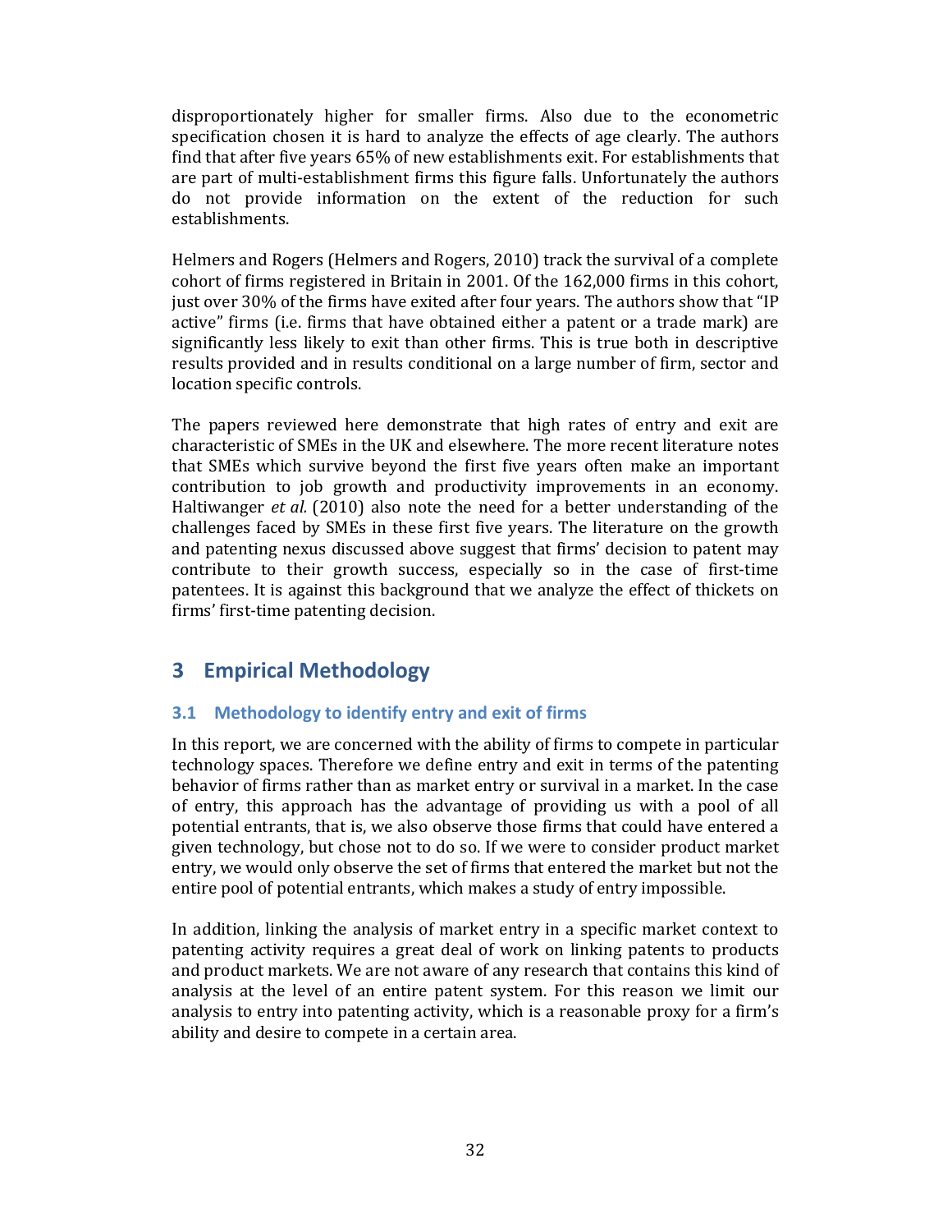disproportionately higher for smaller firms. Also due to the econometric specification chosen it is hard to analyze the effects of age clearly. The authors find that after five years 65% of new establishments exit. For establishments that are part of multi-establishment firms this figure falls. Unfortunately the authors do not provide information on the extent of the reduction for such establishments.

Helmers and Rogers (Helmers and Rogers, 2010) track the survival of a complete cohort of firms registered in Britain in 2001. Of the 162,000 firms in this cohort, just over 30% of the firms have exited after four years. The authors show that "IP active" firms (i.e. firms that have obtained either a patent or a trade mark) are significantly less likely to exit than other firms. This is true both in descriptive results provided and in results conditional on a large number of firm, sector and location specific controls.

The papers reviewed here demonstrate that high rates of entry and exit are characteristic of SMEs in the UK and elsewhere. The more recent literature notes that SMEs which survive beyond the first five years often make an important contribution to job growth and productivity improvements in an economy. Haltiwanger *et al.* (2010) also note the need for a better understanding of the challenges faced by SMEs in these first five years. The literature on the growth and patenting nexus discussed above suggest that firms' decision to patent may contribute to their growth success, especially so in the case of first-time patentees. It is against this background that we analyze the effect of thickets on firms' first-time patenting decision.

# 3 Empirical Methodology

## 3.1 Methodology to identify entry and exit of firms

In this report, we are concerned with the ability of firms to compete in particular technology spaces. Therefore we define entry and exit in terms of the patenting behavior of firms rather than as market entry or survival in a market. In the case of entry, this approach has the advantage of providing us with a pool of all potential entrants, that is, we also observe those firms that could have entered a given technology, but chose not to do so. If we were to consider product market entry, we would only observe the set of firms that entered the market but not the entire pool of potential entrants, which makes a study of entry impossible.

In addition, linking the analysis of market entry in a specific market context to patenting activity requires a great deal of work on linking patents to products and product markets. We are not aware of any research that contains this kind of analysis at the level of an entire patent system. For this reason we limit our analysis to entry into patenting activity, which is a reasonable proxy for a firm's ability and desire to compete in a certain area.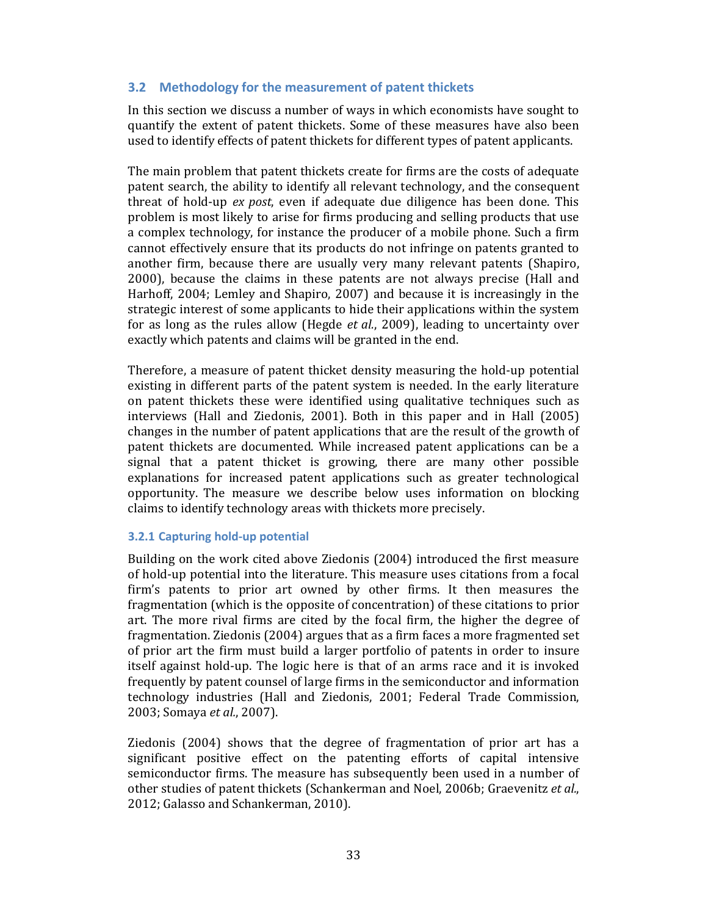### 3.2 Methodology for the measurement of patent thickets

In this section we discuss a number of ways in which economists have sought to quantify the extent of patent thickets. Some of these measures have also been used to identify effects of patent thickets for different types of patent applicants.

The main problem that patent thickets create for firms are the costs of adequate patent search, the ability to identify all relevant technology, and the consequent threat of hold-up *ex post*, even if adequate due diligence has been done. This problem is most likely to arise for firms producing and selling products that use a complex technology, for instance the producer of a mobile phone. Such a firm cannot effectively ensure that its products do not infringe on patents granted to another firm, because there are usually very many relevant patents (Shapiro, 2000), because the claims in these patents are not always precise (Hall and Harhoff, 2004; Lemley and Shapiro, 2007) and because it is increasingly in the strategic interest of some applicants to hide their applications within the system for as long as the rules allow (Hegde *et al.*, 2009), leading to uncertainty over exactly which patents and claims will be granted in the end.

Therefore, a measure of patent thicket density measuring the hold-up potential existing in different parts of the patent system is needed. In the early literature on patent thickets these were identified using qualitative techniques such as interviews (Hall and Ziedonis, 2001). Both in this paper and in Hall (2005) changes in the number of patent applications that are the result of the growth of patent thickets are documented. While increased patent applications can be a signal that a patent thicket is growing, there are many other possible explanations for increased patent applications such as greater technological opportunity. The measure we describe below uses information on blocking claims to identify technology areas with thickets more precisely.

#### 3.2.1 Capturing hold-up potential

Building on the work cited above Ziedonis (2004) introduced the first measure of hold-up potential into the literature. This measure uses citations from a focal firm's patents to prior art owned by other firms. It then measures the fragmentation (which is the opposite of concentration) of these citations to prior art. The more rival firms are cited by the focal firm, the higher the degree of fragmentation. Ziedonis (2004) argues that as a firm faces a more fragmented set of prior art the firm must build a larger portfolio of patents in order to insure itself against hold-up. The logic here is that of an arms race and it is invoked frequently by patent counsel of large firms in the semiconductor and information technology industries (Hall and Ziedonis, 2001; Federal Trade Commission, 2003; Somaya *et al.*, 2007).

Ziedonis (2004) shows that the degree of fragmentation of prior art has a significant positive effect on the patenting efforts of capital intensive semiconductor firms. The measure has subsequently been used in a number of other studies of patent thickets (Schankerman and Noel, 2006b; Graevenitz *et al.*, 2012; Galasso and Schankerman, 2010).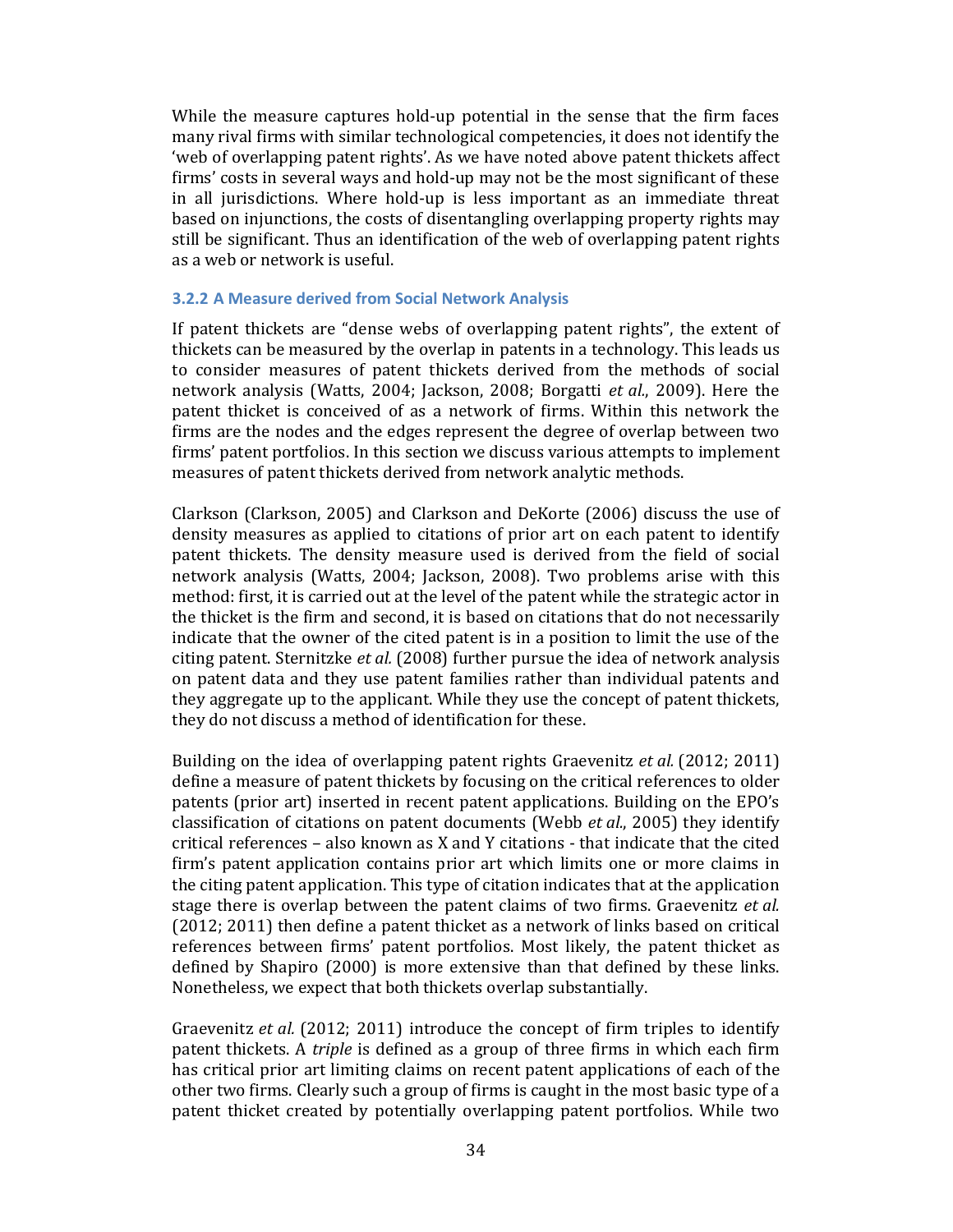While the measure captures hold-up potential in the sense that the firm faces many rival firms with similar technological competencies, it does not identify the 'web of overlapping patent rights'. As we have noted above patent thickets affect firms' costs in several ways and hold-up may not be the most significant of these in all jurisdictions. Where hold-up is less important as an immediate threat based on injunctions, the costs of disentangling overlapping property rights may still be significant. Thus an identification of the web of overlapping patent rights as a web or network is useful.

### 3.2.2 A Measure derived from Social Network Analysis

If patent thickets are "dense webs of overlapping patent rights", the extent of thickets can be measured by the overlap in patents in a technology. This leads us to consider measures of patent thickets derived from the methods of social network analysis (Watts, 2004; Jackson, 2008; Borgatti *et al.*, 2009). Here the patent thicket is conceived of as a network of firms. Within this network the firms are the nodes and the edges represent the degree of overlap between two firms' patent portfolios. In this section we discuss various attempts to implement measures of patent thickets derived from network analytic methods.

Clarkson (Clarkson, 2005) and Clarkson and DeKorte (2006) discuss the use of density measures as applied to citations of prior art on each patent to identify patent thickets. The density measure used is derived from the field of social network analysis (Watts, 2004; Jackson, 2008). Two problems arise with this method: first, it is carried out at the level of the patent while the strategic actor in the thicket is the firm and second, it is based on citations that do not necessarily indicate that the owner of the cited patent is in a position to limit the use of the citing patent. Sternitzke *et al.* (2008) further pursue the idea of network analysis on patent data and they use patent families rather than individual patents and they aggregate up to the applicant. While they use the concept of patent thickets, they do not discuss a method of identification for these.

Building on the idea of overlapping patent rights Graevenitz *et al.* (2012; 2011) define a measure of patent thickets by focusing on the critical references to older patents (prior art) inserted in recent patent applications. Building on the EPO's classification of citations on patent documents (Webb *et al.*, 2005) they identify critical references – also known as X and Y citations - that indicate that the cited firm's patent application contains prior art which limits one or more claims in the citing patent application. This type of citation indicates that at the application stage there is overlap between the patent claims of two firms. Graevenitz *et al.* (2012; 2011) then define a patent thicket as a network of links based on critical references between firms' patent portfolios. Most likely, the patent thicket as defined by Shapiro (2000) is more extensive than that defined by these links. Nonetheless, we expect that both thickets overlap substantially.

Graevenitz *et al.* (2012; 2011) introduce the concept of firm triples to identify patent thickets. A *triple* is defined as a group of three firms in which each firm has critical prior art limiting claims on recent patent applications of each of the other two firms. Clearly such a group of firms is caught in the most basic type of a patent thicket created by potentially overlapping patent portfolios. While two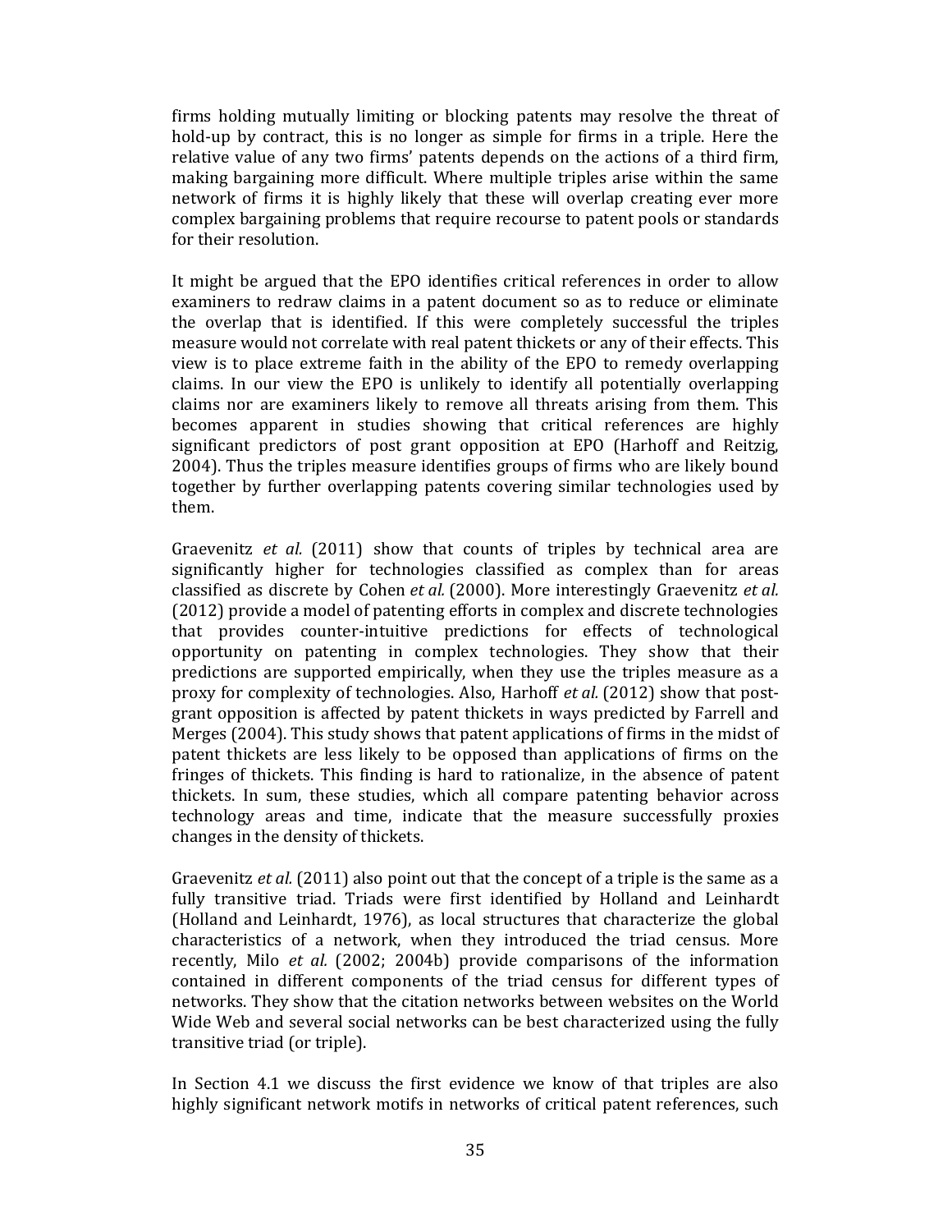firms holding mutually limiting or blocking patents may resolve the threat of hold-up by contract, this is no longer as simple for firms in a triple. Here the relative value of any two firms' patents depends on the actions of a third firm, making bargaining more difficult. Where multiple triples arise within the same network of firms it is highly likely that these will overlap creating ever more complex bargaining problems that require recourse to patent pools or standards for their resolution.

It might be argued that the EPO identifies critical references in order to allow examiners to redraw claims in a patent document so as to reduce or eliminate the overlap that is identified. If this were completely successful the triples measure would not correlate with real patent thickets or any of their effects. This view is to place extreme faith in the ability of the EPO to remedy overlapping claims. In our view the EPO is unlikely to identify all potentially overlapping claims nor are examiners likely to remove all threats arising from them. This becomes apparent in studies showing that critical references are highly significant predictors of post grant opposition at EPO (Harhoff and Reitzig, 2004). Thus the triples measure identifies groups of firms who are likely bound together by further overlapping patents covering similar technologies used by them.

Graevenitz *et al.* (2011) show that counts of triples by technical area are significantly higher for technologies classified as complex than for areas classified as discrete by Cohen *et al.* (2000). More interestingly Graevenitz *et al.* (2012) provide a model of patenting efforts in complex and discrete technologies that provides counter-intuitive predictions for effects of technological opportunity on patenting in complex technologies. They show that their predictions are supported empirically, when they use the triples measure as a proxy for complexity of technologies. Also, Harhoff *et al.* (2012) show that post-grant opposition is affected by patent thickets in ways predicted by Farrell and Merges (2004). This study shows that patent applications of firms in the midst of patent thickets are less likely to be opposed than applications of firms on the fringes of thickets. This finding is hard to rationalize, in the absence of patent thickets. In sum, these studies, which all compare patenting behavior across technology areas and time, indicate that the measure successfully proxies changes in the density of thickets.

Graevenitz *et al.* (2011) also point out that the concept of a triple is the same as a fully transitive triad. Triads were first identified by Holland and Leinhardt (Holland and Leinhardt, 1976), as local structures that characterize the global characteristics of a network, when they introduced the triad census. More recently, Milo *et al.* (2002; 2004b) provide comparisons of the information contained in different components of the triad census for different types of networks. They show that the citation networks between websites on the World Wide Web and several social networks can be best characterized using the fully transitive triad (or triple).

In Section 4.1 we discuss the first evidence we know of that triples are also highly significant network motifs in networks of critical patent references, such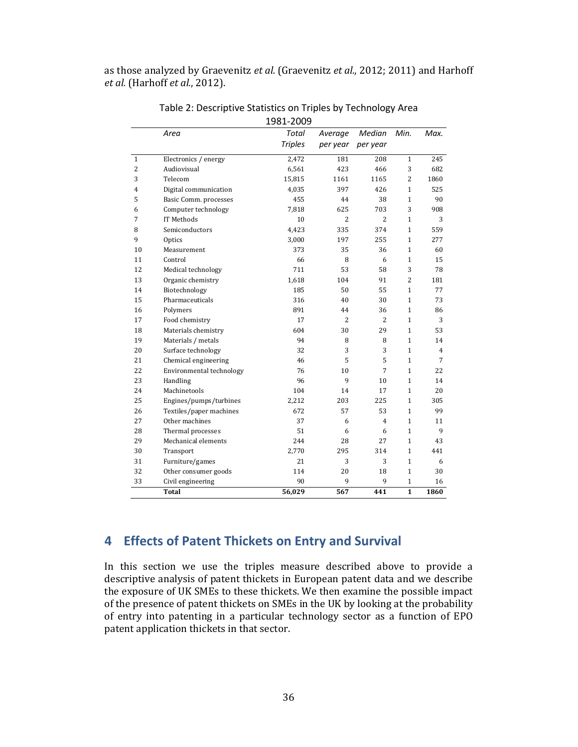as those analyzed by Graevenitz *et al.* (Graevenitz *et al.*, 2012; 2011) and Harhoff *et al.* (Harhoff *et al.*, 2012).

Table 2: Descriptive Statistics on Triples by Technology Area 1981-2009

| | *Area* | *Total Triples* | *Average per year* | *Median per year* | *Min.* | *Max.* |
|---|---|---|---|---|---|---|
| 1 | Electronics / energy | 2,472 | 181 | 208 | 1 | 245 |
| 2 | Audiovisual | 6,561 | 423 | 466 | 3 | 682 |
| 3 | Telecom | 15,815 | 1161 | 1165 | 2 | 1860 |
| 4 | Digital communication | 4,035 | 397 | 426 | 1 | 525 |
| 5 | Basic Comm. processes | 455 | 44 | 38 | 1 | 90 |
| 6 | Computer technology | 7,818 | 625 | 703 | 3 | 908 |
| 7 | IT Methods | 10 | 2 | 2 | 1 | 3 |
| 8 | Semiconductors | 4,423 | 335 | 374 | 1 | 559 |
| 9 | Optics | 3,000 | 197 | 255 | 1 | 277 |
| 10 | Measurement | 373 | 35 | 36 | 1 | 60 |
| 11 | Control | 66 | 8 | 6 | 1 | 15 |
| 12 | Medical technology | 711 | 53 | 58 | 3 | 78 |
| 13 | Organic chemistry | 1,618 | 104 | 91 | 2 | 181 |
| 14 | Biotechnology | 185 | 50 | 55 | 1 | 77 |
| 15 | Pharmaceuticals | 316 | 40 | 30 | 1 | 73 |
| 16 | Polymers | 891 | 44 | 36 | 1 | 86 |
| 17 | Food chemistry | 17 | 2 | 2 | 1 | 3 |
| 18 | Materials chemistry | 604 | 30 | 29 | 1 | 53 |
| 19 | Materials / metals | 94 | 8 | 8 | 1 | 14 |
| 20 | Surface technology | 32 | 3 | 3 | 1 | 4 |
| 21 | Chemical engineering | 46 | 5 | 5 | 1 | 7 |
| 22 | Environmental technology | 76 | 10 | 7 | 1 | 22 |
| 23 | Handling | 96 | 9 | 10 | 1 | 14 |
| 24 | Machinetools | 104 | 14 | 17 | 1 | 20 |
| 25 | Engines/pumps/turbines | 2,212 | 203 | 225 | 1 | 305 |
| 26 | Textiles/paper machines | 672 | 57 | 53 | 1 | 99 |
| 27 | Other machines | 37 | 6 | 4 | 1 | 11 |
| 28 | Thermal processes | 51 | 6 | 6 | 1 | 9 |
| 29 | Mechanical elements | 244 | 28 | 27 | 1 | 43 |
| 30 | Transport | 2,770 | 295 | 314 | 1 | 441 |
| 31 | Furniture/games | 21 | 3 | 3 | 1 | 6 |
| 32 | Other consumer goods | 114 | 20 | 18 | 1 | 30 |
| 33 | Civil engineering | 90 | 9 | 9 | 1 | 16 |
| | **Total** | **56,029** | **567** | **441** | **1** | **1860** |

## 4 Effects of Patent Thickets on Entry and Survival

In this section we use the triples measure described above to provide a descriptive analysis of patent thickets in European patent data and we describe the exposure of UK SMEs to these thickets. We then examine the possible impact of the presence of patent thickets on SMEs in the UK by looking at the probability of entry into patenting in a particular technology sector as a function of EPO patent application thickets in that sector.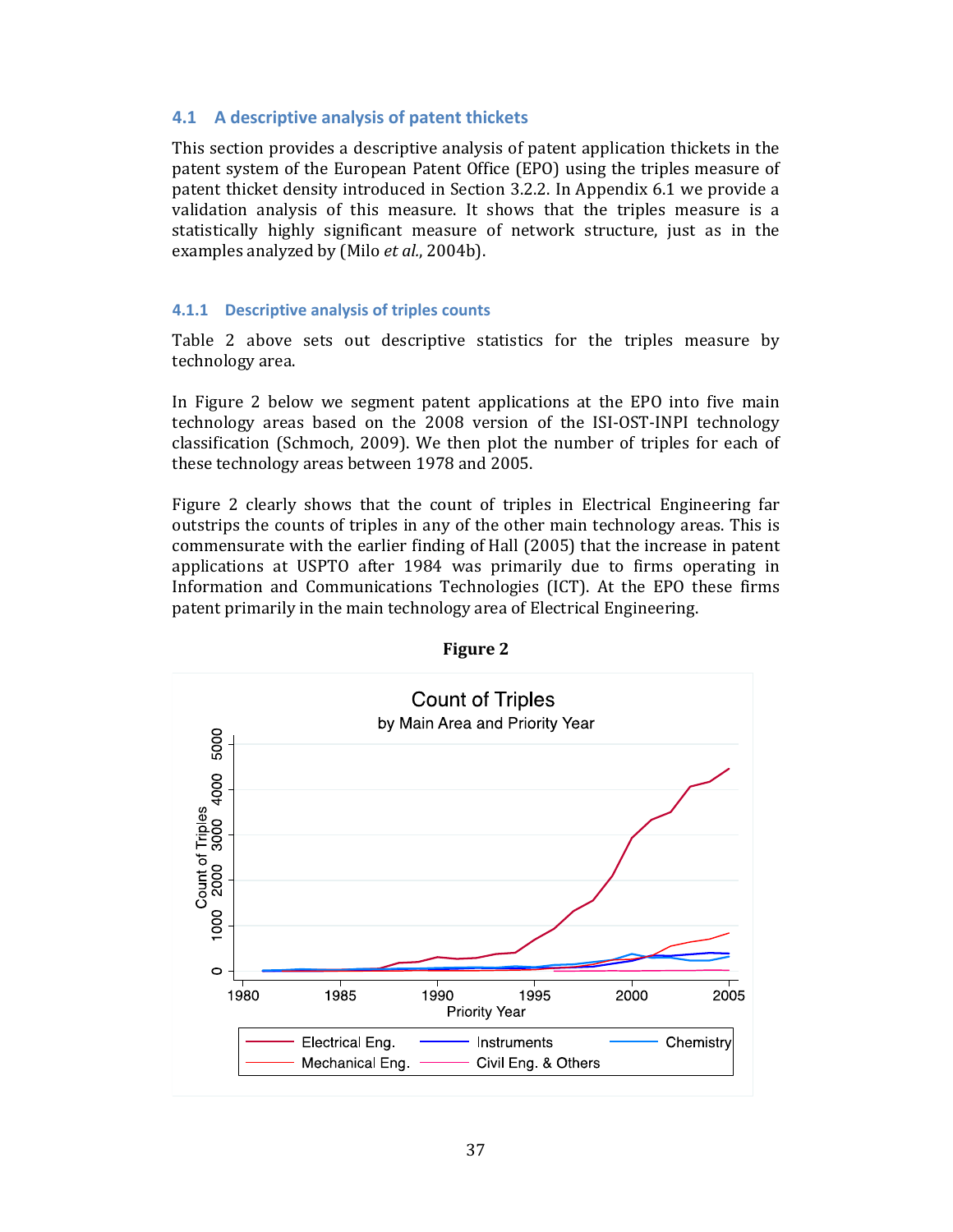## 4.1 A descriptive analysis of patent thickets

This section provides a descriptive analysis of patent application thickets in the patent system of the European Patent Office (EPO) using the triples measure of patent thicket density introduced in Section 3.2.2. In Appendix 6.1 we provide a validation analysis of this measure. It shows that the triples measure is a statistically highly significant measure of network structure, just as in the examples analyzed by (Milo *et al.*, 2004b).

### 4.1.1 Descriptive analysis of triples counts

Table 2 above sets out descriptive statistics for the triples measure by technology area.

In Figure 2 below we segment patent applications at the EPO into five main technology areas based on the 2008 version of the ISI-OST-INPI technology classification (Schmoch, 2009). We then plot the number of triples for each of these technology areas between 1978 and 2005.

Figure 2 clearly shows that the count of triples in Electrical Engineering far outstrips the counts of triples in any of the other main technology areas. This is commensurate with the earlier finding of Hall (2005) that the increase in patent applications at USPTO after 1984 was primarily due to firms operating in Information and Communications Technologies (ICT). At the EPO these firms patent primarily in the main technology area of Electrical Engineering.

**Figure 2**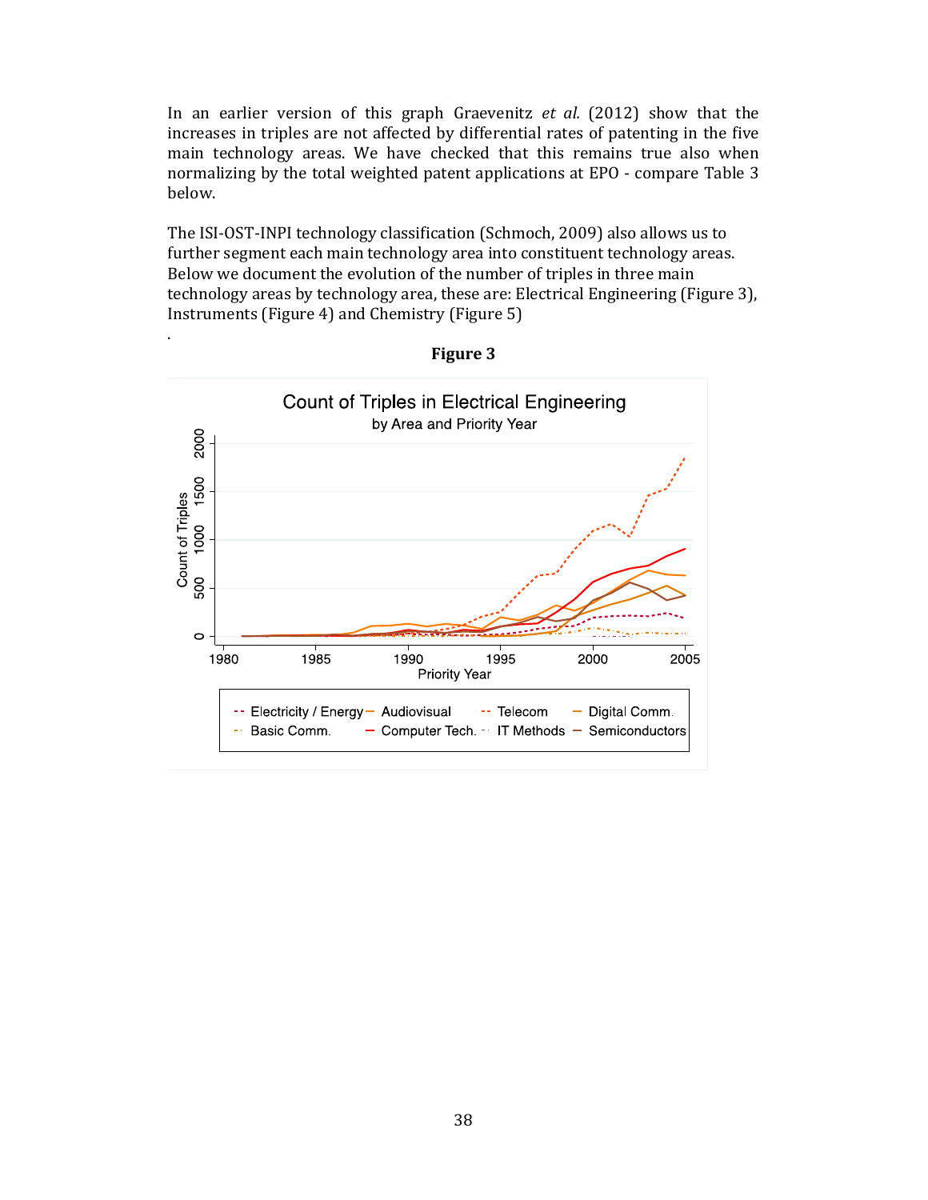In an earlier version of this graph Graevenitz *et al.* (2012) show that the increases in triples are not affected by differential rates of patenting in the five main technology areas. We have checked that this remains true also when normalizing by the total weighted patent applications at EPO - compare Table 3 below.

The ISI-OST-INPI technology classification (Schmoch, 2009) also allows us to further segment each main technology area into constituent technology areas. Below we document the evolution of the number of triples in three main technology areas by technology area, these are: Electrical Engineering (Figure 3), Instruments (Figure 4) and Chemistry (Figure 5)

.

**Figure 3**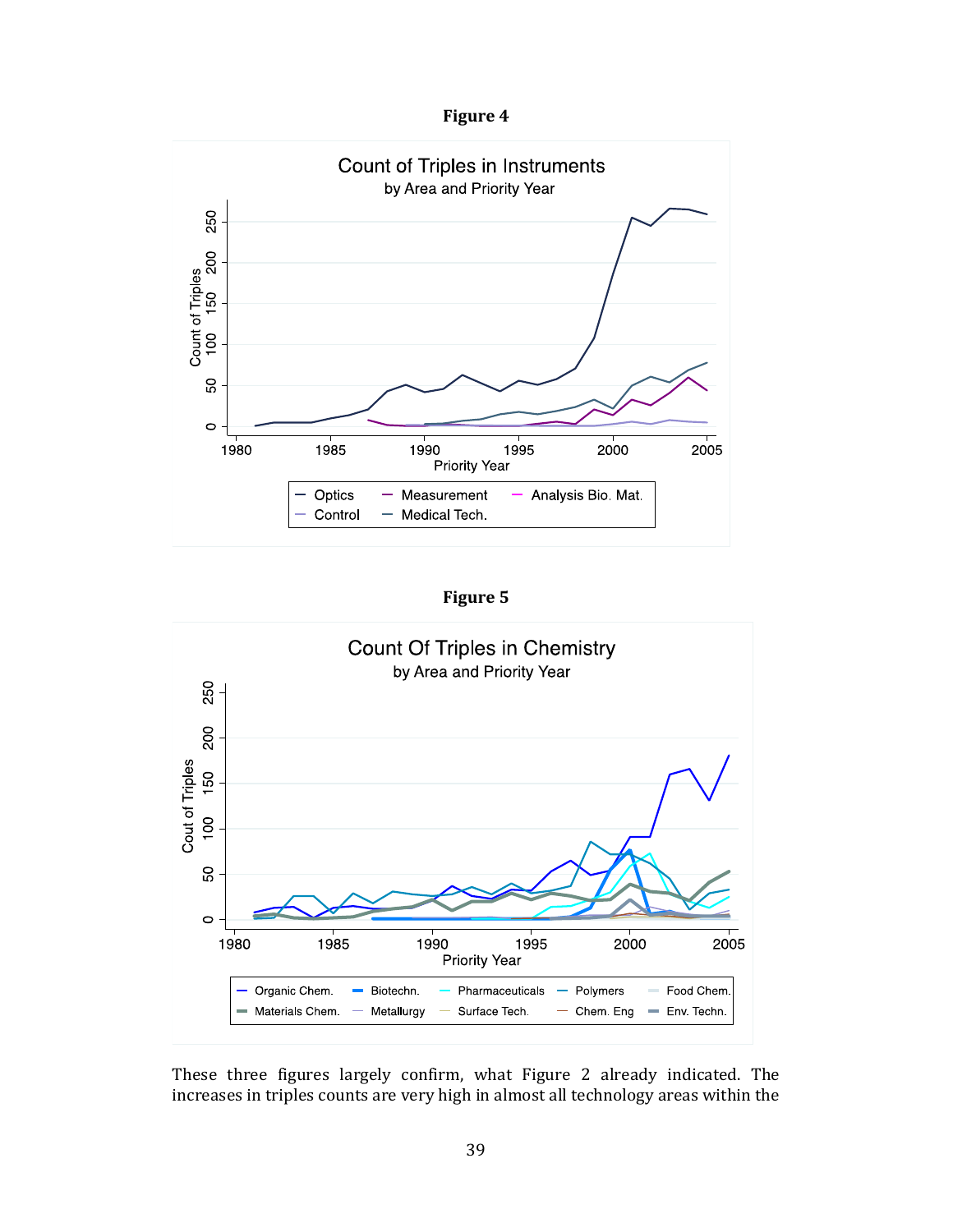**Figure 4**

**Figure 5**

These three figures largely confirm, what Figure 2 already indicated. The increases in triples counts are very high in almost all technology areas within the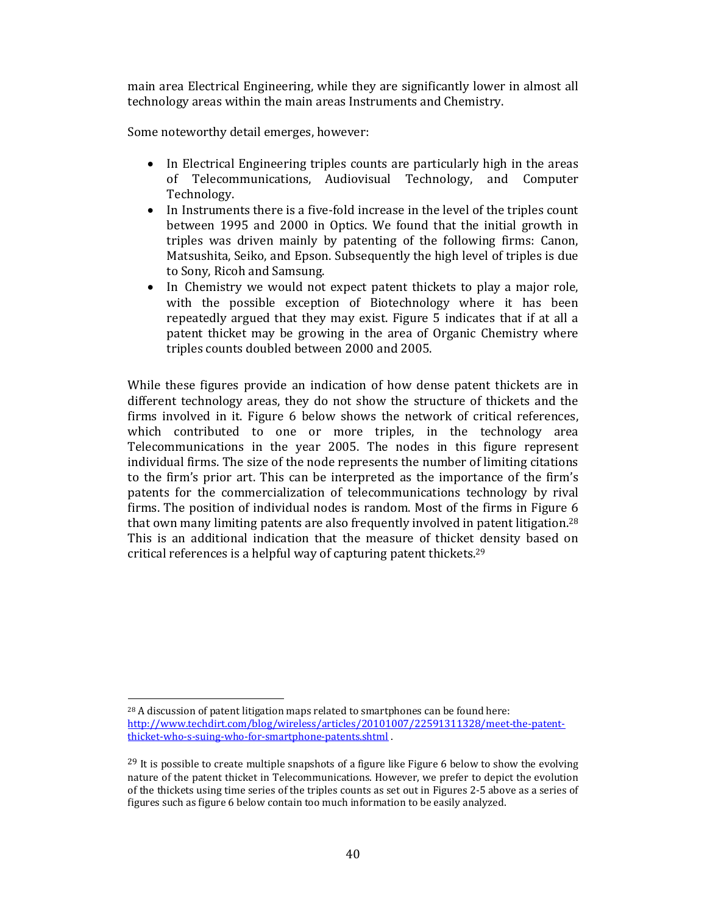main area Electrical Engineering, while they are significantly lower in almost all technology areas within the main areas Instruments and Chemistry.

Some noteworthy detail emerges, however:

- In Electrical Engineering triples counts are particularly high in the areas of Telecommunications, Audiovisual Technology, and Computer Technology.
- In Instruments there is a five-fold increase in the level of the triples count between 1995 and 2000 in Optics. We found that the initial growth in triples was driven mainly by patenting of the following firms: Canon, Matsushita, Seiko, and Epson. Subsequently the high level of triples is due to Sony, Ricoh and Samsung.
- In Chemistry we would not expect patent thickets to play a major role, with the possible exception of Biotechnology where it has been repeatedly argued that they may exist. Figure 5 indicates that if at all a patent thicket may be growing in the area of Organic Chemistry where triples counts doubled between 2000 and 2005.

While these figures provide an indication of how dense patent thickets are in different technology areas, they do not show the structure of thickets and the firms involved in it. Figure 6 below shows the network of critical references, which contributed to one or more triples, in the technology area Telecommunications in the year 2005. The nodes in this figure represent individual firms. The size of the node represents the number of limiting citations to the firm's prior art. This can be interpreted as the importance of the firm's patents for the commercialization of telecommunications technology by rival firms. The position of individual nodes is random. Most of the firms in Figure 6 that own many limiting patents are also frequently involved in patent litigation.[28] This is an additional indication that the measure of thicket density based on critical references is a helpful way of capturing patent thickets.[29]

---

[28] A discussion of patent litigation maps related to smartphones can be found here: http://www.techdirt.com/blog/wireless/articles/20101007/22591311328/meet-the-patent-thicket-who-s-suing-who-for-smartphone-patents.shtml .

[29] It is possible to create multiple snapshots of a figure like Figure 6 below to show the evolving nature of the patent thicket in Telecommunications. However, we prefer to depict the evolution of the thickets using time series of the triples counts as set out in Figures 2-5 above as a series of figures such as figure 6 below contain too much information to be easily analyzed.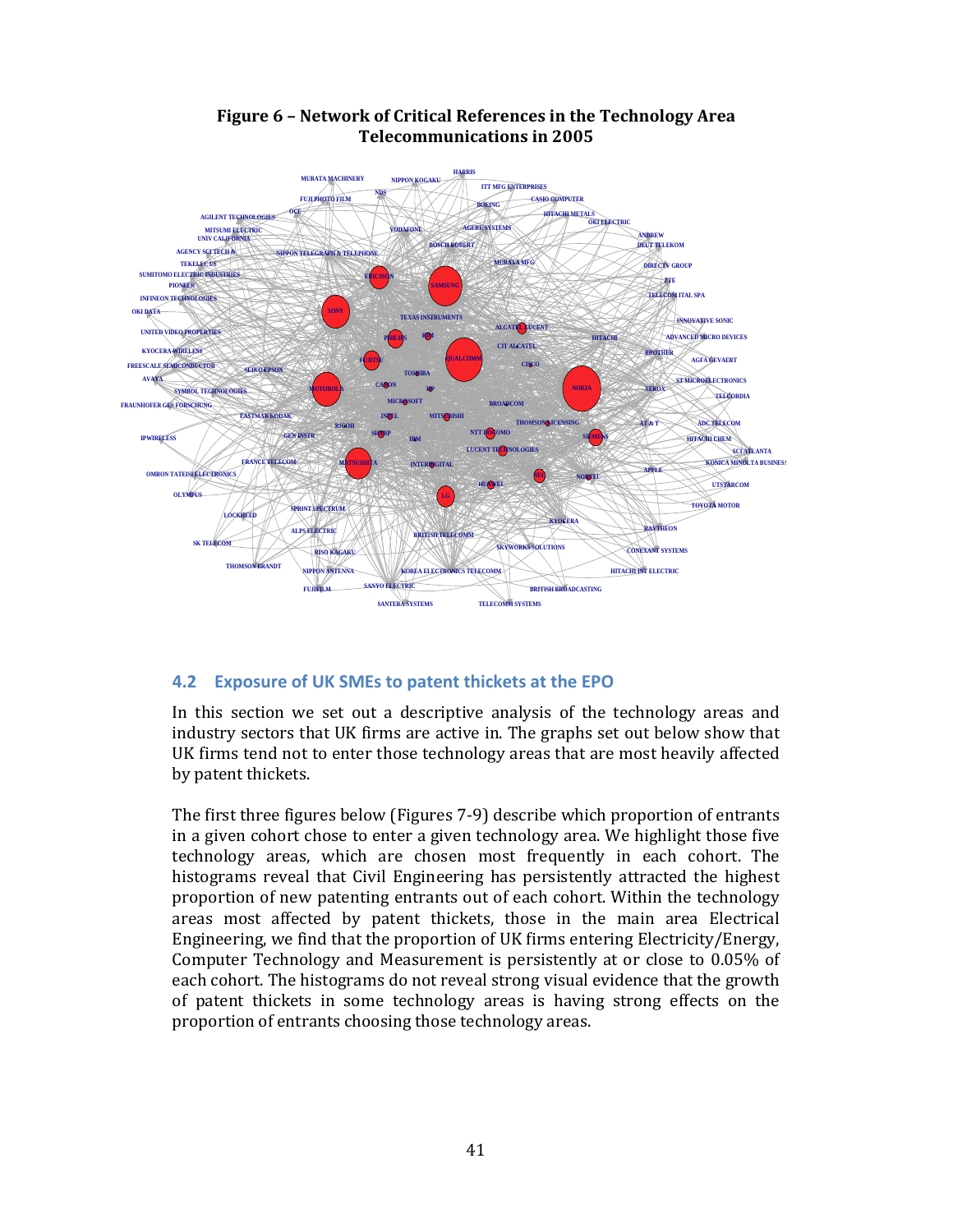**Figure 6 – Network of Critical References in the Technology Area Telecommunications in 2005**

## 4.2 Exposure of UK SMEs to patent thickets at the EPO

In this section we set out a descriptive analysis of the technology areas and industry sectors that UK firms are active in. The graphs set out below show that UK firms tend not to enter those technology areas that are most heavily affected by patent thickets.

The first three figures below (Figures 7-9) describe which proportion of entrants in a given cohort chose to enter a given technology area. We highlight those five technology areas, which are chosen most frequently in each cohort. The histograms reveal that Civil Engineering has persistently attracted the highest proportion of new patenting entrants out of each cohort. Within the technology areas most affected by patent thickets, those in the main area Electrical Engineering, we find that the proportion of UK firms entering Electricity/Energy, Computer Technology and Measurement is persistently at or close to 0.05% of each cohort. The histograms do not reveal strong visual evidence that the growth of patent thickets in some technology areas is having strong effects on the proportion of entrants choosing those technology areas.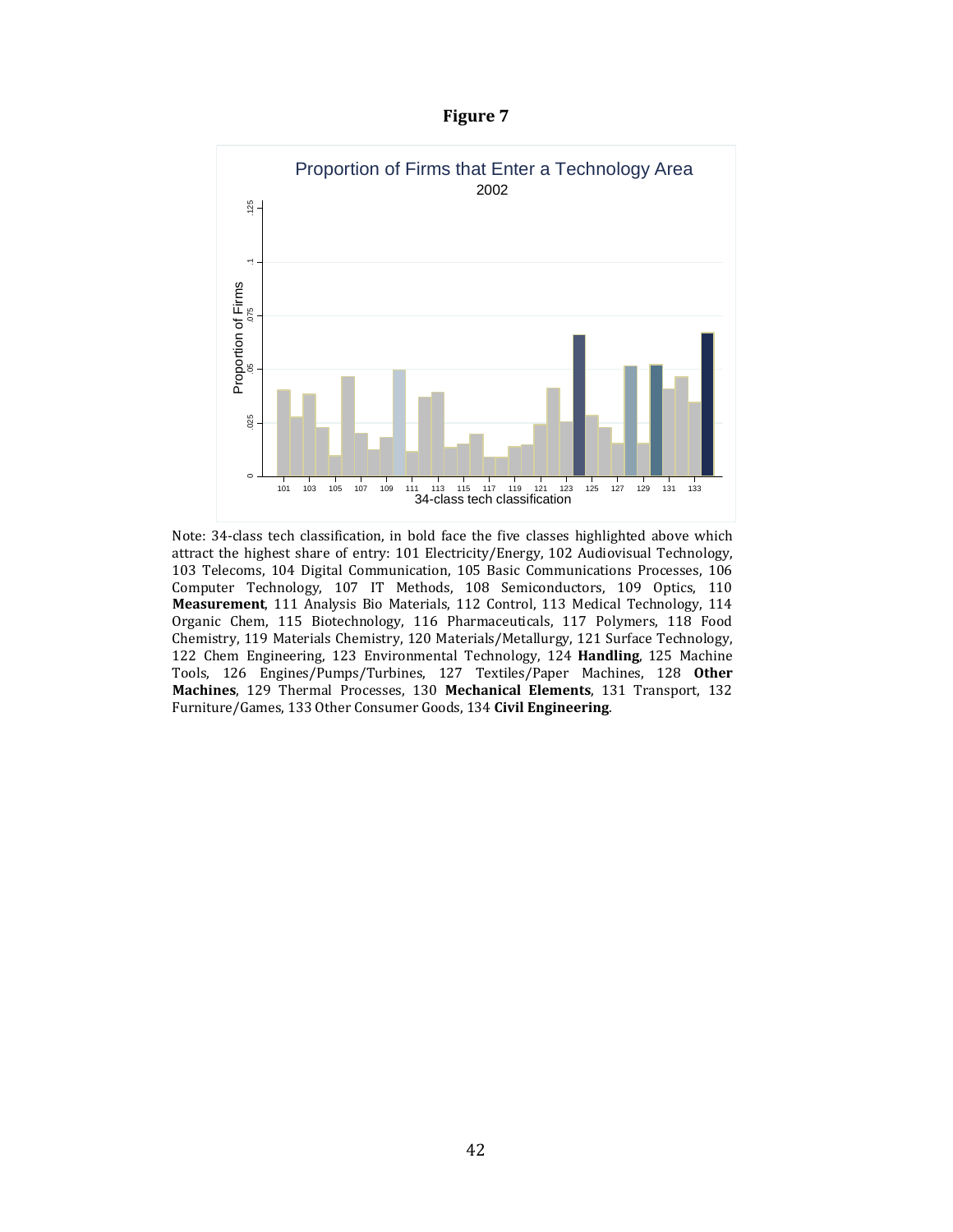**Figure 7**

Proportion of Firms that Enter a Technology Area

2002

Note: 34-class tech classification, in bold face the five classes highlighted above which attract the highest share of entry: 101 Electricity/Energy, 102 Audiovisual Technology, 103 Telecoms, 104 Digital Communication, 105 Basic Communications Processes, 106 Computer Technology, 107 IT Methods, 108 Semiconductors, 109 Optics, 110 **Measurement**, 111 Analysis Bio Materials, 112 Control, 113 Medical Technology, 114 Organic Chem, 115 Biotechnology, 116 Pharmaceuticals, 117 Polymers, 118 Food Chemistry, 119 Materials Chemistry, 120 Materials/Metallurgy, 121 Surface Technology, 122 Chem Engineering, 123 Environmental Technology, 124 **Handling**, 125 Machine Tools, 126 Engines/Pumps/Turbines, 127 Textiles/Paper Machines, 128 **Other Machines**, 129 Thermal Processes, 130 **Mechanical Elements**, 131 Transport, 132 Furniture/Games, 133 Other Consumer Goods, 134 **Civil Engineering**.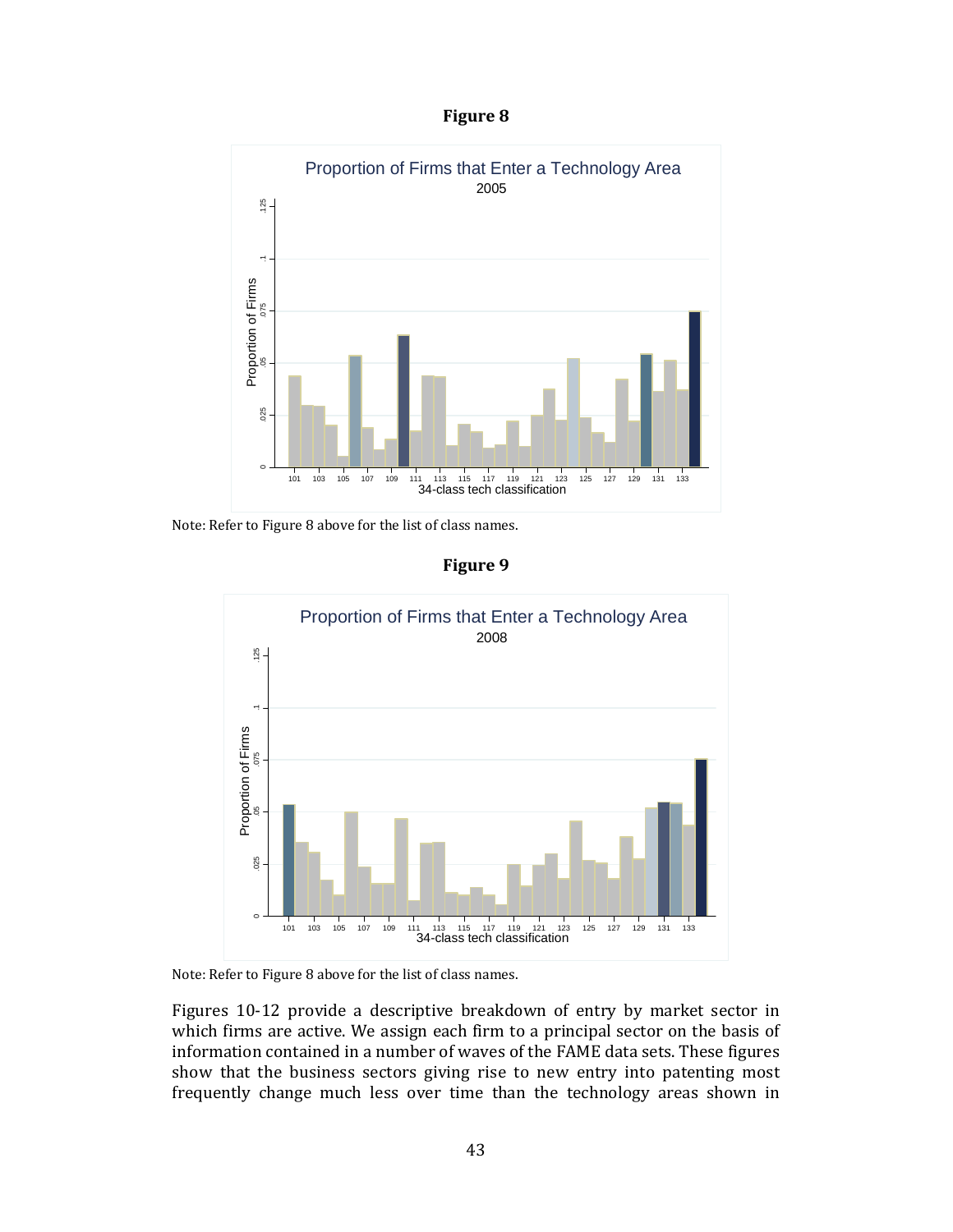**Figure 8**

Note: Refer to Figure 8 above for the list of class names.

**Figure 9**

Note: Refer to Figure 8 above for the list of class names.

Figures 10-12 provide a descriptive breakdown of entry by market sector in which firms are active. We assign each firm to a principal sector on the basis of information contained in a number of waves of the FAME data sets. These figures show that the business sectors giving rise to new entry into patenting most frequently change much less over time than the technology areas shown in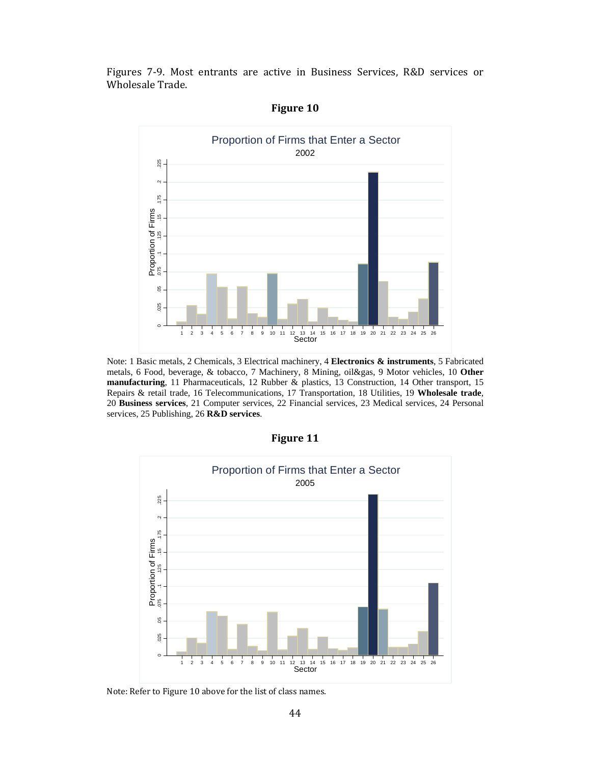Figures 7-9. Most entrants are active in Business Services, R&D services or Wholesale Trade.

**Figure 10**

Note: 1 Basic metals, 2 Chemicals, 3 Electrical machinery, 4 **Electronics & instruments**, 5 Fabricated metals, 6 Food, beverage, & tobacco, 7 Machinery, 8 Mining, oil&gas, 9 Motor vehicles, 10 **Other manufacturing**, 11 Pharmaceuticals, 12 Rubber & plastics, 13 Construction, 14 Other transport, 15 Repairs & retail trade, 16 Telecommunications, 17 Transportation, 18 Utilities, 19 **Wholesale trade**, 20 **Business services**, 21 Computer services, 22 Financial services, 23 Medical services, 24 Personal services, 25 Publishing, 26 **R&D services**.

**Figure 11**

Note: Refer to Figure 10 above for the list of class names.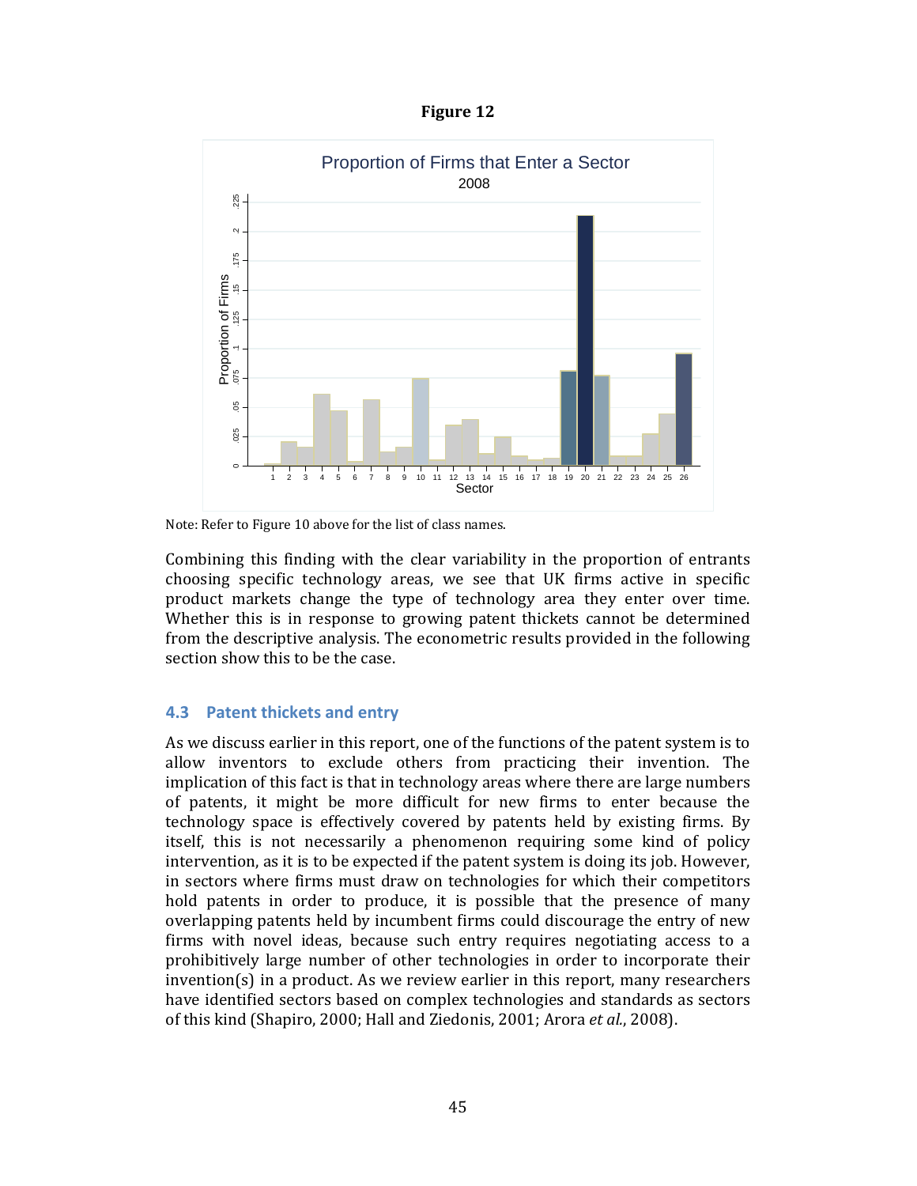**Figure 12**

Note: Refer to Figure 10 above for the list of class names.

Combining this finding with the clear variability in the proportion of entrants choosing specific technology areas, we see that UK firms active in specific product markets change the type of technology area they enter over time. Whether this is in response to growing patent thickets cannot be determined from the descriptive analysis. The econometric results provided in the following section show this to be the case.

### 4.3 Patent thickets and entry

As we discuss earlier in this report, one of the functions of the patent system is to allow inventors to exclude others from practicing their invention. The implication of this fact is that in technology areas where there are large numbers of patents, it might be more difficult for new firms to enter because the technology space is effectively covered by patents held by existing firms. By itself, this is not necessarily a phenomenon requiring some kind of policy intervention, as it is to be expected if the patent system is doing its job. However, in sectors where firms must draw on technologies for which their competitors hold patents in order to produce, it is possible that the presence of many overlapping patents held by incumbent firms could discourage the entry of new firms with novel ideas, because such entry requires negotiating access to a prohibitively large number of other technologies in order to incorporate their invention(s) in a product. As we review earlier in this report, many researchers have identified sectors based on complex technologies and standards as sectors of this kind (Shapiro, 2000; Hall and Ziedonis, 2001; Arora *et al.*, 2008).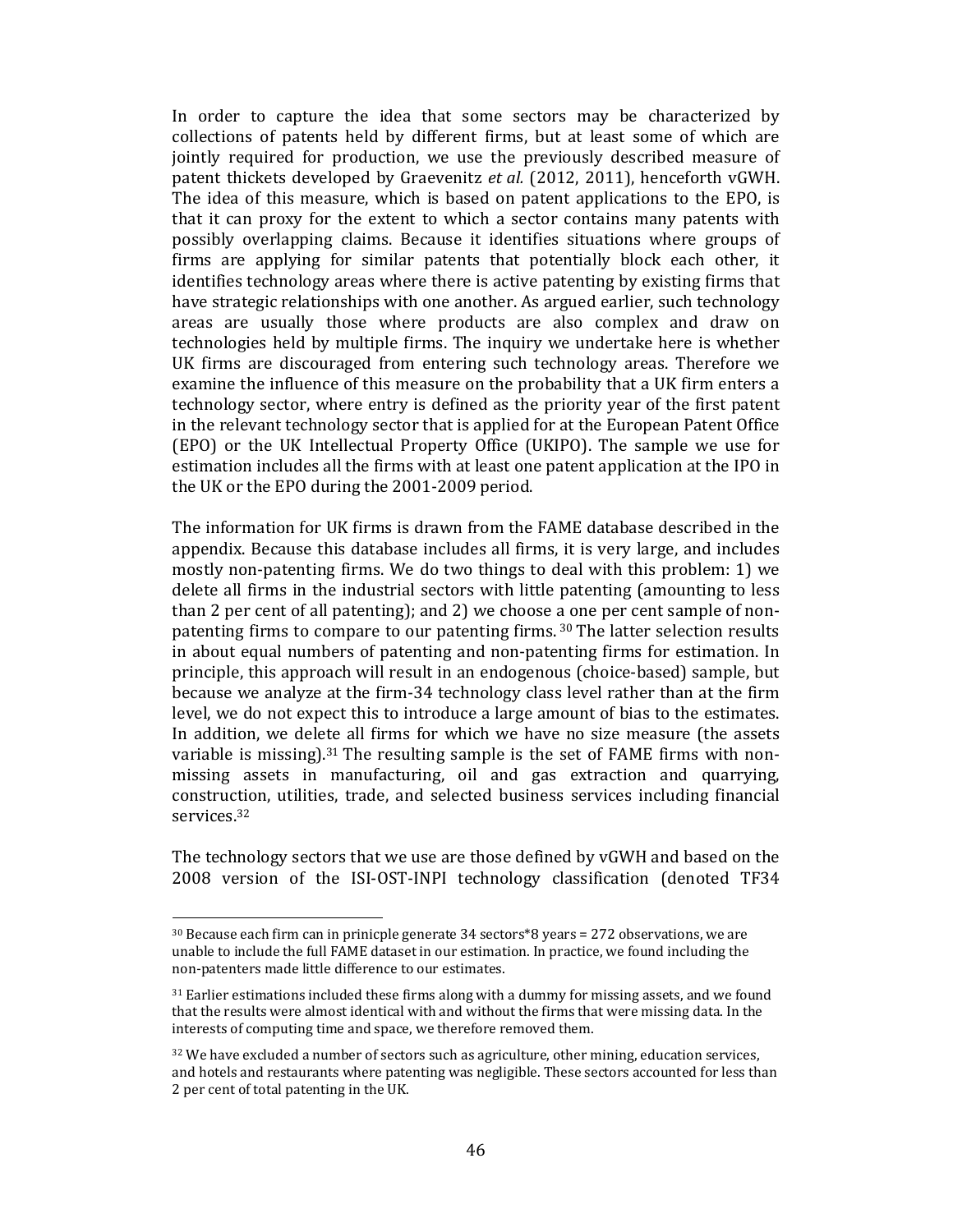In order to capture the idea that some sectors may be characterized by collections of patents held by different firms, but at least some of which are jointly required for production, we use the previously described measure of patent thickets developed by Graevenitz *et al.* (2012, 2011), henceforth vGWH. The idea of this measure, which is based on patent applications to the EPO, is that it can proxy for the extent to which a sector contains many patents with possibly overlapping claims. Because it identifies situations where groups of firms are applying for similar patents that potentially block each other, it identifies technology areas where there is active patenting by existing firms that have strategic relationships with one another. As argued earlier, such technology areas are usually those where products are also complex and draw on technologies held by multiple firms. The inquiry we undertake here is whether UK firms are discouraged from entering such technology areas. Therefore we examine the influence of this measure on the probability that a UK firm enters a technology sector, where entry is defined as the priority year of the first patent in the relevant technology sector that is applied for at the European Patent Office (EPO) or the UK Intellectual Property Office (UKIPO). The sample we use for estimation includes all the firms with at least one patent application at the IPO in the UK or the EPO during the 2001-2009 period.

The information for UK firms is drawn from the FAME database described in the appendix. Because this database includes all firms, it is very large, and includes mostly non-patenting firms. We do two things to deal with this problem: 1) we delete all firms in the industrial sectors with little patenting (amounting to less than 2 per cent of all patenting); and 2) we choose a one per cent sample of non-patenting firms to compare to our patenting firms.[30] The latter selection results in about equal numbers of patenting and non-patenting firms for estimation. In principle, this approach will result in an endogenous (choice-based) sample, but because we analyze at the firm-34 technology class level rather than at the firm level, we do not expect this to introduce a large amount of bias to the estimates. In addition, we delete all firms for which we have no size measure (the assets variable is missing).[31] The resulting sample is the set of FAME firms with non-missing assets in manufacturing, oil and gas extraction and quarrying, construction, utilities, trade, and selected business services including financial services.[32]

The technology sectors that we use are those defined by vGWH and based on the 2008 version of the ISI-OST-INPI technology classification (denoted TF34

---

[30] Because each firm can in prinicple generate 34 sectors*8 years = 272 observations, we are unable to include the full FAME dataset in our estimation. In practice, we found including the non-patenters made little difference to our estimates.

[31] Earlier estimations included these firms along with a dummy for missing assets, and we found that the results were almost identical with and without the firms that were missing data. In the interests of computing time and space, we therefore removed them.

[32] We have excluded a number of sectors such as agriculture, other mining, education services, and hotels and restaurants where patenting was negligible. These sectors accounted for less than 2 per cent of total patenting in the UK.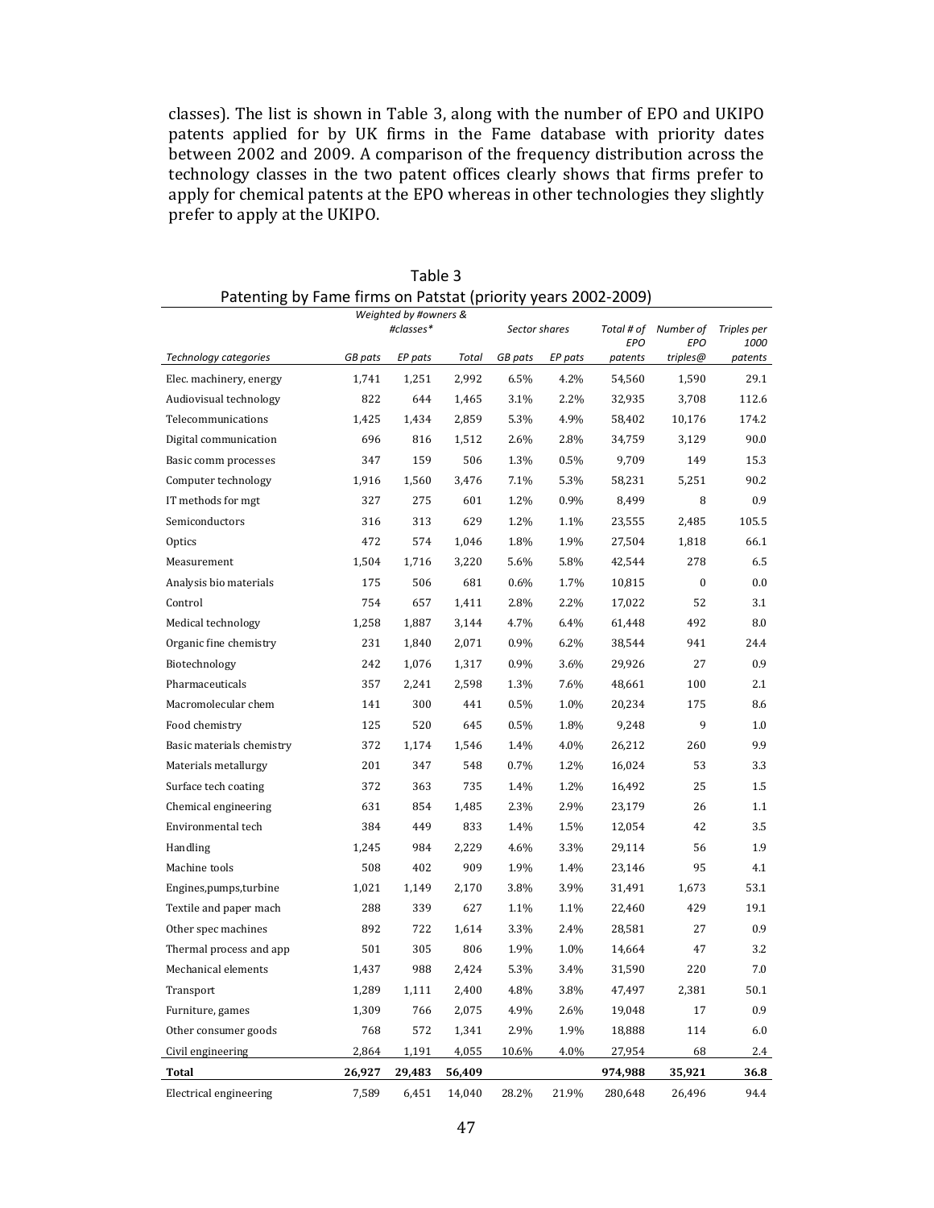classes). The list is shown in Table 3, along with the number of EPO and UKIPO patents applied for by UK firms in the Fame database with priority dates between 2002 and 2009. A comparison of the frequency distribution across the technology classes in the two patent offices clearly shows that firms prefer to apply for chemical patents at the EPO whereas in other technologies they slightly prefer to apply at the UKIPO.

Table 3
Patenting by Fame firms on Patstat (priority years 2002-2009)

| | *Weighted by #owners & #classes** | | | *Sector shares* | | | | |
|---|---|---|---|---|---|---|---|---|
| *Technology categories* | *GB pats* | *EP pats* | *Total* | *GB pats* | *EP pats* | *Total # of EPO patents* | *Number of EPO triples@* | *Triples per 1000 patents* |
| Elec. machinery, energy | 1,741 | 1,251 | 2,992 | 6.5% | 4.2% | 54,560 | 1,590 | 29.1 |
| Audiovisual technology | 822 | 644 | 1,465 | 3.1% | 2.2% | 32,935 | 3,708 | 112.6 |
| Telecommunications | 1,425 | 1,434 | 2,859 | 5.3% | 4.9% | 58,402 | 10,176 | 174.2 |
| Digital communication | 696 | 816 | 1,512 | 2.6% | 2.8% | 34,759 | 3,129 | 90.0 |
| Basic comm processes | 347 | 159 | 506 | 1.3% | 0.5% | 9,709 | 149 | 15.3 |
| Computer technology | 1,916 | 1,560 | 3,476 | 7.1% | 5.3% | 58,231 | 5,251 | 90.2 |
| IT methods for mgt | 327 | 275 | 601 | 1.2% | 0.9% | 8,499 | 8 | 0.9 |
| Semiconductors | 316 | 313 | 629 | 1.2% | 1.1% | 23,555 | 2,485 | 105.5 |
| Optics | 472 | 574 | 1,046 | 1.8% | 1.9% | 27,504 | 1,818 | 66.1 |
| Measurement | 1,504 | 1,716 | 3,220 | 5.6% | 5.8% | 42,544 | 278 | 6.5 |
| Analysis bio materials | 175 | 506 | 681 | 0.6% | 1.7% | 10,815 | 0 | 0.0 |
| Control | 754 | 657 | 1,411 | 2.8% | 2.2% | 17,022 | 52 | 3.1 |
| Medical technology | 1,258 | 1,887 | 3,144 | 4.7% | 6.4% | 61,448 | 492 | 8.0 |
| Organic fine chemistry | 231 | 1,840 | 2,071 | 0.9% | 6.2% | 38,544 | 941 | 24.4 |
| Biotechnology | 242 | 1,076 | 1,317 | 0.9% | 3.6% | 29,926 | 27 | 0.9 |
| Pharmaceuticals | 357 | 2,241 | 2,598 | 1.3% | 7.6% | 48,661 | 100 | 2.1 |
| Macromolecular chem | 141 | 300 | 441 | 0.5% | 1.0% | 20,234 | 175 | 8.6 |
| Food chemistry | 125 | 520 | 645 | 0.5% | 1.8% | 9,248 | 9 | 1.0 |
| Basic materials chemistry | 372 | 1,174 | 1,546 | 1.4% | 4.0% | 26,212 | 260 | 9.9 |
| Materials metallurgy | 201 | 347 | 548 | 0.7% | 1.2% | 16,024 | 53 | 3.3 |
| Surface tech coating | 372 | 363 | 735 | 1.4% | 1.2% | 16,492 | 25 | 1.5 |
| Chemical engineering | 631 | 854 | 1,485 | 2.3% | 2.9% | 23,179 | 26 | 1.1 |
| Environmental tech | 384 | 449 | 833 | 1.4% | 1.5% | 12,054 | 42 | 3.5 |
| Handling | 1,245 | 984 | 2,229 | 4.6% | 3.3% | 29,114 | 56 | 1.9 |
| Machine tools | 508 | 402 | 909 | 1.9% | 1.4% | 23,146 | 95 | 4.1 |
| Engines,pumps,turbine | 1,021 | 1,149 | 2,170 | 3.8% | 3.9% | 31,491 | 1,673 | 53.1 |
| Textile and paper mach | 288 | 339 | 627 | 1.1% | 1.1% | 22,460 | 429 | 19.1 |
| Other spec machines | 892 | 722 | 1,614 | 3.3% | 2.4% | 28,581 | 27 | 0.9 |
| Thermal process and app | 501 | 305 | 806 | 1.9% | 1.0% | 14,664 | 47 | 3.2 |
| Mechanical elements | 1,437 | 988 | 2,424 | 5.3% | 3.4% | 31,590 | 220 | 7.0 |
| Transport | 1,289 | 1,111 | 2,400 | 4.8% | 3.8% | 47,497 | 2,381 | 50.1 |
| Furniture, games | 1,309 | 766 | 2,075 | 4.9% | 2.6% | 19,048 | 17 | 0.9 |
| Other consumer goods | 768 | 572 | 1,341 | 2.9% | 1.9% | 18,888 | 114 | 6.0 |
| Civil engineering | 2,864 | 1,191 | 4,055 | 10.6% | 4.0% | 27,954 | 68 | 2.4 |
| **Total** | **26,927** | **29,483** | **56,409** | | | **974,988** | **35,921** | **36.8** |
| Electrical engineering | 7,589 | 6,451 | 14,040 | 28.2% | 21.9% | 280,648 | 26,496 | 94.4 |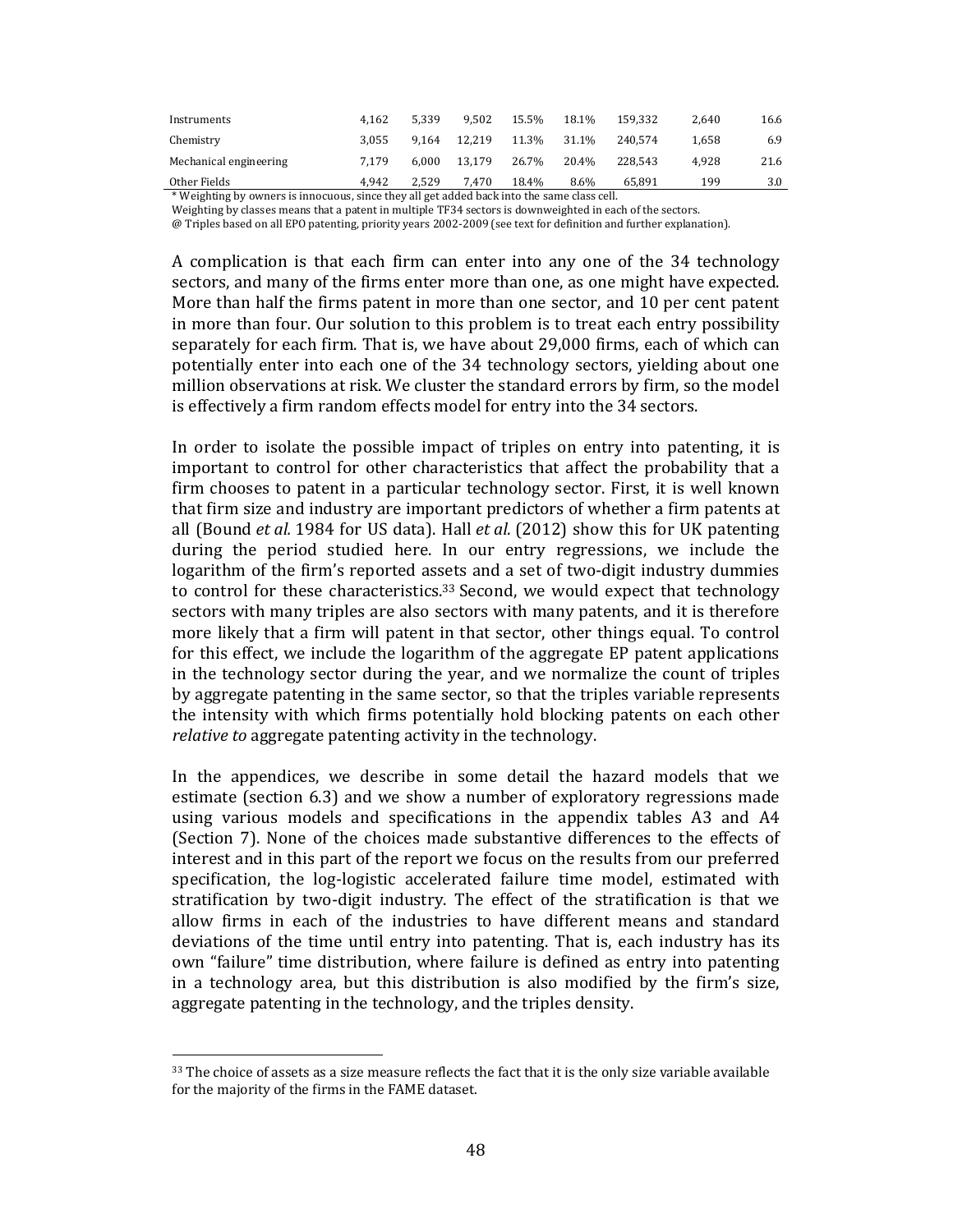| | | | | | | | | |
|---|---|---|---|---|---|---|---|---|
| Instruments | 4,162 | 5,339 | 9,502 | 15.5% | 18.1% | 159,332 | 2,640 | 16.6 |
| Chemistry | 3,055 | 9,164 | 12,219 | 11.3% | 31.1% | 240,574 | 1,658 | 6.9 |
| Mechanical engineering | 7,179 | 6,000 | 13,179 | 26.7% | 20.4% | 228,543 | 4,928 | 21.6 |
| Other Fields | 4,942 | 2,529 | 7,470 | 18.4% | 8.6% | 65,891 | 199 | 3.0 |

\* Weighting by owners is innocuous, since they all get added back into the same class cell.
Weighting by classes means that a patent in multiple TF34 sectors is downweighted in each of the sectors.
@ Triples based on all EPO patenting, priority years 2002-2009 (see text for definition and further explanation).

A complication is that each firm can enter into any one of the 34 technology sectors, and many of the firms enter more than one, as one might have expected. More than half the firms patent in more than one sector, and 10 per cent patent in more than four. Our solution to this problem is to treat each entry possibility separately for each firm. That is, we have about 29,000 firms, each of which can potentially enter into each one of the 34 technology sectors, yielding about one million observations at risk. We cluster the standard errors by firm, so the model is effectively a firm random effects model for entry into the 34 sectors.

In order to isolate the possible impact of triples on entry into patenting, it is important to control for other characteristics that affect the probability that a firm chooses to patent in a particular technology sector. First, it is well known that firm size and industry are important predictors of whether a firm patents at all (Bound *et al.* 1984 for US data). Hall *et al.* (2012) show this for UK patenting during the period studied here. In our entry regressions, we include the logarithm of the firm's reported assets and a set of two-digit industry dummies to control for these characteristics.[33] Second, we would expect that technology sectors with many triples are also sectors with many patents, and it is therefore more likely that a firm will patent in that sector, other things equal. To control for this effect, we include the logarithm of the aggregate EP patent applications in the technology sector during the year, and we normalize the count of triples by aggregate patenting in the same sector, so that the triples variable represents the intensity with which firms potentially hold blocking patents on each other *relative to* aggregate patenting activity in the technology.

In the appendices, we describe in some detail the hazard models that we estimate (section 6.3) and we show a number of exploratory regressions made using various models and specifications in the appendix tables A3 and A4 (Section 7). None of the choices made substantive differences to the effects of interest and in this part of the report we focus on the results from our preferred specification, the log-logistic accelerated failure time model, estimated with stratification by two-digit industry. The effect of the stratification is that we allow firms in each of the industries to have different means and standard deviations of the time until entry into patenting. That is, each industry has its own "failure" time distribution, where failure is defined as entry into patenting in a technology area, but this distribution is also modified by the firm's size, aggregate patenting in the technology, and the triples density.

[33] The choice of assets as a size measure reflects the fact that it is the only size variable available for the majority of the firms in the FAME dataset.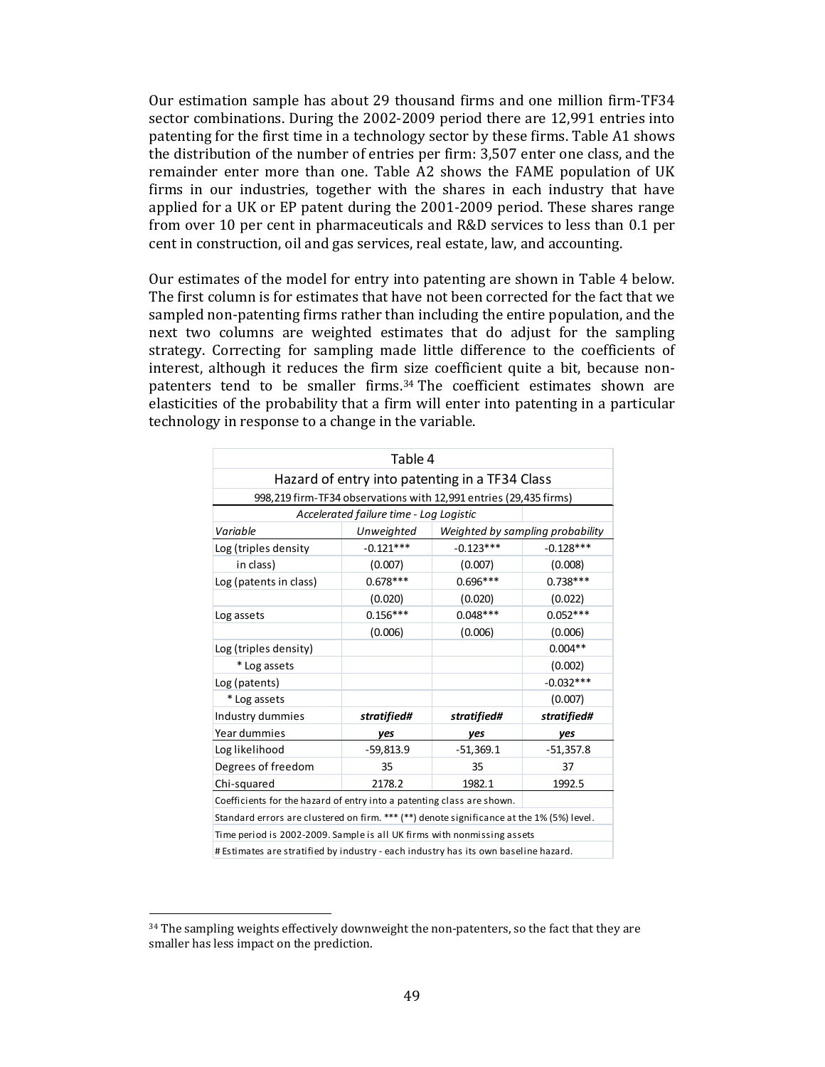Our estimation sample has about 29 thousand firms and one million firm-TF34 sector combinations. During the 2002-2009 period there are 12,991 entries into patenting for the first time in a technology sector by these firms. Table A1 shows the distribution of the number of entries per firm: 3,507 enter one class, and the remainder enter more than one. Table A2 shows the FAME population of UK firms in our industries, together with the shares in each industry that have applied for a UK or EP patent during the 2001-2009 period. These shares range from over 10 per cent in pharmaceuticals and R&D services to less than 0.1 per cent in construction, oil and gas services, real estate, law, and accounting.

Our estimates of the model for entry into patenting are shown in Table 4 below. The first column is for estimates that have not been corrected for the fact that we sampled non-patenting firms rather than including the entire population, and the next two columns are weighted estimates that do adjust for the sampling strategy. Correcting for sampling made little difference to the coefficients of interest, although it reduces the firm size coefficient quite a bit, because non-patenters tend to be smaller firms.[34] The coefficient estimates shown are elasticities of the probability that a firm will enter into patenting in a particular technology in response to a change in the variable.

| Table 4 | | | |
|---|---|---|---|
| Hazard of entry into patenting in a TF34 Class | | | |
| 998,219 firm-TF34 observations with 12,991 entries (29,435 firms) | | | |
| *Accelerated failure time - Log Logistic* | | | |
| *Variable* | *Unweighted* | *Weighted by sampling probability* | |
| Log (triples density in class) | -0.121*** | -0.123*** | -0.128*** |
| | (0.007) | (0.007) | (0.008) |
| Log (patents in class) | 0.678*** | 0.696*** | 0.738*** |
| | (0.020) | (0.020) | (0.022) |
| Log assets | 0.156*** | 0.048*** | 0.052*** |
| | (0.006) | (0.006) | (0.006) |
| Log (triples density) * Log assets | | | 0.004** |
| | | | (0.002) |
| Log (patents) * Log assets | | | -0.032*** |
| | | | (0.007) |
| Industry dummies | ***stratified#*** | ***stratified#*** | ***stratified#*** |
| Year dummies | ***yes*** | ***yes*** | ***yes*** |
| Log likelihood | -59,813.9 | -51,369.1 | -51,357.8 |
| Degrees of freedom | 35 | 35 | 37 |
| Chi-squared | 2178.2 | 1982.1 | 1992.5 |
| Coefficients for the hazard of entry into a patenting class are shown. | | | |
| Standard errors are clustered on firm. *** (**) denote significance at the 1% (5%) level. | | | |
| Time period is 2002-2009. Sample is all UK firms with nonmissing assets | | | |
| # Estimates are stratified by industry - each industry has its own baseline hazard. | | | |

[34] The sampling weights effectively downweight the non-patenters, so the fact that they are smaller has less impact on the prediction.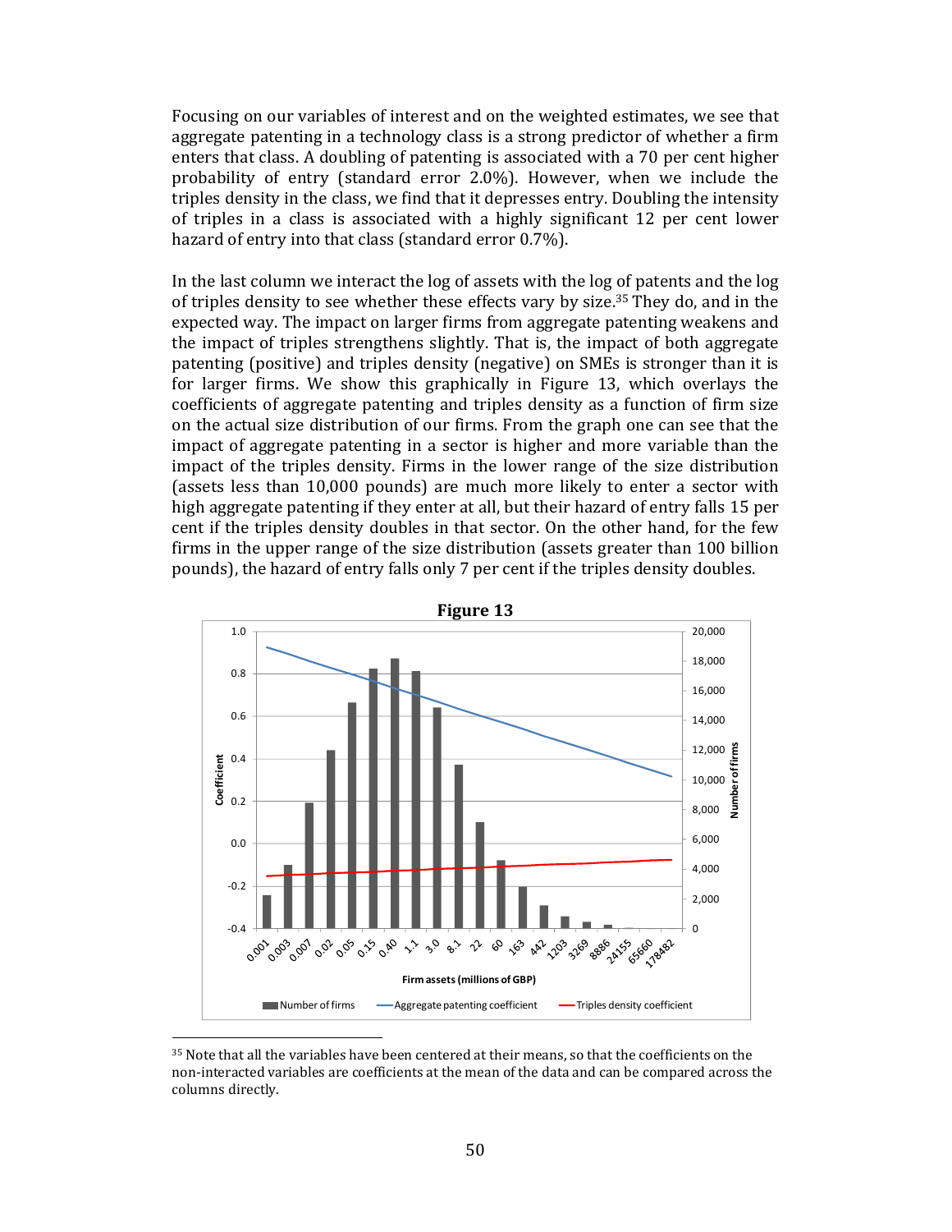Focusing on our variables of interest and on the weighted estimates, we see that aggregate patenting in a technology class is a strong predictor of whether a firm enters that class. A doubling of patenting is associated with a 70 per cent higher probability of entry (standard error 2.0%). However, when we include the triples density in the class, we find that it depresses entry. Doubling the intensity of triples in a class is associated with a highly significant 12 per cent lower hazard of entry into that class (standard error 0.7%).

In the last column we interact the log of assets with the log of patents and the log of triples density to see whether these effects vary by size.[35] They do, and in the expected way. The impact on larger firms from aggregate patenting weakens and the impact of triples strengthens slightly. That is, the impact of both aggregate patenting (positive) and triples density (negative) on SMEs is stronger than it is for larger firms. We show this graphically in Figure 13, which overlays the coefficients of aggregate patenting and triples density as a function of firm size on the actual size distribution of our firms. From the graph one can see that the impact of aggregate patenting in a sector is higher and more variable than the impact of the triples density. Firms in the lower range of the size distribution (assets less than 10,000 pounds) are much more likely to enter a sector with high aggregate patenting if they enter at all, but their hazard of entry falls 15 per cent if the triples density doubles in that sector. On the other hand, for the few firms in the upper range of the size distribution (assets greater than 100 billion pounds), the hazard of entry falls only 7 per cent if the triples density doubles.

**Figure 13**

[35] Note that all the variables have been centered at their means, so that the coefficients on the non-interacted variables are coefficients at the mean of the data and can be compared across the columns directly.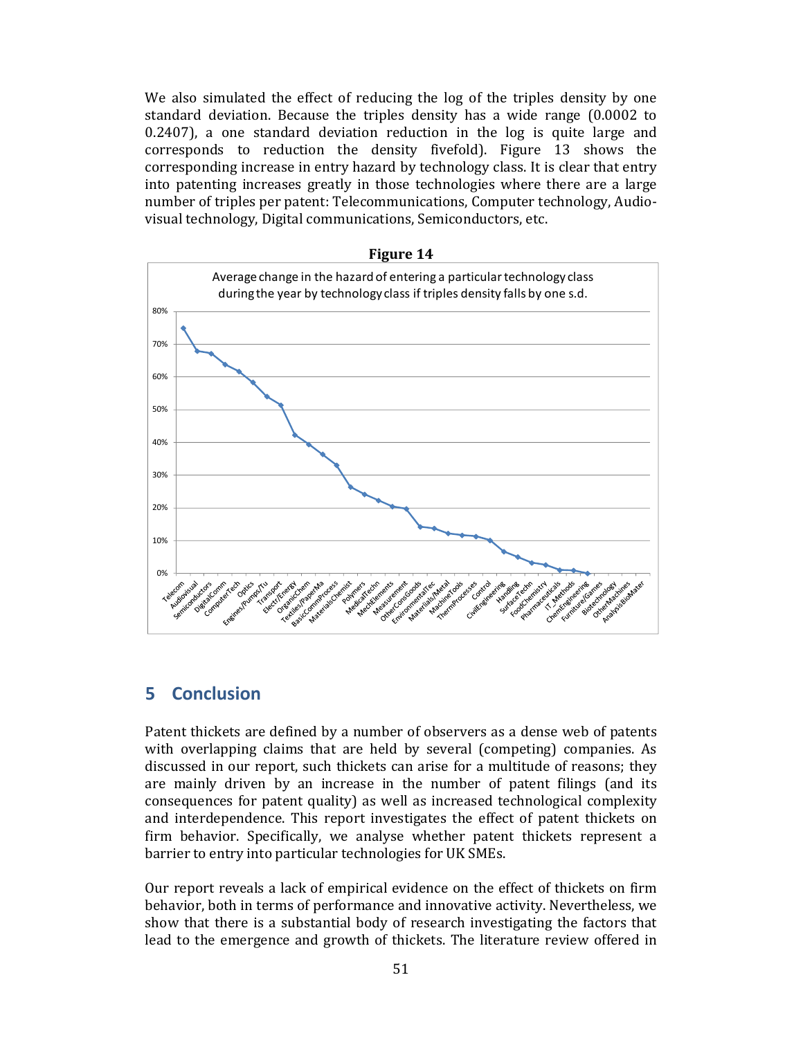We also simulated the effect of reducing the log of the triples density by one standard deviation. Because the triples density has a wide range (0.0002 to 0.2407), a one standard deviation reduction in the log is quite large and corresponds to reduction the density fivefold). Figure 13 shows the corresponding increase in entry hazard by technology class. It is clear that entry into patenting increases greatly in those technologies where there are a large number of triples per patent: Telecommunications, Computer technology, Audio-visual technology, Digital communications, Semiconductors, etc.

**Figure 14**

Average change in the hazard of entering a particular technology class during the year by technology class if triples density falls by one s.d.

## 5 Conclusion

Patent thickets are defined by a number of observers as a dense web of patents with overlapping claims that are held by several (competing) companies. As discussed in our report, such thickets can arise for a multitude of reasons; they are mainly driven by an increase in the number of patent filings (and its consequences for patent quality) as well as increased technological complexity and interdependence. This report investigates the effect of patent thickets on firm behavior. Specifically, we analyse whether patent thickets represent a barrier to entry into particular technologies for UK SMEs.

Our report reveals a lack of empirical evidence on the effect of thickets on firm behavior, both in terms of performance and innovative activity. Nevertheless, we show that there is a substantial body of research investigating the factors that lead to the emergence and growth of thickets. The literature review offered in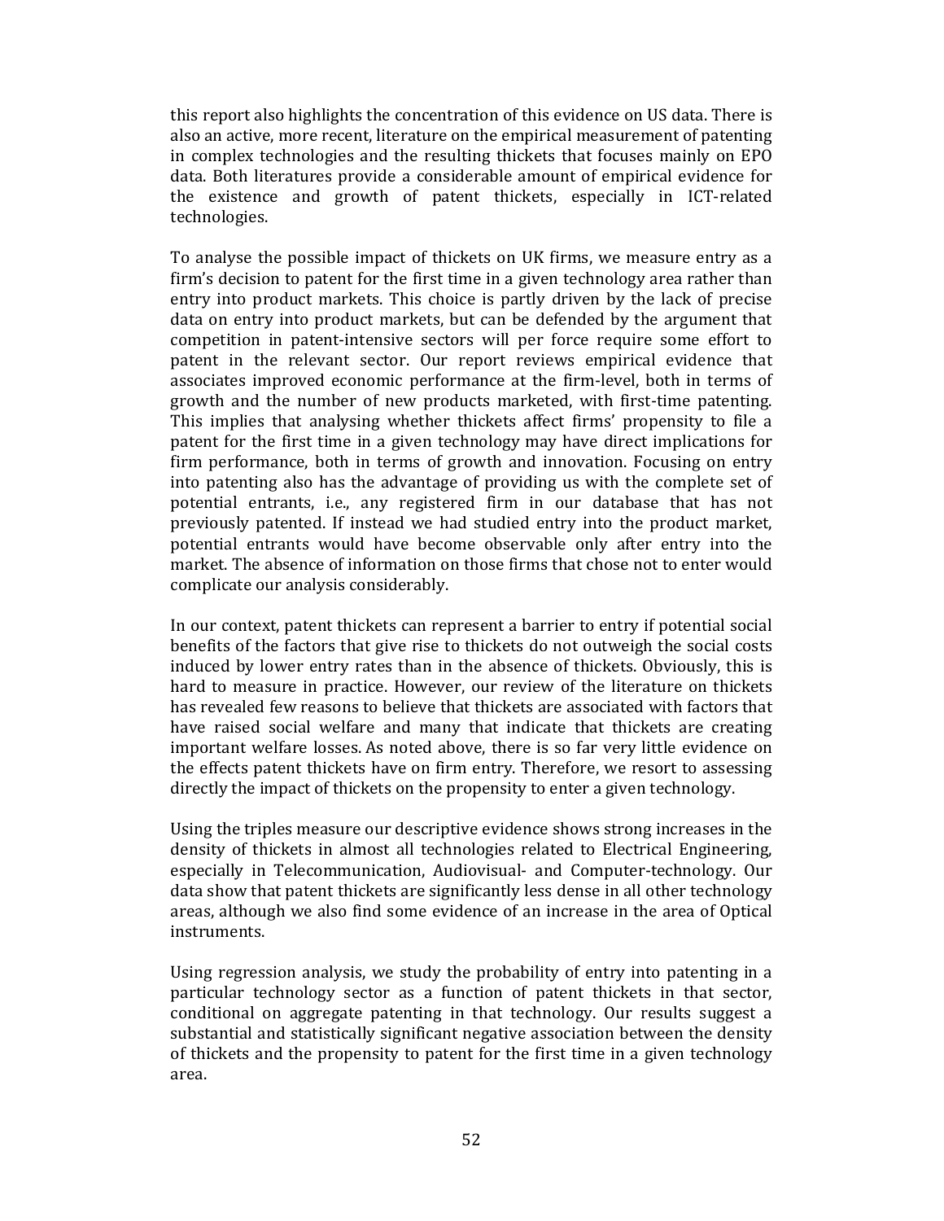this report also highlights the concentration of this evidence on US data. There is also an active, more recent, literature on the empirical measurement of patenting in complex technologies and the resulting thickets that focuses mainly on EPO data. Both literatures provide a considerable amount of empirical evidence for the existence and growth of patent thickets, especially in ICT-related technologies.

To analyse the possible impact of thickets on UK firms, we measure entry as a firm's decision to patent for the first time in a given technology area rather than entry into product markets. This choice is partly driven by the lack of precise data on entry into product markets, but can be defended by the argument that competition in patent-intensive sectors will per force require some effort to patent in the relevant sector. Our report reviews empirical evidence that associates improved economic performance at the firm-level, both in terms of growth and the number of new products marketed, with first-time patenting. This implies that analysing whether thickets affect firms' propensity to file a patent for the first time in a given technology may have direct implications for firm performance, both in terms of growth and innovation. Focusing on entry into patenting also has the advantage of providing us with the complete set of potential entrants, i.e., any registered firm in our database that has not previously patented. If instead we had studied entry into the product market, potential entrants would have become observable only after entry into the market. The absence of information on those firms that chose not to enter would complicate our analysis considerably.

In our context, patent thickets can represent a barrier to entry if potential social benefits of the factors that give rise to thickets do not outweigh the social costs induced by lower entry rates than in the absence of thickets. Obviously, this is hard to measure in practice. However, our review of the literature on thickets has revealed few reasons to believe that thickets are associated with factors that have raised social welfare and many that indicate that thickets are creating important welfare losses. As noted above, there is so far very little evidence on the effects patent thickets have on firm entry. Therefore, we resort to assessing directly the impact of thickets on the propensity to enter a given technology.

Using the triples measure our descriptive evidence shows strong increases in the density of thickets in almost all technologies related to Electrical Engineering, especially in Telecommunication, Audiovisual- and Computer-technology. Our data show that patent thickets are significantly less dense in all other technology areas, although we also find some evidence of an increase in the area of Optical instruments.

Using regression analysis, we study the probability of entry into patenting in a particular technology sector as a function of patent thickets in that sector, conditional on aggregate patenting in that technology. Our results suggest a substantial and statistically significant negative association between the density of thickets and the propensity to patent for the first time in a given technology area.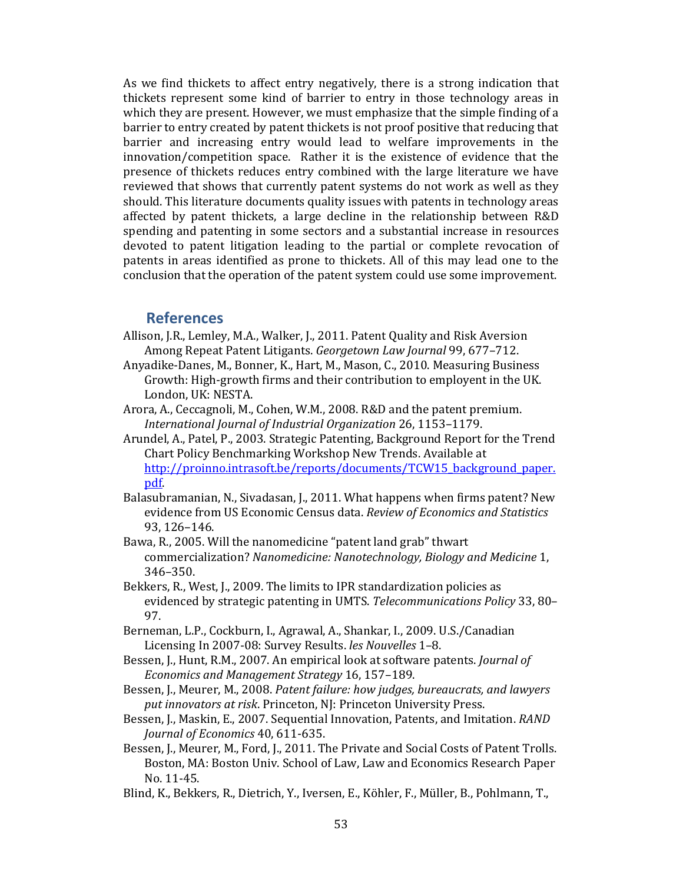As we find thickets to affect entry negatively, there is a strong indication that thickets represent some kind of barrier to entry in those technology areas in which they are present. However, we must emphasize that the simple finding of a barrier to entry created by patent thickets is not proof positive that reducing that barrier and increasing entry would lead to welfare improvements in the innovation/competition space. Rather it is the existence of evidence that the presence of thickets reduces entry combined with the large literature we have reviewed that shows that currently patent systems do not work as well as they should. This literature documents quality issues with patents in technology areas affected by patent thickets, a large decline in the relationship between R&D spending and patenting in some sectors and a substantial increase in resources devoted to patent litigation leading to the partial or complete revocation of patents in areas identified as prone to thickets. All of this may lead one to the conclusion that the operation of the patent system could use some improvement.

## References

Allison, J.R., Lemley, M.A., Walker, J., 2011. Patent Quality and Risk Aversion Among Repeat Patent Litigants. *Georgetown Law Journal* 99, 677–712.

Anyadike-Danes, M., Bonner, K., Hart, M., Mason, C., 2010. Measuring Business Growth: High-growth firms and their contribution to employent in the UK. London, UK: NESTA.

Arora, A., Ceccagnoli, M., Cohen, W.M., 2008. R&D and the patent premium. *International Journal of Industrial Organization* 26, 1153–1179.

Arundel, A., Patel, P., 2003. Strategic Patenting, Background Report for the Trend Chart Policy Benchmarking Workshop New Trends. Available at http://proinno.intrasoft.be/reports/documents/TCW15_background_paper.pdf.

Balasubramanian, N., Sivadasan, J., 2011. What happens when firms patent? New evidence from US Economic Census data. *Review of Economics and Statistics* 93, 126–146.

Bawa, R., 2005. Will the nanomedicine "patent land grab" thwart commercialization? *Nanomedicine: Nanotechnology, Biology and Medicine* 1, 346–350.

Bekkers, R., West, J., 2009. The limits to IPR standardization policies as evidenced by strategic patenting in UMTS. *Telecommunications Policy* 33, 80–97.

Berneman, L.P., Cockburn, I., Agrawal, A., Shankar, I., 2009. U.S./Canadian Licensing In 2007-08: Survey Results. *les Nouvelles* 1–8.

Bessen, J., Hunt, R.M., 2007. An empirical look at software patents. *Journal of Economics and Management Strategy* 16, 157–189.

Bessen, J., Meurer, M., 2008. *Patent failure: how judges, bureaucrats, and lawyers put innovators at risk*. Princeton, NJ: Princeton University Press.

Bessen, J., Maskin, E., 2007. Sequential Innovation, Patents, and Imitation. *RAND Journal of Economics* 40, 611-635.

Bessen, J., Meurer, M., Ford, J., 2011. The Private and Social Costs of Patent Trolls. Boston, MA: Boston Univ. School of Law, Law and Economics Research Paper No. 11-45.

Blind, K., Bekkers, R., Dietrich, Y., Iversen, E., Köhler, F., Müller, B., Pohlmann, T.,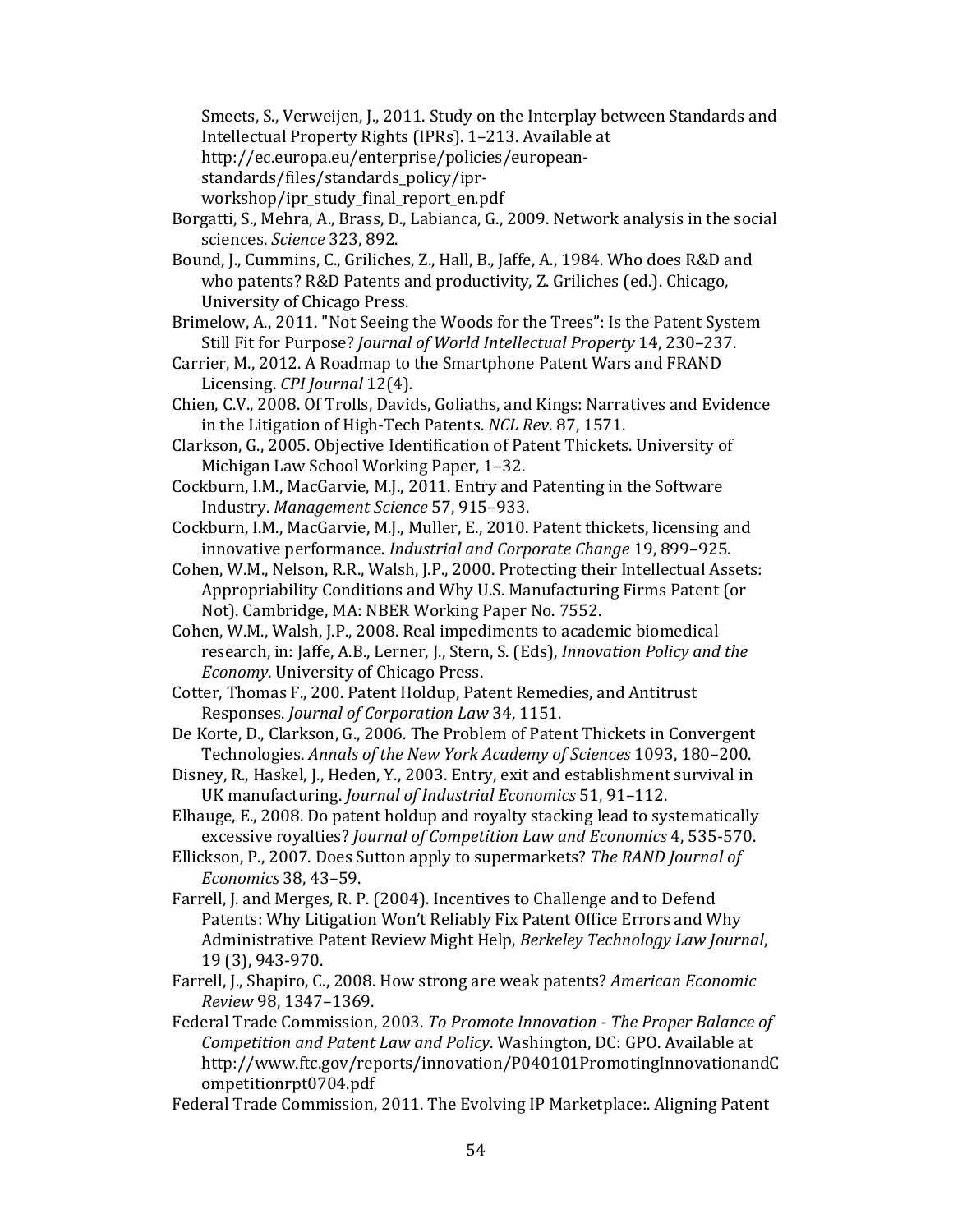Smeets, S., Verweijen, J., 2011. Study on the Interplay between Standards and Intellectual Property Rights (IPRs). 1–213. Available at http://ec.europa.eu/enterprise/policies/european-standards/files/standards_policy/ipr-workshop/ipr_study_final_report_en.pdf

Borgatti, S., Mehra, A., Brass, D., Labianca, G., 2009. Network analysis in the social sciences. *Science* 323, 892.

Bound, J., Cummins, C., Griliches, Z., Hall, B., Jaffe, A., 1984. Who does R&D and who patents? R&D Patents and productivity, Z. Griliches (ed.). Chicago, University of Chicago Press.

Brimelow, A., 2011. "Not Seeing the Woods for the Trees": Is the Patent System Still Fit for Purpose? *Journal of World Intellectual Property* 14, 230–237.

Carrier, M., 2012. A Roadmap to the Smartphone Patent Wars and FRAND Licensing. *CPI Journal* 12(4).

Chien, C.V., 2008. Of Trolls, Davids, Goliaths, and Kings: Narratives and Evidence in the Litigation of High-Tech Patents. *NCL Rev*. 87, 1571.

Clarkson, G., 2005. Objective Identification of Patent Thickets. University of Michigan Law School Working Paper, 1–32.

Cockburn, I.M., MacGarvie, M.J., 2011. Entry and Patenting in the Software Industry. *Management Science* 57, 915–933.

Cockburn, I.M., MacGarvie, M.J., Muller, E., 2010. Patent thickets, licensing and innovative performance. *Industrial and Corporate Change* 19, 899–925.

Cohen, W.M., Nelson, R.R., Walsh, J.P., 2000. Protecting their Intellectual Assets: Appropriability Conditions and Why U.S. Manufacturing Firms Patent (or Not). Cambridge, MA: NBER Working Paper No. 7552.

Cohen, W.M., Walsh, J.P., 2008. Real impediments to academic biomedical research, in: Jaffe, A.B., Lerner, J., Stern, S. (Eds), *Innovation Policy and the Economy*. University of Chicago Press.

Cotter, Thomas F., 200. Patent Holdup, Patent Remedies, and Antitrust Responses. *Journal of Corporation Law* 34, 1151.

De Korte, D., Clarkson, G., 2006. The Problem of Patent Thickets in Convergent Technologies. *Annals of the New York Academy of Sciences* 1093, 180–200.

Disney, R., Haskel, J., Heden, Y., 2003. Entry, exit and establishment survival in UK manufacturing. *Journal of Industrial Economics* 51, 91–112.

Elhauge, E., 2008. Do patent holdup and royalty stacking lead to systematically excessive royalties? *Journal of Competition Law and Economics* 4, 535-570.

Ellickson, P., 2007. Does Sutton apply to supermarkets? *The RAND Journal of Economics* 38, 43–59.

Farrell, J. and Merges, R. P. (2004). Incentives to Challenge and to Defend Patents: Why Litigation Won't Reliably Fix Patent Office Errors and Why Administrative Patent Review Might Help, *Berkeley Technology Law Journal*, 19 (3), 943-970.

Farrell, J., Shapiro, C., 2008. How strong are weak patents? *American Economic Review* 98, 1347–1369.

Federal Trade Commission, 2003. *To Promote Innovation - The Proper Balance of Competition and Patent Law and Policy*. Washington, DC: GPO. Available at http://www.ftc.gov/reports/innovation/P040101PromotingInnovationandCompetitionrpt0704.pdf

Federal Trade Commission, 2011. The Evolving IP Marketplace:. Aligning Patent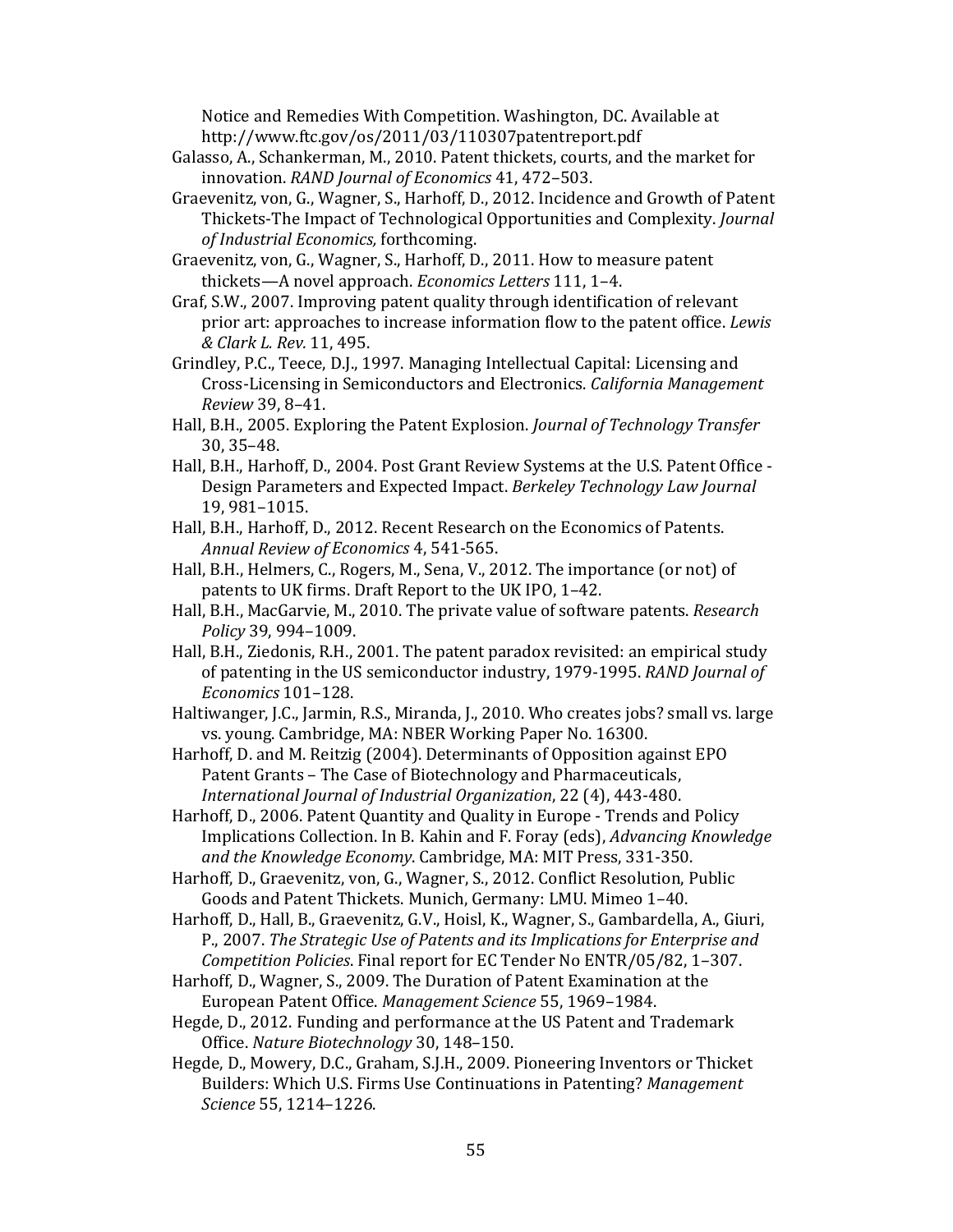Notice and Remedies With Competition. Washington, DC. Available at http://www.ftc.gov/os/2011/03/110307patentreport.pdf

Galasso, A., Schankerman, M., 2010. Patent thickets, courts, and the market for innovation. *RAND Journal of Economics* 41, 472–503.

Graevenitz, von, G., Wagner, S., Harhoff, D., 2012. Incidence and Growth of Patent Thickets-The Impact of Technological Opportunities and Complexity. *Journal of Industrial Economics,* forthcoming.

Graevenitz, von, G., Wagner, S., Harhoff, D., 2011. How to measure patent thickets—A novel approach. *Economics Letters* 111, 1–4.

Graf, S.W., 2007. Improving patent quality through identification of relevant prior art: approaches to increase information flow to the patent office. *Lewis & Clark L. Rev.* 11, 495.

Grindley, P.C., Teece, D.J., 1997. Managing Intellectual Capital: Licensing and Cross-Licensing in Semiconductors and Electronics. *California Management Review* 39, 8–41.

Hall, B.H., 2005. Exploring the Patent Explosion. *Journal of Technology Transfer* 30, 35–48.

Hall, B.H., Harhoff, D., 2004. Post Grant Review Systems at the U.S. Patent Office - Design Parameters and Expected Impact. *Berkeley Technology Law Journal* 19, 981–1015.

Hall, B.H., Harhoff, D., 2012. Recent Research on the Economics of Patents. *Annual Review of Economics* 4, 541-565.

Hall, B.H., Helmers, C., Rogers, M., Sena, V., 2012. The importance (or not) of patents to UK firms. Draft Report to the UK IPO, 1–42.

Hall, B.H., MacGarvie, M., 2010. The private value of software patents. *Research Policy* 39, 994–1009.

Hall, B.H., Ziedonis, R.H., 2001. The patent paradox revisited: an empirical study of patenting in the US semiconductor industry, 1979-1995. *RAND Journal of Economics* 101–128.

Haltiwanger, J.C., Jarmin, R.S., Miranda, J., 2010. Who creates jobs? small vs. large vs. young. Cambridge, MA: NBER Working Paper No. 16300.

Harhoff, D. and M. Reitzig (2004). Determinants of Opposition against EPO Patent Grants – The Case of Biotechnology and Pharmaceuticals, *International Journal of Industrial Organization*, 22 (4), 443-480.

Harhoff, D., 2006. Patent Quantity and Quality in Europe - Trends and Policy Implications Collection. In B. Kahin and F. Foray (eds), *Advancing Knowledge and the Knowledge Economy*. Cambridge, MA: MIT Press, 331-350.

Harhoff, D., Graevenitz, von, G., Wagner, S., 2012. Conflict Resolution, Public Goods and Patent Thickets. Munich, Germany: LMU. Mimeo 1–40.

Harhoff, D., Hall, B., Graevenitz, G.V., Hoisl, K., Wagner, S., Gambardella, A., Giuri, P., 2007. *The Strategic Use of Patents and its Implications for Enterprise and Competition Policies*. Final report for EC Tender No ENTR/05/82, 1–307.

Harhoff, D., Wagner, S., 2009. The Duration of Patent Examination at the European Patent Office. *Management Science* 55, 1969–1984.

Hegde, D., 2012. Funding and performance at the US Patent and Trademark Office. *Nature Biotechnology* 30, 148–150.

Hegde, D., Mowery, D.C., Graham, S.J.H., 2009. Pioneering Inventors or Thicket Builders: Which U.S. Firms Use Continuations in Patenting? *Management Science* 55, 1214–1226.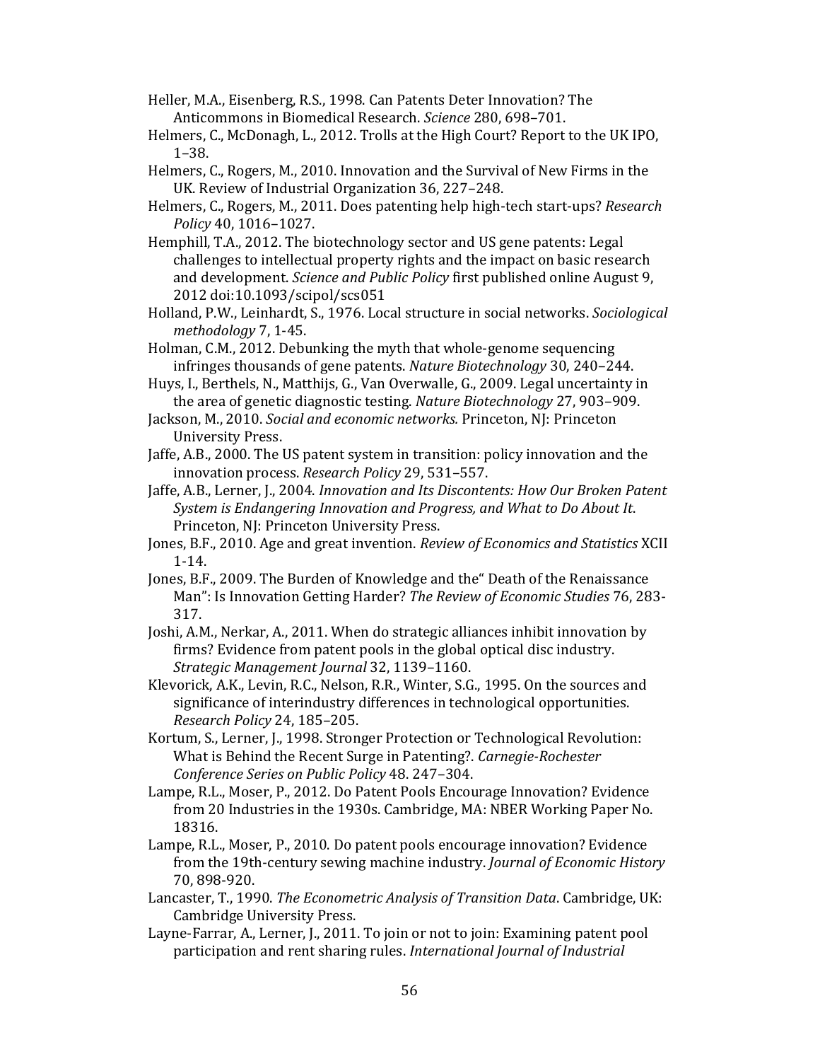Heller, M.A., Eisenberg, R.S., 1998. Can Patents Deter Innovation? The Anticommons in Biomedical Research. *Science* 280, 698–701.

Helmers, C., McDonagh, L., 2012. Trolls at the High Court? Report to the UK IPO, 1–38.

Helmers, C., Rogers, M., 2010. Innovation and the Survival of New Firms in the UK. Review of Industrial Organization 36, 227–248.

Helmers, C., Rogers, M., 2011. Does patenting help high-tech start-ups? *Research Policy* 40, 1016–1027.

Hemphill, T.A., 2012. The biotechnology sector and US gene patents: Legal challenges to intellectual property rights and the impact on basic research and development. *Science and Public Policy* first published online August 9, 2012 doi:10.1093/scipol/scs051

Holland, P.W., Leinhardt, S., 1976. Local structure in social networks. *Sociological methodology* 7, 1-45.

Holman, C.M., 2012. Debunking the myth that whole-genome sequencing infringes thousands of gene patents. *Nature Biotechnology* 30, 240–244.

Huys, I., Berthels, N., Matthijs, G., Van Overwalle, G., 2009. Legal uncertainty in the area of genetic diagnostic testing. *Nature Biotechnology* 27, 903–909.

Jackson, M., 2010. *Social and economic networks.* Princeton, NJ: Princeton University Press.

Jaffe, A.B., 2000. The US patent system in transition: policy innovation and the innovation process. *Research Policy* 29, 531–557.

Jaffe, A.B., Lerner, J., 2004. *Innovation and Its Discontents: How Our Broken Patent System is Endangering Innovation and Progress, and What to Do About It*. Princeton, NJ: Princeton University Press.

Jones, B.F., 2010. Age and great invention. *Review of Economics and Statistics* XCII 1-14.

Jones, B.F., 2009. The Burden of Knowledge and the" Death of the Renaissance Man": Is Innovation Getting Harder? *The Review of Economic Studies* 76, 283-317.

Joshi, A.M., Nerkar, A., 2011. When do strategic alliances inhibit innovation by firms? Evidence from patent pools in the global optical disc industry. *Strategic Management Journal* 32, 1139–1160.

Klevorick, A.K., Levin, R.C., Nelson, R.R., Winter, S.G., 1995. On the sources and significance of interindustry differences in technological opportunities. *Research Policy* 24, 185–205.

Kortum, S., Lerner, J., 1998. Stronger Protection or Technological Revolution: What is Behind the Recent Surge in Patenting?. *Carnegie-Rochester Conference Series on Public Policy* 48. 247–304.

Lampe, R.L., Moser, P., 2012. Do Patent Pools Encourage Innovation? Evidence from 20 Industries in the 1930s. Cambridge, MA: NBER Working Paper No. 18316.

Lampe, R.L., Moser, P., 2010. Do patent pools encourage innovation? Evidence from the 19th-century sewing machine industry. *Journal of Economic History* 70, 898-920.

Lancaster, T., 1990. *The Econometric Analysis of Transition Data*. Cambridge, UK: Cambridge University Press.

Layne-Farrar, A., Lerner, J., 2011. To join or not to join: Examining patent pool participation and rent sharing rules. *International Journal of Industrial*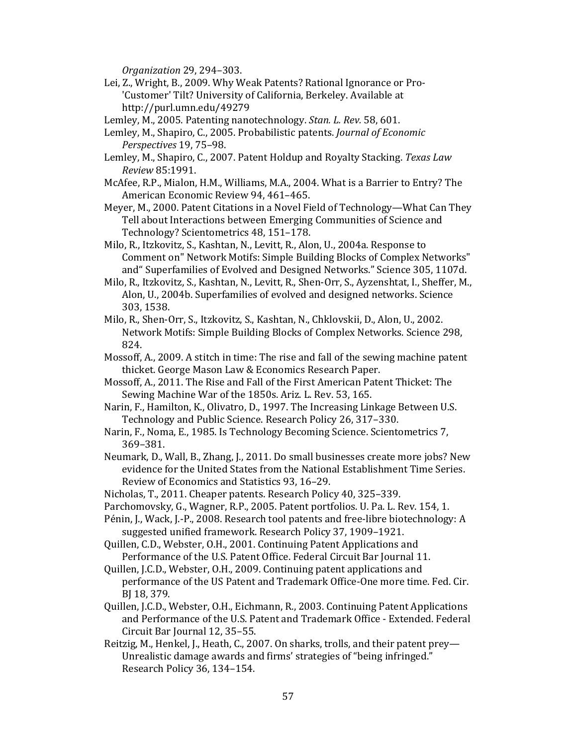*Organization* 29, 294–303.

Lei, Z., Wright, B., 2009. Why Weak Patents? Rational Ignorance or Pro-'Customer' Tilt? University of California, Berkeley. Available at http://purl.umn.edu/49279

Lemley, M., 2005. Patenting nanotechnology. *Stan. L. Rev.* 58, 601.

Lemley, M., Shapiro, C., 2005. Probabilistic patents. *Journal of Economic Perspectives* 19, 75–98.

Lemley, M., Shapiro, C., 2007. Patent Holdup and Royalty Stacking. *Texas Law Review* 85:1991.

McAfee, R.P., Mialon, H.M., Williams, M.A., 2004. What is a Barrier to Entry? The American Economic Review 94, 461–465.

Meyer, M., 2000. Patent Citations in a Novel Field of Technology—What Can They Tell about Interactions between Emerging Communities of Science and Technology? Scientometrics 48, 151–178.

Milo, R., Itzkovitz, S., Kashtan, N., Levitt, R., Alon, U., 2004a. Response to Comment on" Network Motifs: Simple Building Blocks of Complex Networks" and“ Superfamilies of Evolved and Designed Networks.” Science 305, 1107d.

Milo, R., Itzkovitz, S., Kashtan, N., Levitt, R., Shen-Orr, S., Ayzenshtat, I., Sheffer, M., Alon, U., 2004b. Superfamilies of evolved and designed networks. Science 303, 1538.

Milo, R., Shen-Orr, S., Itzkovitz, S., Kashtan, N., Chklovskii, D., Alon, U., 2002. Network Motifs: Simple Building Blocks of Complex Networks. Science 298, 824.

Mossoff, A., 2009. A stitch in time: The rise and fall of the sewing machine patent thicket. George Mason Law & Economics Research Paper.

Mossoff, A., 2011. The Rise and Fall of the First American Patent Thicket: The Sewing Machine War of the 1850s. Ariz. L. Rev. 53, 165.

Narin, F., Hamilton, K., Olivatro, D., 1997. The Increasing Linkage Between U.S. Technology and Public Science. Research Policy 26, 317–330.

Narin, F., Noma, E., 1985. Is Technology Becoming Science. Scientometrics 7, 369–381.

Neumark, D., Wall, B., Zhang, J., 2011. Do small businesses create more jobs? New evidence for the United States from the National Establishment Time Series. Review of Economics and Statistics 93, 16–29.

Nicholas, T., 2011. Cheaper patents. Research Policy 40, 325–339.

Parchomovsky, G., Wagner, R.P., 2005. Patent portfolios. U. Pa. L. Rev. 154, 1.

Pénin, J., Wack, J.-P., 2008. Research tool patents and free-libre biotechnology: A suggested unified framework. Research Policy 37, 1909–1921.

Quillen, C.D., Webster, O.H., 2001. Continuing Patent Applications and Performance of the U.S. Patent Office. Federal Circuit Bar Journal 11.

Quillen, J.C.D., Webster, O.H., 2009. Continuing patent applications and performance of the US Patent and Trademark Office-One more time. Fed. Cir. BJ 18, 379.

Quillen, J.C.D., Webster, O.H., Eichmann, R., 2003. Continuing Patent Applications and Performance of the U.S. Patent and Trademark Office - Extended. Federal Circuit Bar Journal 12, 35–55.

Reitzig, M., Henkel, J., Heath, C., 2007. On sharks, trolls, and their patent prey—Unrealistic damage awards and firms' strategies of "being infringed." Research Policy 36, 134–154.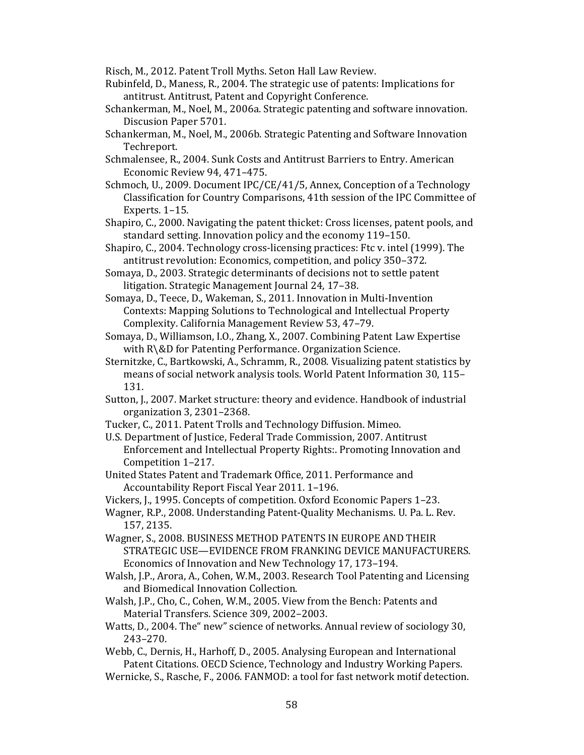Risch, M., 2012. Patent Troll Myths. Seton Hall Law Review.

Rubinfeld, D., Maness, R., 2004. The strategic use of patents: Implications for antitrust. Antitrust, Patent and Copyright Conference.

Schankerman, M., Noel, M., 2006a. Strategic patenting and software innovation. Discusion Paper 5701.

Schankerman, M., Noel, M., 2006b. Strategic Patenting and Software Innovation Techreport.

Schmalensee, R., 2004. Sunk Costs and Antitrust Barriers to Entry. American Economic Review 94, 471–475.

Schmoch, U., 2009. Document IPC/CE/41/5, Annex, Conception of a Technology Classification for Country Comparisons, 41th session of the IPC Committee of Experts. 1–15.

Shapiro, C., 2000. Navigating the patent thicket: Cross licenses, patent pools, and standard setting. Innovation policy and the economy 119–150.

Shapiro, C., 2004. Technology cross-licensing practices: Ftc v. intel (1999). The antitrust revolution: Economics, competition, and policy 350–372.

Somaya, D., 2003. Strategic determinants of decisions not to settle patent litigation. Strategic Management Journal 24, 17–38.

Somaya, D., Teece, D., Wakeman, S., 2011. Innovation in Multi-Invention Contexts: Mapping Solutions to Technological and Intellectual Property Complexity. California Management Review 53, 47–79.

Somaya, D., Williamson, I.O., Zhang, X., 2007. Combining Patent Law Expertise with R\&D for Patenting Performance. Organization Science.

Sternitzke, C., Bartkowski, A., Schramm, R., 2008. Visualizing patent statistics by means of social network analysis tools. World Patent Information 30, 115–131.

Sutton, J., 2007. Market structure: theory and evidence. Handbook of industrial organization 3, 2301–2368.

Tucker, C., 2011. Patent Trolls and Technology Diffusion. Mimeo.

U.S. Department of Justice, Federal Trade Commission, 2007. Antitrust Enforcement and Intellectual Property Rights:. Promoting Innovation and Competition 1–217.

United States Patent and Trademark Office, 2011. Performance and Accountability Report Fiscal Year 2011. 1–196.

Vickers, J., 1995. Concepts of competition. Oxford Economic Papers 1–23.

Wagner, R.P., 2008. Understanding Patent-Quality Mechanisms. U. Pa. L. Rev. 157, 2135.

Wagner, S., 2008. BUSINESS METHOD PATENTS IN EUROPE AND THEIR STRATEGIC USE—EVIDENCE FROM FRANKING DEVICE MANUFACTURERS. Economics of Innovation and New Technology 17, 173–194.

Walsh, J.P., Arora, A., Cohen, W.M., 2003. Research Tool Patenting and Licensing and Biomedical Innovation Collection.

Walsh, J.P., Cho, C., Cohen, W.M., 2005. View from the Bench: Patents and Material Transfers. Science 309, 2002–2003.

Watts, D., 2004. The" new" science of networks. Annual review of sociology 30, 243–270.

Webb, C., Dernis, H., Harhoff, D., 2005. Analysing European and International Patent Citations. OECD Science, Technology and Industry Working Papers.

Wernicke, S., Rasche, F., 2006. FANMOD: a tool for fast network motif detection.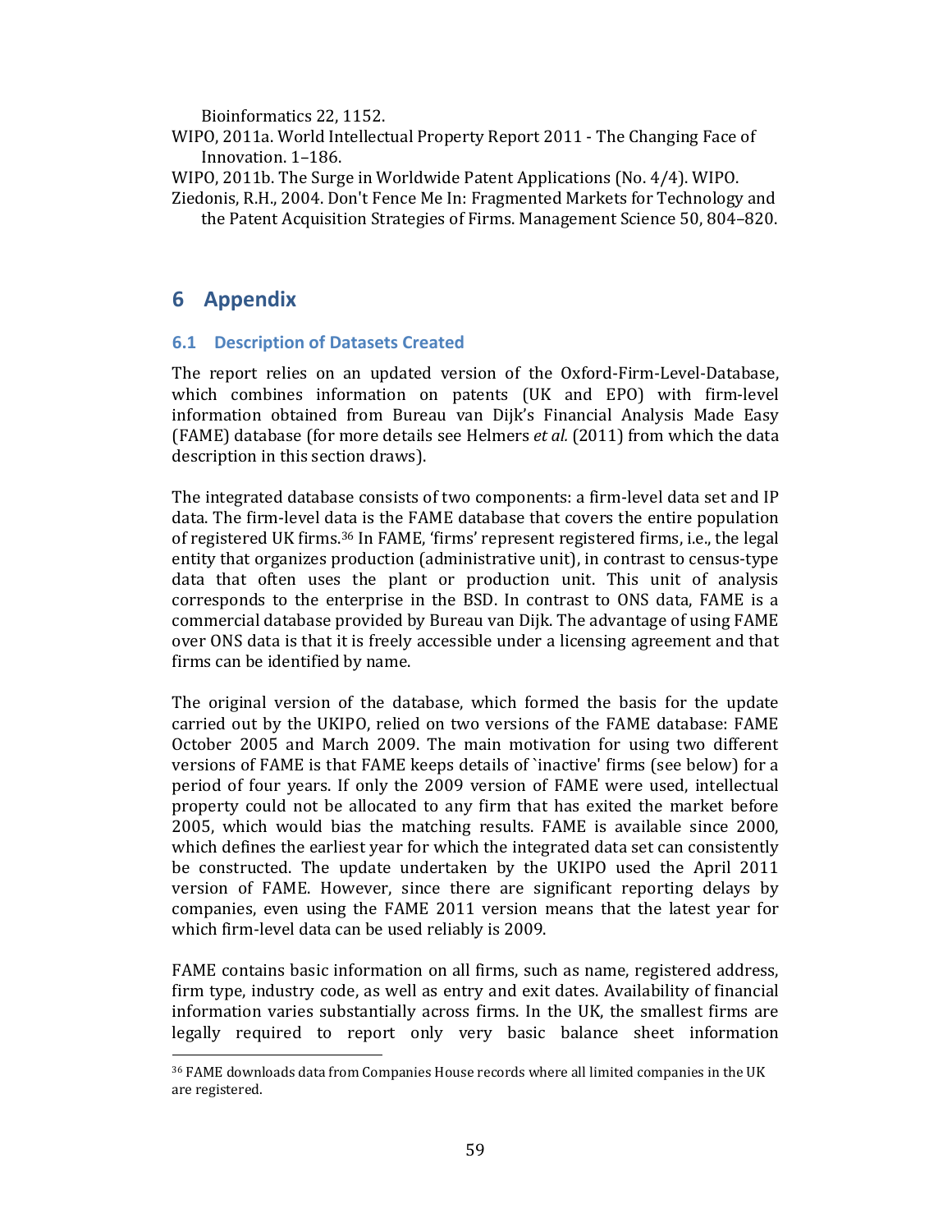Bioinformatics 22, 1152.

WIPO, 2011a. World Intellectual Property Report 2011 - The Changing Face of Innovation. 1–186.

WIPO, 2011b. The Surge in Worldwide Patent Applications (No. 4/4). WIPO.

Ziedonis, R.H., 2004. Don't Fence Me In: Fragmented Markets for Technology and the Patent Acquisition Strategies of Firms. Management Science 50, 804–820.

# 6 Appendix

## 6.1 Description of Datasets Created

The report relies on an updated version of the Oxford-Firm-Level-Database, which combines information on patents (UK and EPO) with firm-level information obtained from Bureau van Dijk's Financial Analysis Made Easy (FAME) database (for more details see Helmers *et al.* (2011) from which the data description in this section draws).

The integrated database consists of two components: a firm-level data set and IP data. The firm-level data is the FAME database that covers the entire population of registered UK firms.[36] In FAME, 'firms' represent registered firms, i.e., the legal entity that organizes production (administrative unit), in contrast to census-type data that often uses the plant or production unit. This unit of analysis corresponds to the enterprise in the BSD. In contrast to ONS data, FAME is a commercial database provided by Bureau van Dijk. The advantage of using FAME over ONS data is that it is freely accessible under a licensing agreement and that firms can be identified by name.

The original version of the database, which formed the basis for the update carried out by the UKIPO, relied on two versions of the FAME database: FAME October 2005 and March 2009. The main motivation for using two different versions of FAME is that FAME keeps details of `inactive' firms (see below) for a period of four years. If only the 2009 version of FAME were used, intellectual property could not be allocated to any firm that has exited the market before 2005, which would bias the matching results. FAME is available since 2000, which defines the earliest year for which the integrated data set can consistently be constructed. The update undertaken by the UKIPO used the April 2011 version of FAME. However, since there are significant reporting delays by companies, even using the FAME 2011 version means that the latest year for which firm-level data can be used reliably is 2009.

FAME contains basic information on all firms, such as name, registered address, firm type, industry code, as well as entry and exit dates. Availability of financial information varies substantially across firms. In the UK, the smallest firms are legally required to report only very basic balance sheet information

[36] FAME downloads data from Companies House records where all limited companies in the UK are registered.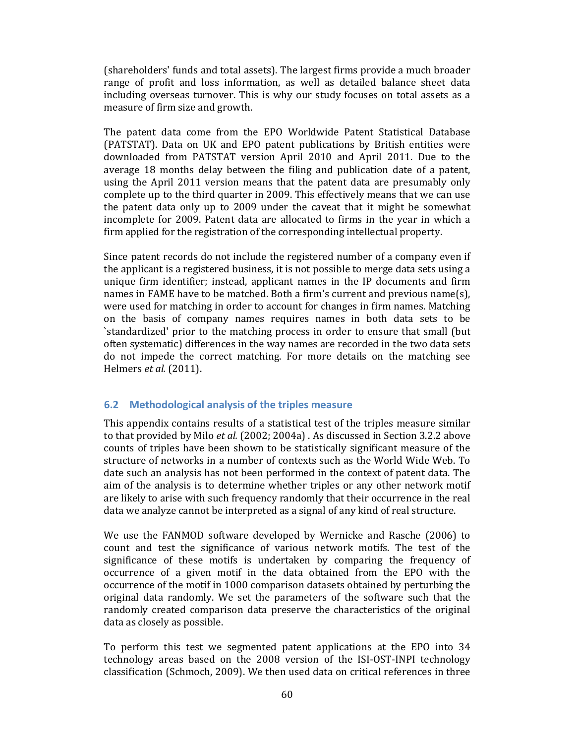(shareholders' funds and total assets). The largest firms provide a much broader range of profit and loss information, as well as detailed balance sheet data including overseas turnover. This is why our study focuses on total assets as a measure of firm size and growth.

The patent data come from the EPO Worldwide Patent Statistical Database (PATSTAT). Data on UK and EPO patent publications by British entities were downloaded from PATSTAT version April 2010 and April 2011. Due to the average 18 months delay between the filing and publication date of a patent, using the April 2011 version means that the patent data are presumably only complete up to the third quarter in 2009. This effectively means that we can use the patent data only up to 2009 under the caveat that it might be somewhat incomplete for 2009. Patent data are allocated to firms in the year in which a firm applied for the registration of the corresponding intellectual property.

Since patent records do not include the registered number of a company even if the applicant is a registered business, it is not possible to merge data sets using a unique firm identifier; instead, applicant names in the IP documents and firm names in FAME have to be matched. Both a firm's current and previous name(s), were used for matching in order to account for changes in firm names. Matching on the basis of company names requires names in both data sets to be `standardized' prior to the matching process in order to ensure that small (but often systematic) differences in the way names are recorded in the two data sets do not impede the correct matching. For more details on the matching see Helmers *et al.* (2011).

## 6.2 Methodological analysis of the triples measure

This appendix contains results of a statistical test of the triples measure similar to that provided by Milo *et al.* (2002; 2004a) . As discussed in Section 3.2.2 above counts of triples have been shown to be statistically significant measure of the structure of networks in a number of contexts such as the World Wide Web. To date such an analysis has not been performed in the context of patent data. The aim of the analysis is to determine whether triples or any other network motif are likely to arise with such frequency randomly that their occurrence in the real data we analyze cannot be interpreted as a signal of any kind of real structure.

We use the FANMOD software developed by Wernicke and Rasche (2006) to count and test the significance of various network motifs. The test of the significance of these motifs is undertaken by comparing the frequency of occurrence of a given motif in the data obtained from the EPO with the occurrence of the motif in 1000 comparison datasets obtained by perturbing the original data randomly. We set the parameters of the software such that the randomly created comparison data preserve the characteristics of the original data as closely as possible.

To perform this test we segmented patent applications at the EPO into 34 technology areas based on the 2008 version of the ISI-OST-INPI technology classification (Schmoch, 2009). We then used data on critical references in three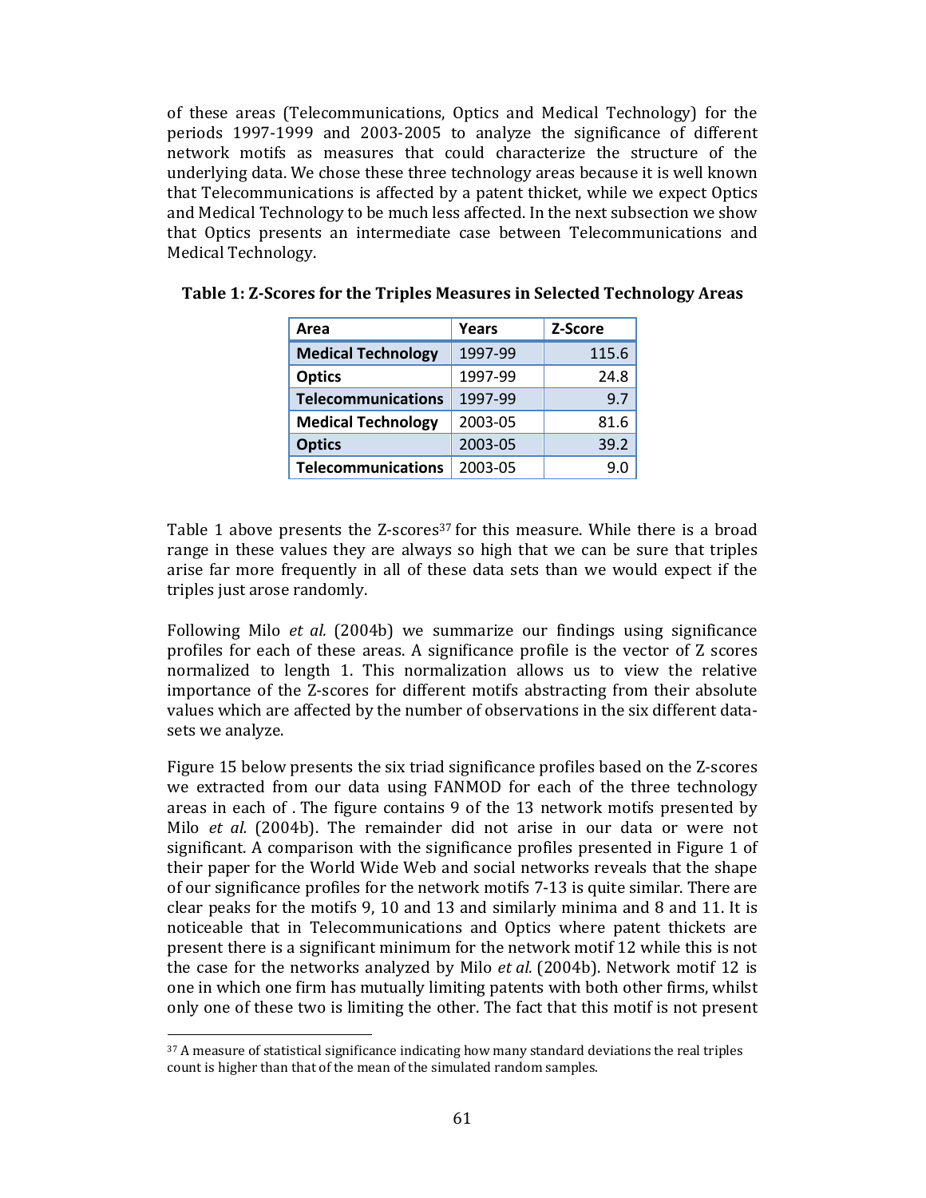of these areas (Telecommunications, Optics and Medical Technology) for the periods 1997-1999 and 2003-2005 to analyze the significance of different network motifs as measures that could characterize the structure of the underlying data. We chose these three technology areas because it is well known that Telecommunications is affected by a patent thicket, while we expect Optics and Medical Technology to be much less affected. In the next subsection we show that Optics presents an intermediate case between Telecommunications and Medical Technology.

**Table 1: Z-Scores for the Triples Measures in Selected Technology Areas**

| Area | Years | Z-Score |
|---|---|---|
| **Medical Technology** | 1997-99 | 115.6 |
| **Optics** | 1997-99 | 24.8 |
| **Telecommunications** | 1997-99 | 9.7 |
| **Medical Technology** | 2003-05 | 81.6 |
| **Optics** | 2003-05 | 39.2 |
| **Telecommunications** | 2003-05 | 9.0 |

Table 1 above presents the Z-scores[37] for this measure. While there is a broad range in these values they are always so high that we can be sure that triples arise far more frequently in all of these data sets than we would expect if the triples just arose randomly.

Following Milo *et al.* (2004b) we summarize our findings using significance profiles for each of these areas. A significance profile is the vector of Z scores normalized to length 1. This normalization allows us to view the relative importance of the Z-scores for different motifs abstracting from their absolute values which are affected by the number of observations in the six different data-sets we analyze.

Figure 15 below presents the six triad significance profiles based on the Z-scores we extracted from our data using FANMOD for each of the three technology areas in each of . The figure contains 9 of the 13 network motifs presented by Milo *et al.* (2004b). The remainder did not arise in our data or were not significant. A comparison with the significance profiles presented in Figure 1 of their paper for the World Wide Web and social networks reveals that the shape of our significance profiles for the network motifs 7-13 is quite similar. There are clear peaks for the motifs 9, 10 and 13 and similarly minima and 8 and 11. It is noticeable that in Telecommunications and Optics where patent thickets are present there is a significant minimum for the network motif 12 while this is not the case for the networks analyzed by Milo *et al.* (2004b). Network motif 12 is one in which one firm has mutually limiting patents with both other firms, whilst only one of these two is limiting the other. The fact that this motif is not present

[37] A measure of statistical significance indicating how many standard deviations the real triples count is higher than that of the mean of the simulated random samples.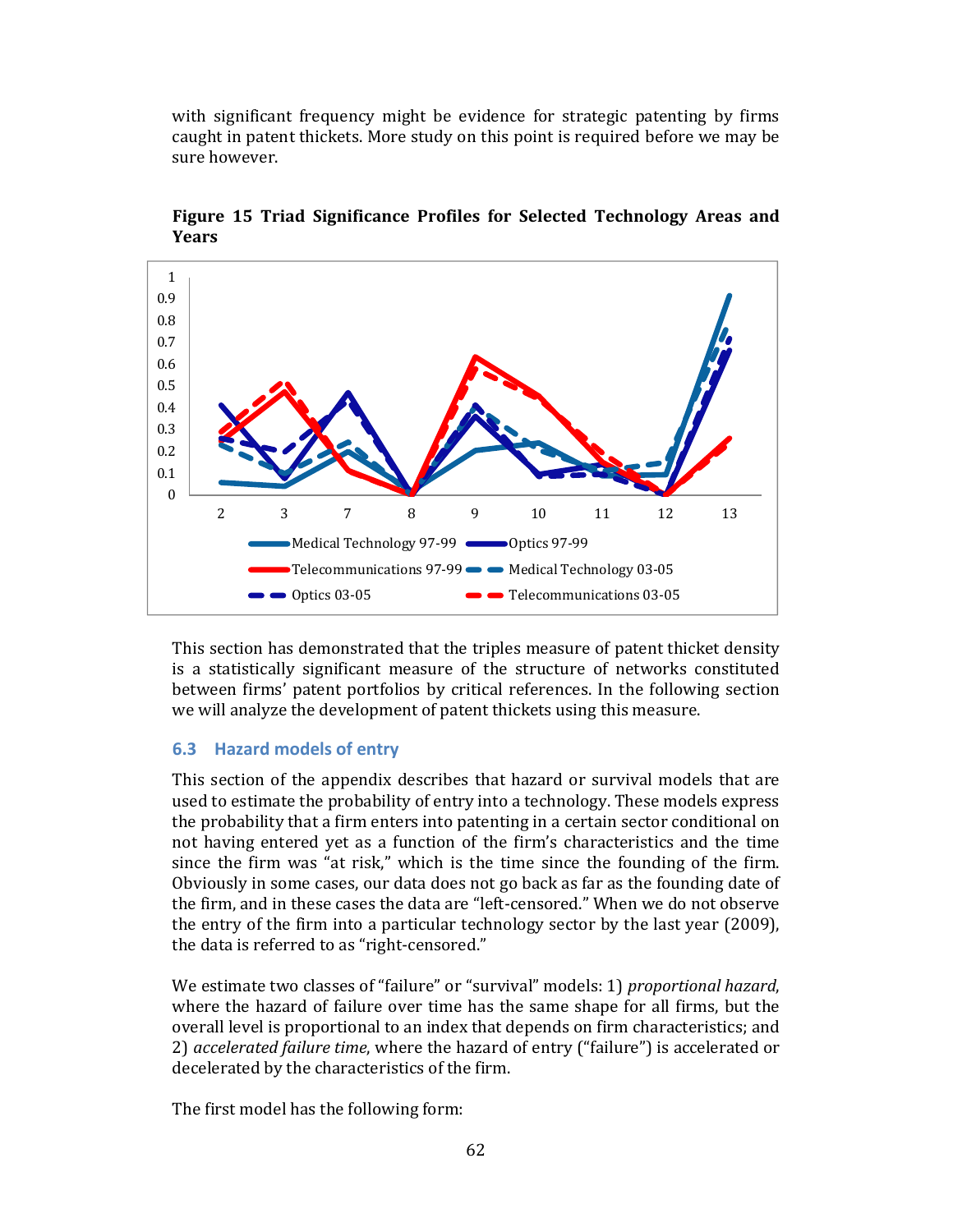with significant frequency might be evidence for strategic patenting by firms caught in patent thickets. More study on this point is required before we may be sure however.

**Figure 15 Triad Significance Profiles for Selected Technology Areas and Years**

This section has demonstrated that the triples measure of patent thicket density is a statistically significant measure of the structure of networks constituted between firms' patent portfolios by critical references. In the following section we will analyze the development of patent thickets using this measure.

## 6.3 Hazard models of entry

This section of the appendix describes that hazard or survival models that are used to estimate the probability of entry into a technology. These models express the probability that a firm enters into patenting in a certain sector conditional on not having entered yet as a function of the firm's characteristics and the time since the firm was "at risk," which is the time since the founding of the firm. Obviously in some cases, our data does not go back as far as the founding date of the firm, and in these cases the data are "left-censored." When we do not observe the entry of the firm into a particular technology sector by the last year (2009), the data is referred to as "right-censored."

We estimate two classes of "failure" or "survival" models: 1) *proportional hazard*, where the hazard of failure over time has the same shape for all firms, but the overall level is proportional to an index that depends on firm characteristics; and 2) *accelerated failure time*, where the hazard of entry ("failure") is accelerated or decelerated by the characteristics of the firm.

The first model has the following form: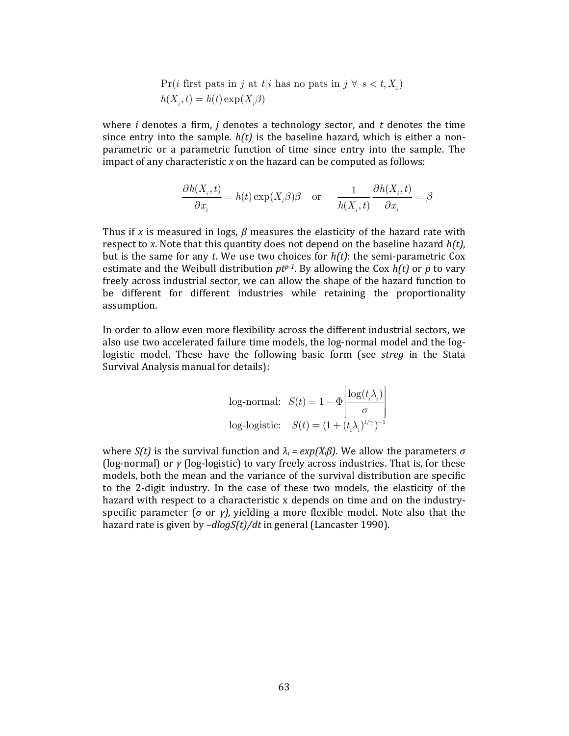$$\Pr(i \text{ first pats in } j \text{ at } t | i \text{ has no pats in } j \;\forall\; s < t, X_i)$$
$$h(X_i, t) = h(t)\exp(X_i\beta)$$

where *i* denotes a firm, *j* denotes a technology sector, and *t* denotes the time since entry into the sample. *h(t)* is the baseline hazard, which is either a non-parametric or a parametric function of time since entry into the sample. The impact of any characteristic *x* on the hazard can be computed as follows:

$$\frac{\partial h(X_i, t)}{\partial x_i} = h(t)\exp(X_i\beta)\beta \quad \text{or} \quad \frac{1}{h(X_i, t)}\frac{\partial h(X_i, t)}{\partial x_i} = \beta$$

Thus if *x* is measured in logs, $\beta$ measures the elasticity of the hazard rate with respect to *x*. Note that this quantity does not depend on the baseline hazard *h(t)*, but is the same for any *t*. We use two choices for *h(t)*: the semi-parametric Cox estimate and the Weibull distribution $pt^{p-1}$. By allowing the Cox *h(t)* or *p* to vary freely across industrial sector, we can allow the shape of the hazard function to be different for different industries while retaining the proportionality assumption.

In order to allow even more flexibility across the different industrial sectors, we also use two accelerated failure time models, the log-normal model and the log-logistic model. These have the following basic form (see *streg* in the Stata Survival Analysis manual for details):

$$\text{log-normal:} \quad S(t) = 1 - \Phi\left[\frac{\log(t_i\lambda_i)}{\sigma}\right]$$
$$\text{log-logistic:} \quad S(t) = (1 + (t_i\lambda_i)^{1/\gamma})^{-1}$$

where *S(t)* is the survival function and $\lambda_i = exp(X_i\beta)$. We allow the parameters $\sigma$ (log-normal) or $\gamma$ (log-logistic) to vary freely across industries. That is, for these models, both the mean and the variance of the survival distribution are specific to the 2-digit industry. In the case of these two models, the elasticity of the hazard with respect to a characteristic x depends on time and on the industry-specific parameter ($\sigma$ or $\gamma$), yielding a more flexible model. Note also that the hazard rate is given by *–dlogS(t)/dt* in general (Lancaster 1990).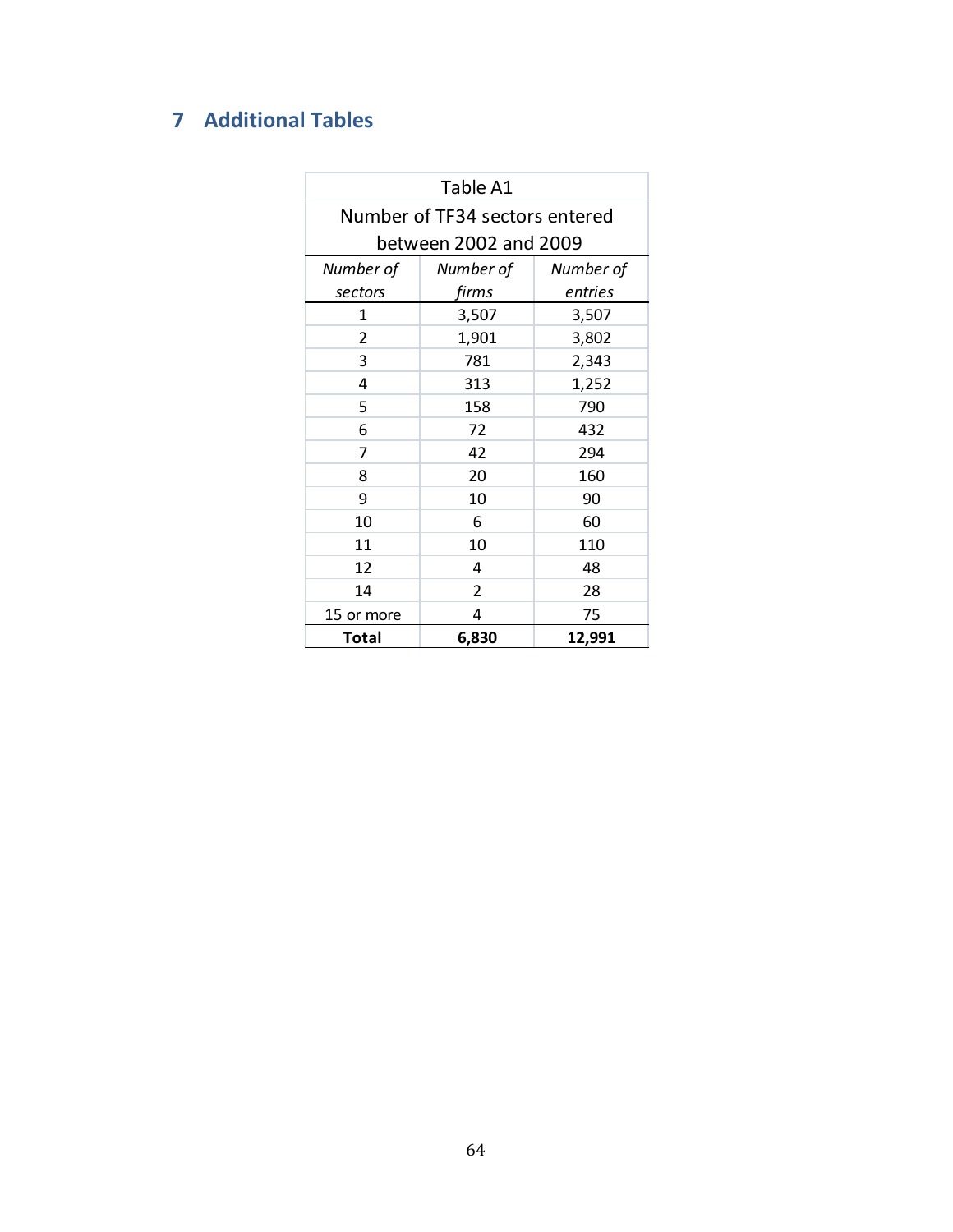## 7 Additional Tables

| Table A1 | | |
|---|---|---|
| Number of TF34 sectors entered between 2002 and 2009 | | |
| *Number of sectors* | *Number of firms* | *Number of entries* |
| 1 | 3,507 | 3,507 |
| 2 | 1,901 | 3,802 |
| 3 | 781 | 2,343 |
| 4 | 313 | 1,252 |
| 5 | 158 | 790 |
| 6 | 72 | 432 |
| 7 | 42 | 294 |
| 8 | 20 | 160 |
| 9 | 10 | 90 |
| 10 | 6 | 60 |
| 11 | 10 | 110 |
| 12 | 4 | 48 |
| 14 | 2 | 28 |
| 15 or more | 4 | 75 |
| **Total** | **6,830** | **12,991** |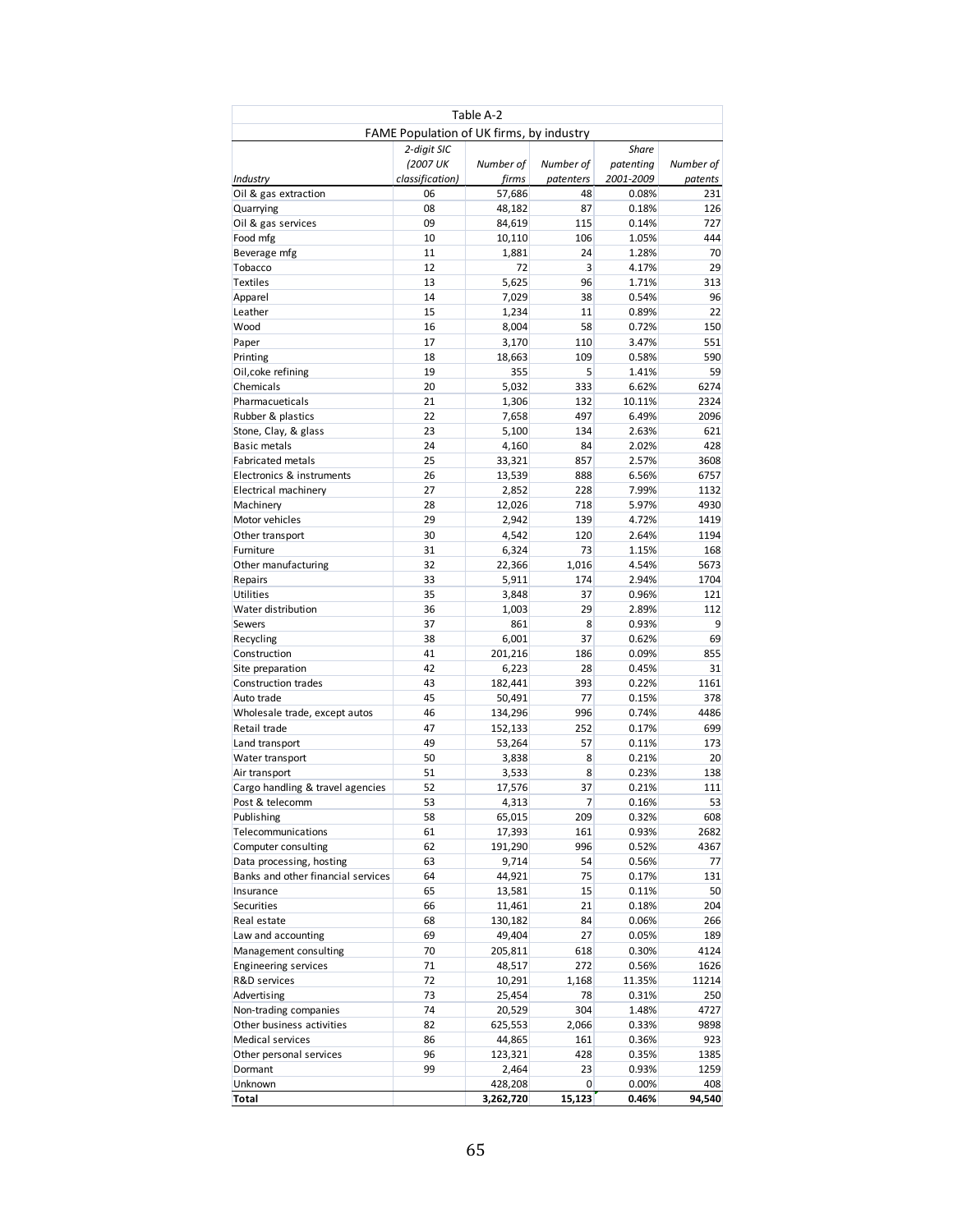| Table A-2 | | | | | |
|---|---|---|---|---|---|
| FAME Population of UK firms, by industry | | | | | |
| *Industry* | *2-digit SIC (2007 UK classification)* | *Number of firms* | *Number of patenters* | *Share patenting 2001-2009* | *Number of patents* |
| Oil & gas extraction | 06 | 57,686 | 48 | 0.08% | 231 |
| Quarrying | 08 | 48,182 | 87 | 0.18% | 126 |
| Oil & gas services | 09 | 84,619 | 115 | 0.14% | 727 |
| Food mfg | 10 | 10,110 | 106 | 1.05% | 444 |
| Beverage mfg | 11 | 1,881 | 24 | 1.28% | 70 |
| Tobacco | 12 | 72 | 3 | 4.17% | 29 |
| Textiles | 13 | 5,625 | 96 | 1.71% | 313 |
| Apparel | 14 | 7,029 | 38 | 0.54% | 96 |
| Leather | 15 | 1,234 | 11 | 0.89% | 22 |
| Wood | 16 | 8,004 | 58 | 0.72% | 150 |
| Paper | 17 | 3,170 | 110 | 3.47% | 551 |
| Printing | 18 | 18,663 | 109 | 0.58% | 590 |
| Oil,coke refining | 19 | 355 | 5 | 1.41% | 59 |
| Chemicals | 20 | 5,032 | 333 | 6.62% | 6274 |
| Pharmacueticals | 21 | 1,306 | 132 | 10.11% | 2324 |
| Rubber & plastics | 22 | 7,658 | 497 | 6.49% | 2096 |
| Stone, Clay, & glass | 23 | 5,100 | 134 | 2.63% | 621 |
| Basic metals | 24 | 4,160 | 84 | 2.02% | 428 |
| Fabricated metals | 25 | 33,321 | 857 | 2.57% | 3608 |
| Electronics & instruments | 26 | 13,539 | 888 | 6.56% | 6757 |
| Electrical machinery | 27 | 2,852 | 228 | 7.99% | 1132 |
| Machinery | 28 | 12,026 | 718 | 5.97% | 4930 |
| Motor vehicles | 29 | 2,942 | 139 | 4.72% | 1419 |
| Other transport | 30 | 4,542 | 120 | 2.64% | 1194 |
| Furniture | 31 | 6,324 | 73 | 1.15% | 168 |
| Other manufacturing | 32 | 22,366 | 1,016 | 4.54% | 5673 |
| Repairs | 33 | 5,911 | 174 | 2.94% | 1704 |
| Utilities | 35 | 3,848 | 37 | 0.96% | 121 |
| Water distribution | 36 | 1,003 | 29 | 2.89% | 112 |
| Sewers | 37 | 861 | 8 | 0.93% | 9 |
| Recycling | 38 | 6,001 | 37 | 0.62% | 69 |
| Construction | 41 | 201,216 | 186 | 0.09% | 855 |
| Site preparation | 42 | 6,223 | 28 | 0.45% | 31 |
| Construction trades | 43 | 182,441 | 393 | 0.22% | 1161 |
| Auto trade | 45 | 50,491 | 77 | 0.15% | 378 |
| Wholesale trade, except autos | 46 | 134,296 | 996 | 0.74% | 4486 |
| Retail trade | 47 | 152,133 | 252 | 0.17% | 699 |
| Land transport | 49 | 53,264 | 57 | 0.11% | 173 |
| Water transport | 50 | 3,838 | 8 | 0.21% | 20 |
| Air transport | 51 | 3,533 | 8 | 0.23% | 138 |
| Cargo handling & travel agencies | 52 | 17,576 | 37 | 0.21% | 111 |
| Post & telecomm | 53 | 4,313 | 7 | 0.16% | 53 |
| Publishing | 58 | 65,015 | 209 | 0.32% | 608 |
| Telecommunications | 61 | 17,393 | 161 | 0.93% | 2682 |
| Computer consulting | 62 | 191,290 | 996 | 0.52% | 4367 |
| Data processing, hosting | 63 | 9,714 | 54 | 0.56% | 77 |
| Banks and other financial services | 64 | 44,921 | 75 | 0.17% | 131 |
| Insurance | 65 | 13,581 | 15 | 0.11% | 50 |
| Securities | 66 | 11,461 | 21 | 0.18% | 204 |
| Real estate | 68 | 130,182 | 84 | 0.06% | 266 |
| Law and accounting | 69 | 49,404 | 27 | 0.05% | 189 |
| Management consulting | 70 | 205,811 | 618 | 0.30% | 4124 |
| Engineering services | 71 | 48,517 | 272 | 0.56% | 1626 |
| R&D services | 72 | 10,291 | 1,168 | 11.35% | 11214 |
| Advertising | 73 | 25,454 | 78 | 0.31% | 250 |
| Non-trading companies | 74 | 20,529 | 304 | 1.48% | 4727 |
| Other business activities | 82 | 625,553 | 2,066 | 0.33% | 9898 |
| Medical services | 86 | 44,865 | 161 | 0.36% | 923 |
| Other personal services | 96 | 123,321 | 428 | 0.35% | 1385 |
| Dormant | 99 | 2,464 | 23 | 0.93% | 1259 |
| Unknown | | 428,208 | 0 | 0.00% | 408 |
| **Total** | | **3,262,720** | **15,123** | **0.46%** | **94,540** |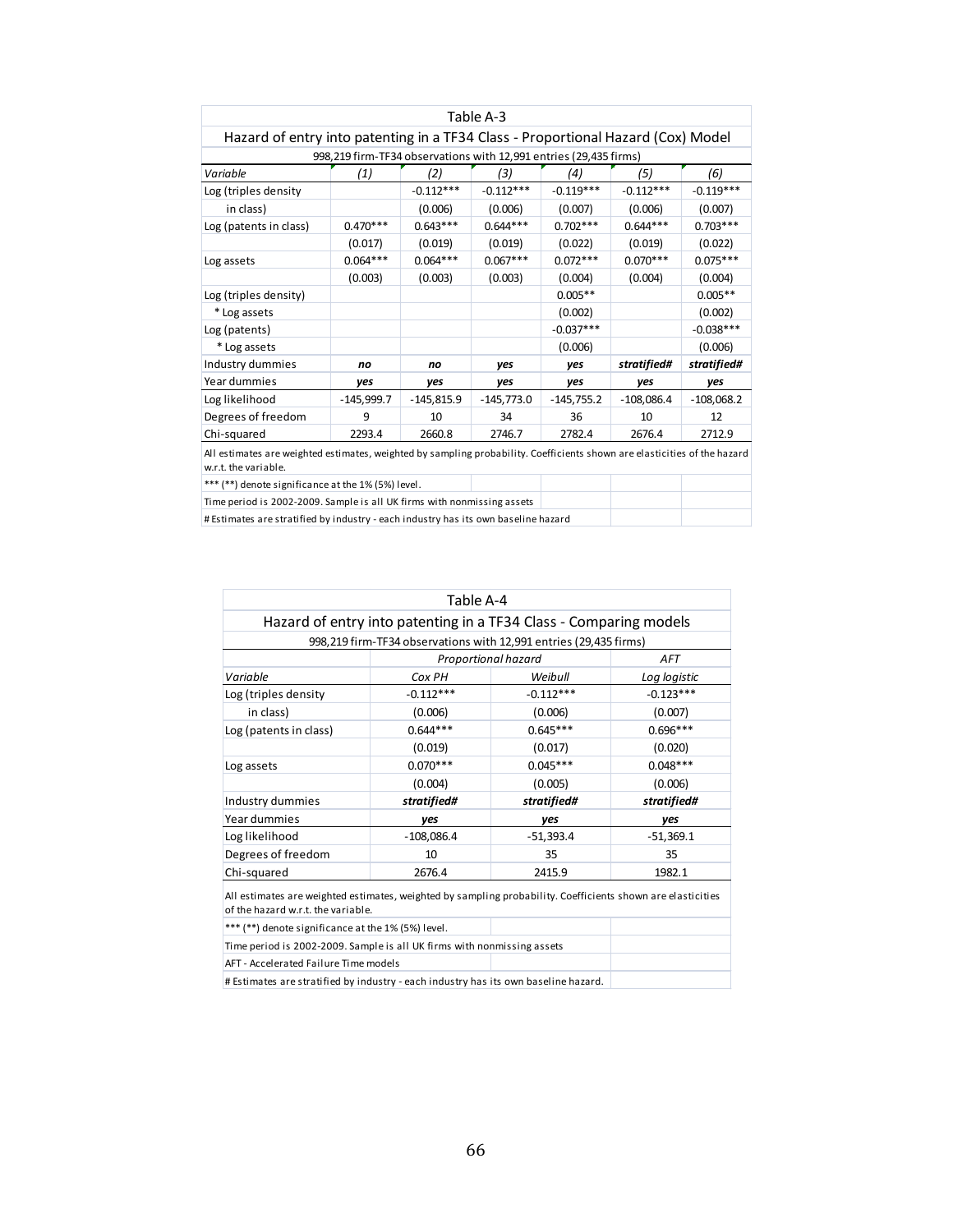Table A-3

Hazard of entry into patenting in a TF34 Class - Proportional Hazard (Cox) Model

998,219 firm-TF34 observations with 12,991 entries (29,435 firms)

| *Variable* | *(1)* | *(2)* | *(3)* | *(4)* | *(5)* | *(6)* |
|---|---|---|---|---|---|---|
| Log (triples density | | -0.112*** | -0.112*** | -0.119*** | -0.112*** | -0.119*** |
| in class) | | (0.006) | (0.006) | (0.007) | (0.006) | (0.007) |
| Log (patents in class) | 0.470*** | 0.643*** | 0.644*** | 0.702*** | 0.644*** | 0.703*** |
| | (0.017) | (0.019) | (0.019) | (0.022) | (0.019) | (0.022) |
| Log assets | 0.064*** | 0.064*** | 0.067*** | 0.072*** | 0.070*** | 0.075*** |
| | (0.003) | (0.003) | (0.003) | (0.004) | (0.004) | (0.004) |
| Log (triples density) | | | | 0.005** | | 0.005** |
| * Log assets | | | | (0.002) | | (0.002) |
| Log (patents) | | | | -0.037*** | | -0.038*** |
| * Log assets | | | | (0.006) | | (0.006) |
| Industry dummies | ***no*** | ***no*** | ***yes*** | ***yes*** | ***stratified#*** | ***stratified#*** |
| Year dummies | ***yes*** | ***yes*** | ***yes*** | ***yes*** | ***yes*** | ***yes*** |
| Log likelihood | -145,999.7 | -145,815.9 | -145,773.0 | -145,755.2 | -108,086.4 | -108,068.2 |
| Degrees of freedom | 9 | 10 | 34 | 36 | 10 | 12 |
| Chi-squared | 2293.4 | 2660.8 | 2746.7 | 2782.4 | 2676.4 | 2712.9 |

All estimates are weighted estimates, weighted by sampling probability. Coefficients shown are elasticities of the hazard w.r.t. the variable.

*** (**) denote significance at the 1% (5%) level.

Time period is 2002-2009. Sample is all UK firms with nonmissing assets

# Estimates are stratified by industry - each industry has its own baseline hazard

Table A-4

Hazard of entry into patenting in a TF34 Class - Comparing models

998,219 firm-TF34 observations with 12,991 entries (29,435 firms)

| | *Proportional hazard* | | *AFT* |
|---|---|---|---|
| *Variable* | *Cox PH* | *Weibull* | *Log logistic* |
| Log (triples density | -0.112*** | -0.112*** | -0.123*** |
| in class) | (0.006) | (0.006) | (0.007) |
| Log (patents in class) | 0.644*** | 0.645*** | 0.696*** |
| | (0.019) | (0.017) | (0.020) |
| Log assets | 0.070*** | 0.045*** | 0.048*** |
| | (0.004) | (0.005) | (0.006) |
| Industry dummies | ***stratified#*** | ***stratified#*** | ***stratified#*** |
| Year dummies | ***yes*** | ***yes*** | ***yes*** |
| Log likelihood | -108,086.4 | -51,393.4 | -51,369.1 |
| Degrees of freedom | 10 | 35 | 35 |
| Chi-squared | 2676.4 | 2415.9 | 1982.1 |

All estimates are weighted estimates, weighted by sampling probability. Coefficients shown are elasticities of the hazard w.r.t. the variable.

*** (**) denote significance at the 1% (5%) level.

Time period is 2002-2009. Sample is all UK firms with nonmissing assets

AFT - Accelerated Failure Time models

# Estimates are stratified by industry - each industry has its own baseline hazard.